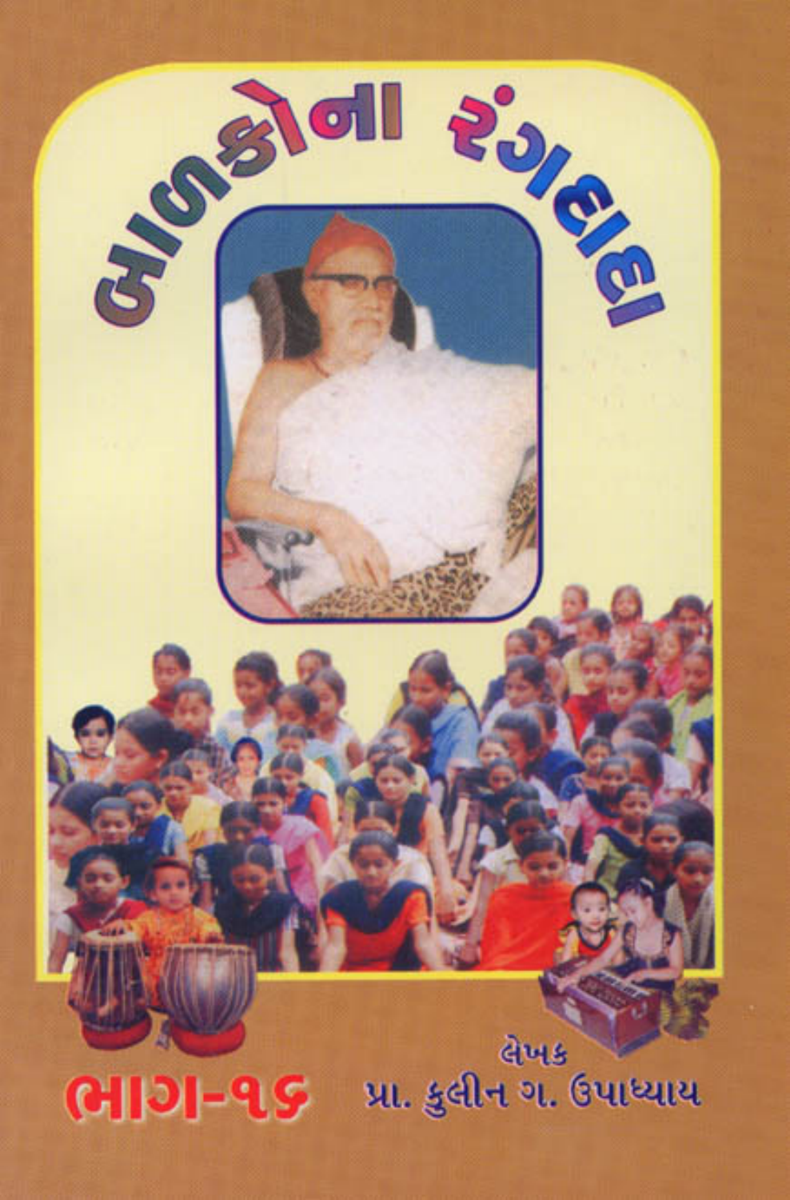# બાળકોના રંગતાળા

## ભાગ-૧૬

લેખક

પ્રા. કુલીન ગ. ઉપાધ્યાય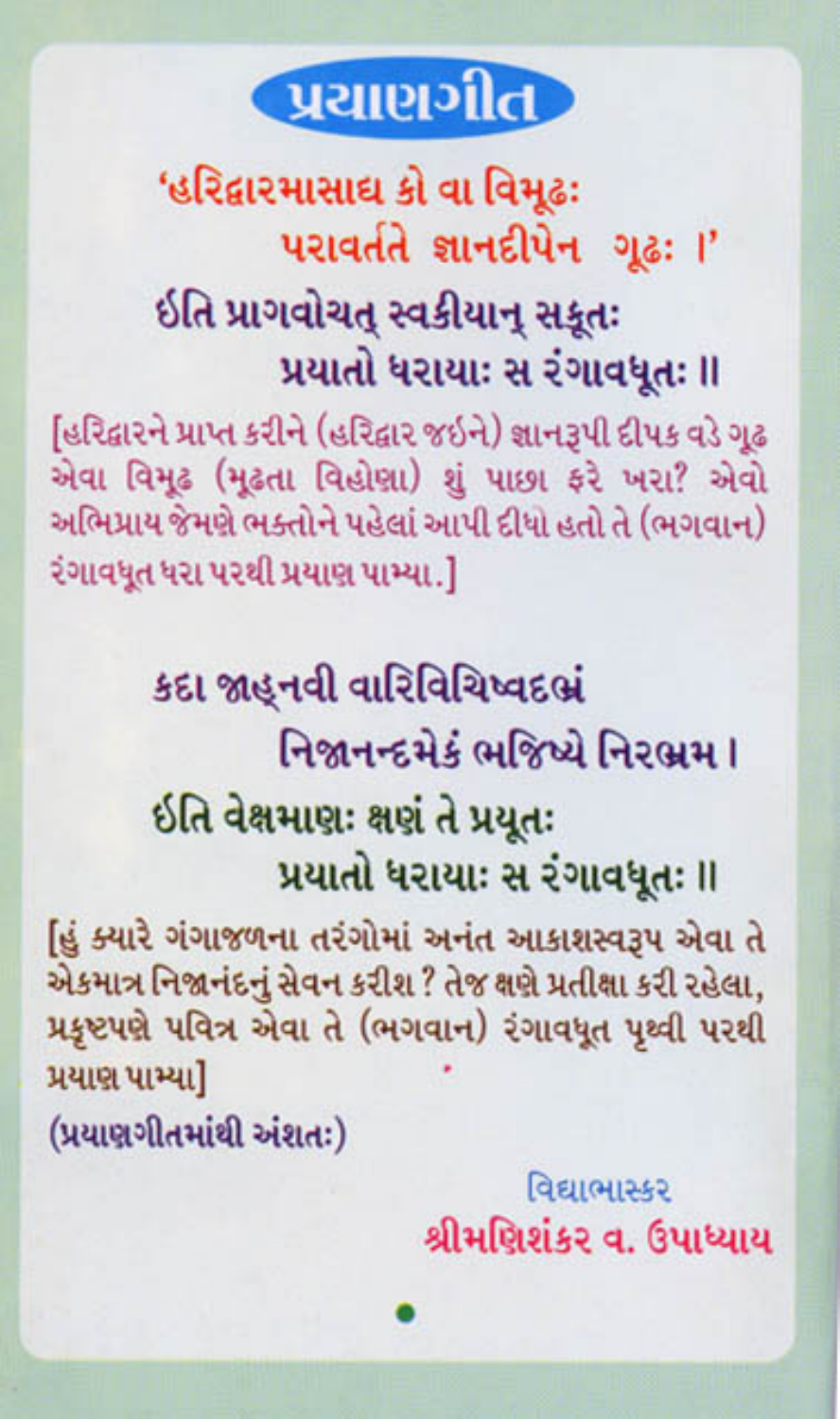# પ્રયાણગીત

'હરિદ્વારમાસાદ્ય કો વા વિમૂઢઃ
પરાવર્તતે જ્ઞાનદીપેન ગૂઢઃ ।'
ઈતિ પ્રાગવોચત્ સ્વકીયાન્ સકૃતઃ
પ્રયાતો ધરાયાઃ સ રંગાવધૂતઃ ॥

[હરિદ્વારને પ્રાપ્ત કરીને (હરિદ્વાર જઇને) જ્ઞાનરૂપી દીપક વડે ગૂઢ એવા વિમૂઢ (મૂઢતા વિહોણા) શું પાછા ફરે ખરા? એવો અભિપ્રાય જેમણે ભક્તોને પહેલાં આપી દીધો હતો તે (ભગવાન) રંગાવધૂત ધરા પરથી પ્રયાણ પામ્યા.]

કદા જાહ્નવી વારિવિચિષ્વદભ્રં
નિજાનન્દમેકં ભજિષ્યે નિરભ્રમ ।
ઈતિ વેક્ષમાણઃ ક્ષણં તે પ્રયૂતઃ
પ્રયાતો ધરાયાઃ સ રંગાવધૂતઃ ॥

[હું ક્યારે ગંગાજળના તરંગોમાં અનંત આકાશસ્વરૂપ એવા તે એકમાત્ર નિજાનંદનું સેવન કરીશ? તેજ ક્ષણે પ્રતીક્ષા કરી રહેલા, પ્રકૃષ્ટપણે પવિત્ર એવા તે (ભગવાન) રંગાવધૂત પૃથ્વી પરથી પ્રયાણ પામ્યા]

(પ્રયાણગીતમાંથી અંશતઃ)

વિદ્યાભાસ્કર
**શ્રીમણિશંકર વ. ઉપાધ્યાય**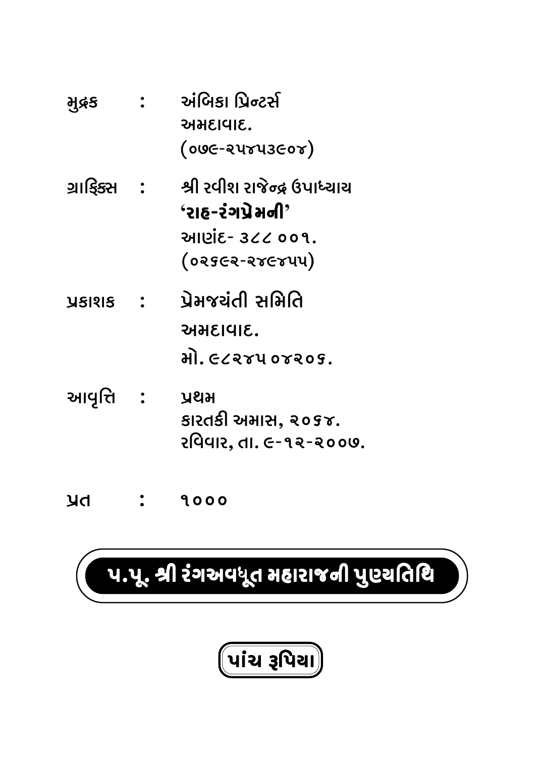મુદ્રક : અંબિકા પ્રિન્ટર્સ
અમદાવાદ.
(૦૭૯-૨૫૪૫૩૯૦૪)

ગ્રાફિક્સ : શ્રી રવીશ રાજેન્દ્ર ઉપાધ્યાય
**'રાહ-રંગપ્રેમની'**
આણંદ- ૩૮૮ ૦૦૧.
(૦૨૬૯૨-૨૪૯૪૫૫)

પ્રકાશક : પ્રેમજયંતી સમિતિ
અમદાવાદ.
મો. ૯૮૨૪૫ ૦૪૨૦૬.

આવૃત્તિ : પ્રથમ
કારતકી અમાસ, ૨૦૬૪.
રવિવાર, તા. ૯-૧૨-૨૦૦૭.

પ્રત : ૧૦૦૦

**પ.પૂ. શ્રી રંગઅવધૂત મહારાજની પુણ્યતિથિ**

**પાંચ રૂપિયા**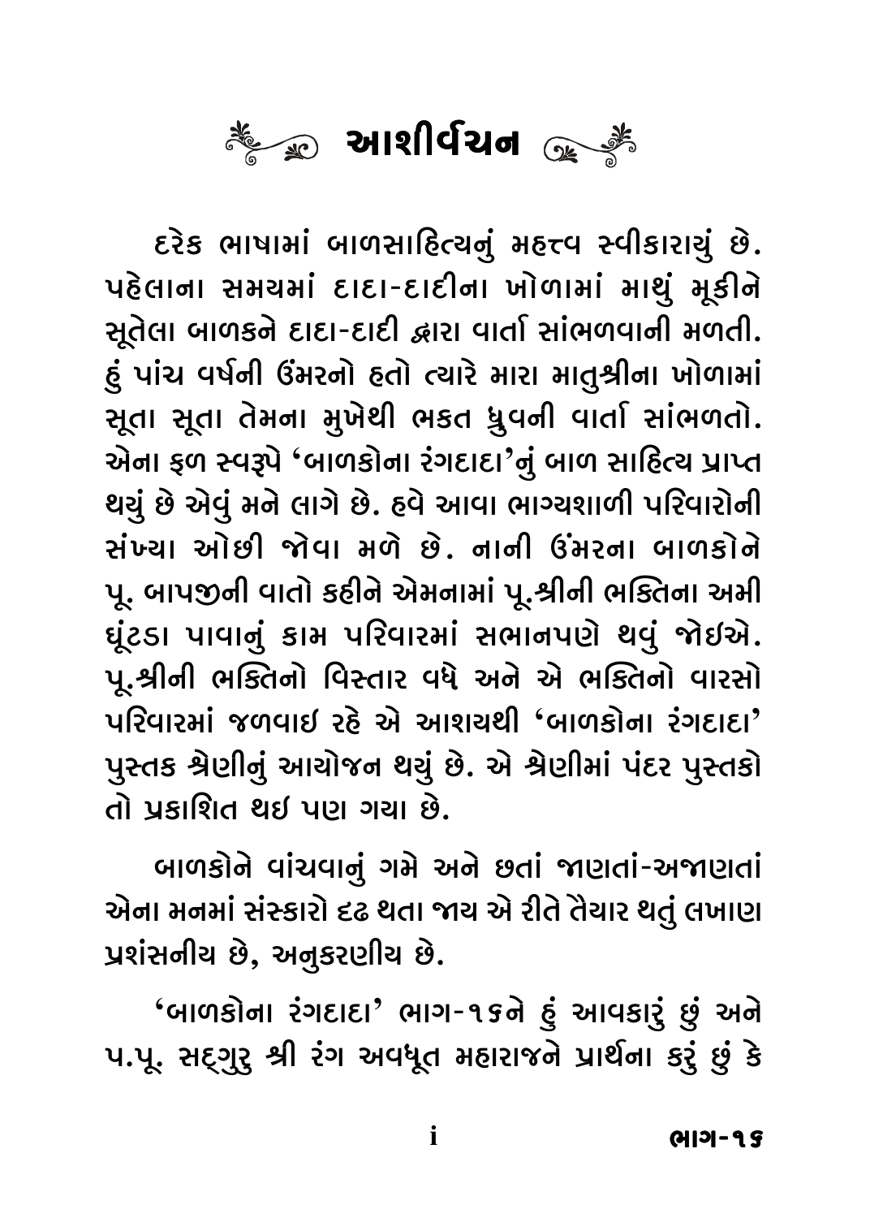# આશીર્વચન

દરેક ભાષામાં બાળસાહિત્યનું મહત્ત્વ સ્વીકારાયું છે. પહેલાના સમયમાં દાદા-દાદીના ખોળામાં માથું મૂકીને સૂતેલા બાળકને દાદા-દાદી દ્વારા વાર્તા સાંભળવાની મળતી. હું પાંચ વર્ષની ઉંમરનો હતો ત્યારે મારા માતુશ્રીના ખોળામાં સૂતા સૂતા તેમના મુખેથી ભકત ધ્રુવની વાર્તા સાંભળતો. એના ફળ સ્વરૂપે 'બાળકોના રંગદાદા'નું બાળ સાહિત્ય પ્રાપ્ત થયું છે એવું મને લાગે છે. હવે આવા ભાગ્યશાળી પરિવારોની સંખ્યા ઓછી જોવા મળે છે. નાની ઉંમરના બાળકોને પૂ. બાપજીની વાતો કહીને એમનામાં પૂ.શ્રીની ભક્તિના અમી ઘૂંટડા પાવાનું કામ પરિવારમાં સભાનપણે થવું જોઈએ. પૂ.શ્રીની ભક્તિનો વિસ્તાર વધે અને એ ભક્તિનો વારસો પરિવારમાં જળવાઇ રહે એ આશયથી 'બાળકોના રંગદાદા' પુસ્તક શ્રેણીનું આયોજન થયું છે. એ શ્રેણીમાં પંદર પુસ્તકો તો પ્રકાશિત થઇ પણ ગયા છે.

બાળકોને વાંચવાનું ગમે અને છતાં જાણતાં-અજાણતાં એના મનમાં સંસ્કારો દૃઢ થતા જાય એ રીતે તૈયાર થતું લખાણ પ્રશંસનીય છે, અનુકરણીય છે.

'બાળકોના રંગદાદા' ભાગ-૧૬ને હું આવકારું છું અને પ.પૂ. સદ્‌ગુરુ શ્રી રંગ અવધૂત મહારાજને પ્રાર્થના કરું છું કે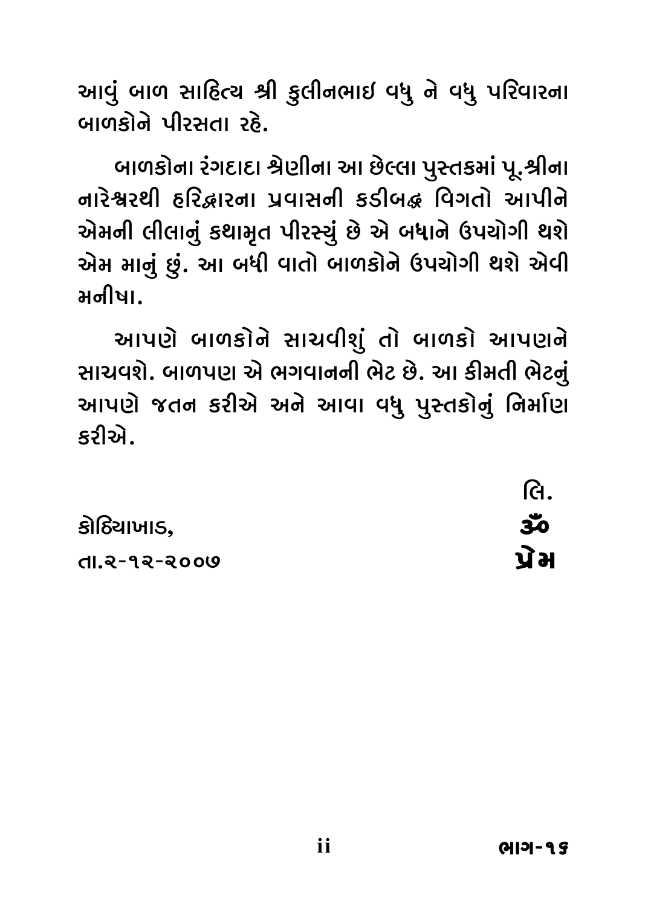આવું બાળ સાહિત્ય શ્રી કુલીનભાઈ વધુ ને વધુ પરિવારના બાળકોને પીરસતા રહે.

બાળકોના રંગદાદા શ્રેણીના આ છેલ્લા પુસ્તકમાં પૂ.શ્રીના નારેશ્વરથી હરિદ્વારના પ્રવાસની કડીબદ્ધ વિગતો આપીને એમની લીલાનું કથામૃત પીરસ્યું છે એ બધાને ઉપયોગી થશે એમ માનું છું. આ બધી વાતો બાળકોને ઉપયોગી થશે એવી મનીષા.

આપણે બાળકોને સાચવીશું તો બાળકો આપણને સાચવશે. બાળપણ એ ભગવાનની ભેટ છે. આ કીમતી ભેટનું આપણે જતન કરીએ અને આવા વધુ પુસ્તકોનું નિર્માણ કરીએ.

લિ.

કોઠિયાખાડ,
તા.૨-૧૨-૨૦૦૭

ૐ
**પ્રેમ**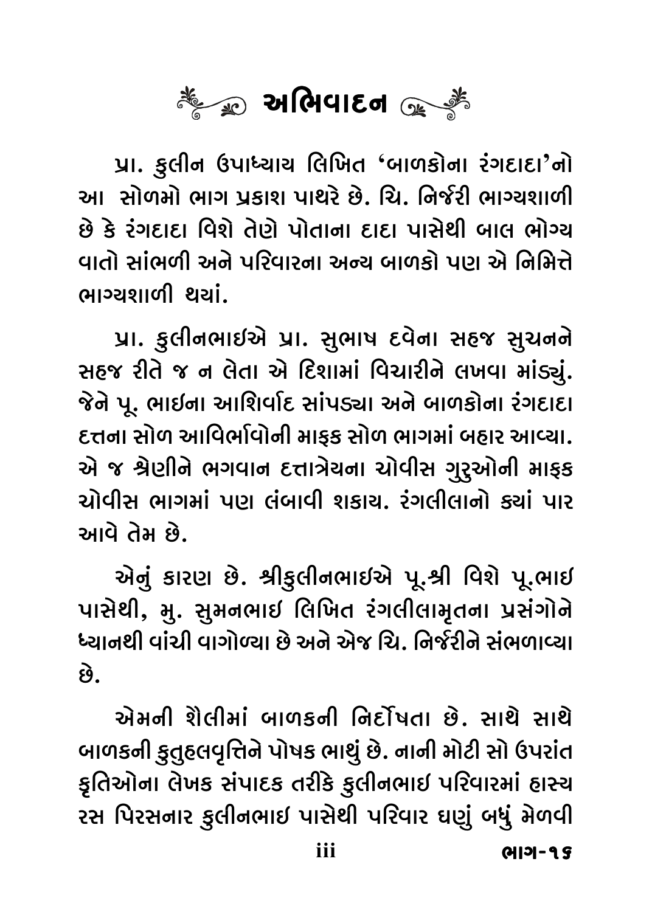# અભિવાદન

પ્રા. કુલીન ઉપાધ્યાય લિખિત 'બાળકોના રંગદાદા'નો આ સોળમો ભાગ પ્રકાશ પાથરે છે. ચિ. નિર્જરી ભાગ્યશાળી છે કે રંગદાદા વિશે તેણે પોતાના દાદા પાસેથી બાલ ભોગ્ય વાતો સાંભળી અને પરિવારના અન્ય બાળકો પણ એ નિમિત્તે ભાગ્યશાળી થયાં.

પ્રા. કુલીનભાઈએ પ્રા. સુભાષ દવેના સહજ સુચનને સહજ રીતે જ ન લેતા એ દિશામાં વિચારીને લખવા માંડ્યું. જેને પૂ. ભાઈના આશિર્વાદ સાંપડ્યા અને બાળકોના રંગદાદા દત્તના સોળ આવિર્ભાવોની માફક સોળ ભાગમાં બહાર આવ્યા. એ જ શ્રેણીને ભગવાન દત્તાત્રેયના ચોવીસ ગુરુઓની માફક ચોવીસ ભાગમાં પણ લંબાવી શકાય. રંગલીલાનો ક્યાં પાર આવે તેમ છે.

એનું કારણ છે. શ્રીકુલીનભાઈએ પૂ.શ્રી વિશે પૂ.ભાઈ પાસેથી, મુ. સુમનભાઈ લિખિત રંગલીલામૃતના પ્રસંગોને ધ્યાનથી વાંચી વાગોળ્યા છે અને એજ ચિ. નિર્જરીને સંભળાવ્યા છે.

એમની શૈલીમાં બાળકની નિર્દોષતા છે. સાથે સાથે બાળકની કુતુહલવૃત્તિને પોષક ભાથું છે. નાની મોટી સો ઉપરાંત કૃતિઓના લેખક સંપાદક તરીકે કુલીનભાઈ પરિવારમાં હાસ્ય રસ પિરસનાર કુલીનભાઈ પાસેથી પરિવાર ઘણું બધું મેળવી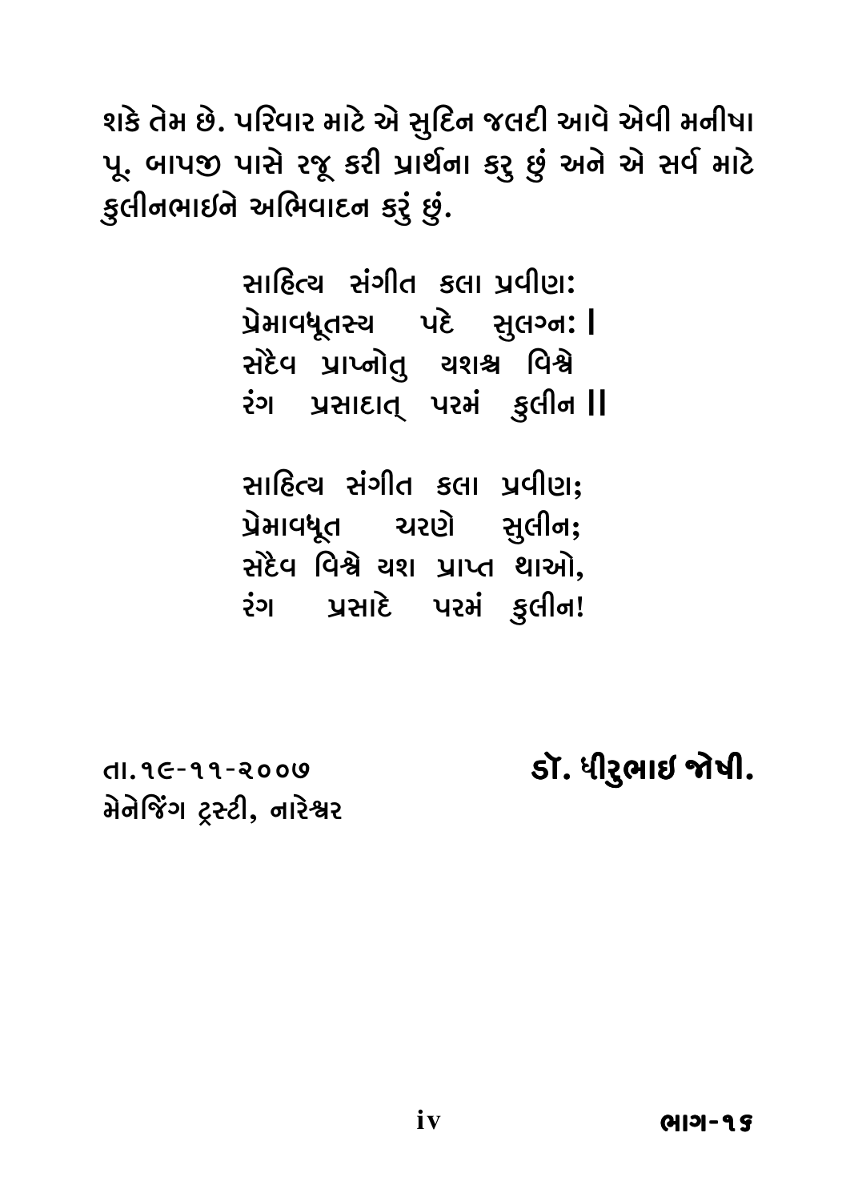શકે તેમ છે. પરિવાર માટે એ સુદિન જલદી આવે એવી મનીષા પૂ. બાપજી પાસે રજૂ કરી પ્રાર્થના કરુ છું અને એ સર્વ માટે કુલીનભાઇને અભિવાદન કરું છું.

> સાહિત્ય સંગીત કલા પ્રવીણઃ
> પ્રેમાવધૂતસ્ય પદે સુલગ્નઃ ।
> સદૈવ પ્રાપ્નોતુ યશશ્ચ વિશ્વે
> રંગ પ્રસાદાત્ પરમં કુલીન ॥

> સાહિત્ય સંગીત કલા પ્રવીણ;
> પ્રેમાવધૂત ચરણે સુલીન;
> સદૈવ વિશ્વે યશ પ્રાપ્ત થાઓ,
> રંગ પ્રસાદે પરમં કુલીન!

તા.૧૯-૧૧-૨૦૦૭
મેનેજિંગ ટ્રસ્ટી, નારેશ્વર

**ડૉ. ધીરુભાઇ જોષી.**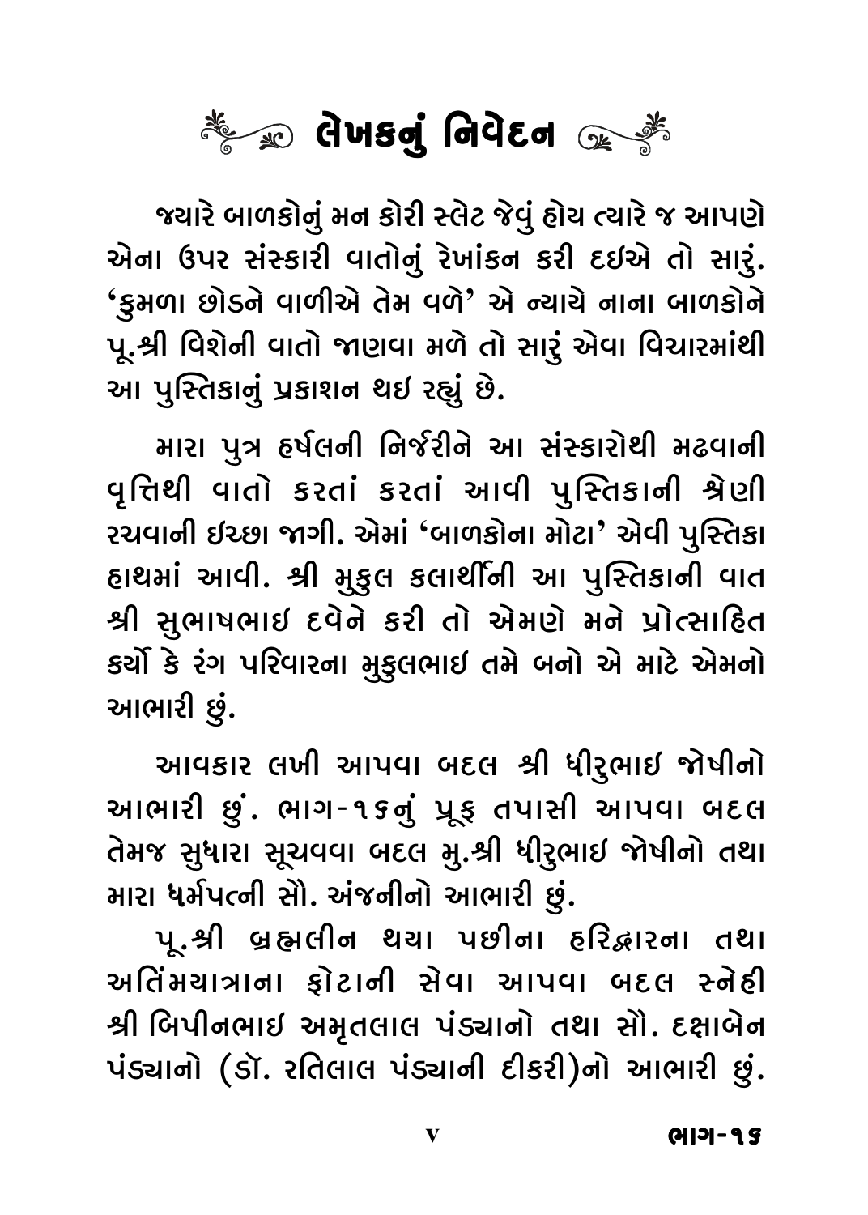# લેખકનું નિવેદન

જ્યારે બાળકોનું મન કોરી સ્લેટ જેવું હોય ત્યારે જ આપણે એના ઉપર સંસ્કારી વાતોનું રેખાંકન કરી દઇએ તો સારું. 'કુમળા છોડને વાળીએ તેમ વળે' એ ન્યાયે નાના બાળકોને પૂ.શ્રી વિશેની વાતો જાણવા મળે તો સારું એવા વિચારમાંથી આ પુસ્તિકાનું પ્રકાશન થઇ રહ્યું છે.

મારા પુત્ર હર્ષલની નિર્જરીને આ સંસ્કારોથી મઢવાની વૃત્તિથી વાતો કરતાં કરતાં આવી પુસ્તિકાની શ્રેણી રચવાની ઇચ્છા જાગી. એમાં 'બાળકોના મોટા' એવી પુસ્તિકા હાથમાં આવી. શ્રી મુકુલ કલાર્થીની આ પુસ્તિકાની વાત શ્રી સુભાષભાઇ દવેને કરી તો એમણે મને પ્રોત્સાહિત કર્યો કે રંગ પરિવારના મુકુલભાઇ તમે બનો એ માટે એમનો આભારી છું.

આવકાર લખી આપવા બદલ શ્રી ધીરુભાઇ જોષીનો આભારી છું. ભાગ-૧૬નું પ્રૂફ તપાસી આપવા બદલ તેમજ સુધારા સૂચવવા બદલ મુ.શ્રી ધીરુભાઇ જોષીનો તથા મારા ધર્મપત્ની સૌ. અંજનીનો આભારી છું.

પૂ.શ્રી બ્રહ્મલીન થયા પછીના હરિદ્વારના તથા અતિંમયાત્રાના ફોટાની સેવા આપવા બદલ સ્નેહી શ્રી બિપીનભાઇ અમૃતલાલ પંડ્યાનો તથા સૌ. દક્ષાબેન પંડ્યાનો (ડૉ. રતિલાલ પંડ્યાની દીકરી)નો આભારી છું.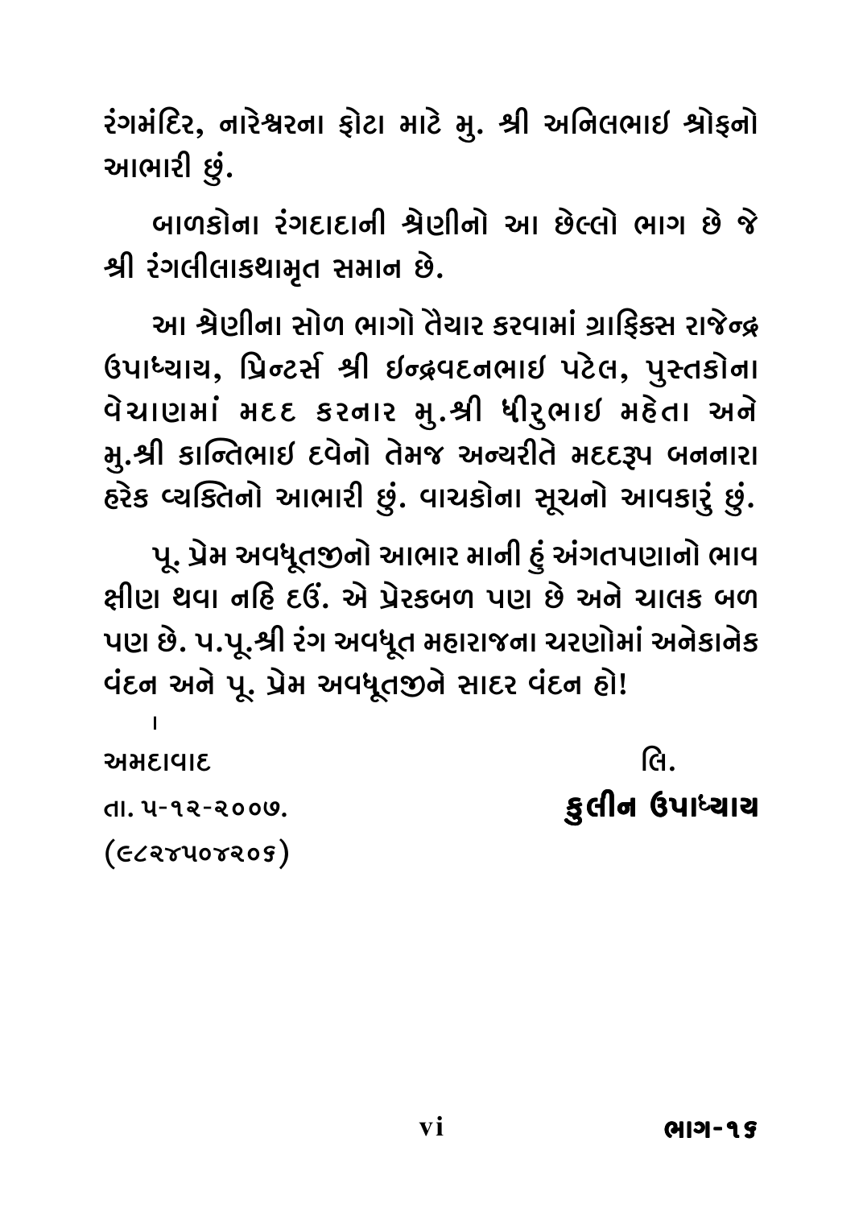રંગમંદિર, નારેશ્વરના ફોટા માટે મુ. શ્રી અનિલભાઇ શ્રોફનો આભારી છું.

બાળકોના રંગદાદાની શ્રેણીનો આ છેલ્લો ભાગ છે જે શ્રી રંગલીલાકથામૃત સમાન છે.

આ શ્રેણીના સોળ ભાગો તૈયાર કરવામાં ગ્રાફિક્સ રાજેન્દ્ર ઉપાધ્યાય, પ્રિન્ટર્સ શ્રી ઇન્દ્રવદનભાઇ પટેલ, પુસ્તકોના વેચાણમાં મદદ કરનાર મુ.શ્રી ધીરુભાઇ મહેતા અને મુ.શ્રી કાન્તિભાઇ દવેનો તેમજ અન્યરીતે મદદરૂપ બનનારા હરેક વ્યક્તિનો આભારી છું. વાચકોના સૂચનો આવકારું છું.

પૂ. પ્રેમ અવધૂતજીનો આભાર માની હું અંગતપણાનો ભાવ ક્ષીણ થવા નહિ દઉં. એ પ્રેરકબળ પણ છે અને ચાલક બળ પણ છે. પ.પૂ.શ્રી રંગ અવધૂત મહારાજના ચરણોમાં અનેકાનેક વંદન અને પૂ. પ્રેમ અવધૂતજીને સાદર વંદન હો!

અમદાવાદ

તા. ૫-૧૨-૨૦૦૭.

(૯૮૨૪૫૦૪૨૦૬)

લિ.

**કુલીન ઉપાધ્યાય**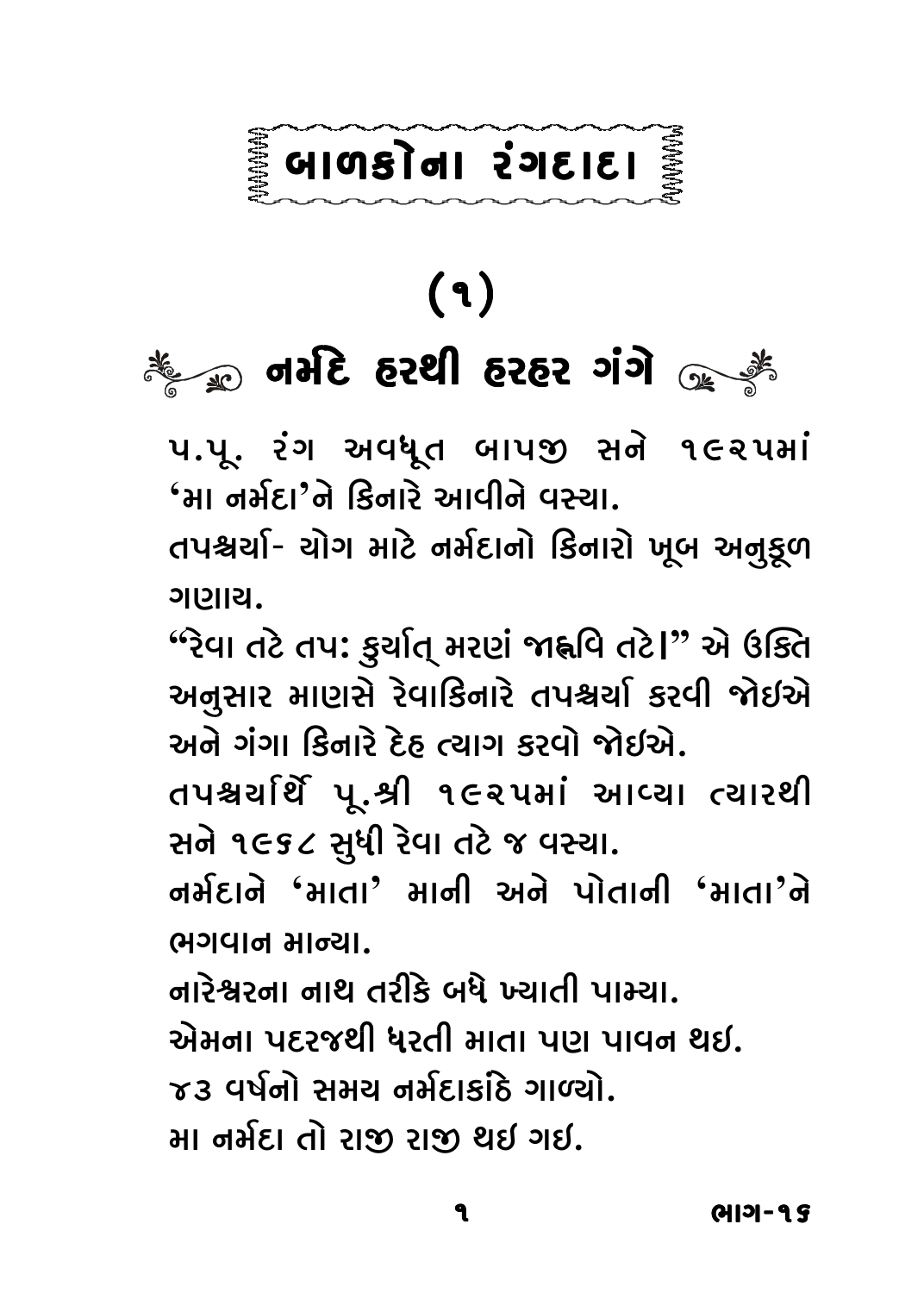# બાળકોના રંગદાદા

## (૧)

## નર્મદે હરથી હરહર ગંગે

પ.પૂ. રંગ અવધૂત બાપજી સને ૧૯૨૫માં 'મા નર્મદા'ને કિનારે આવીને વસ્યા.

તપશ્ચર્યા- યોગ માટે નર્મદાનો કિનારો ખૂબ અનુકૂળ ગણાય.

"રેવા તટે તપ: કુર્યાત્ મરણં જાહ્નવિ તટે।" એ ઉક્તિ અનુસાર માણસે રેવાકિનારે તપશ્ચર્યા કરવી જોઇએ અને ગંગા કિનારે દેહ ત્યાગ કરવો જોઇએ.

તપશ્ચર્યાર્થે પૂ.શ્રી ૧૯૨૫માં આવ્યા ત્યારથી સને ૧૯૬૮ સુધી રેવા તટે જ વસ્યા.

નર્મદાને 'માતા' માની અને પોતાની 'માતા'ને ભગવાન માન્યા.

નારેશ્વરના નાથ તરીકે બધે ખ્યાતી પામ્યા.

એમના પદરજથી ધરતી માતા પણ પાવન થઈ.

૪૩ વર્ષનો સમય નર્મદાકાંઠે ગાળ્યો.

મા નર્મદા તો રાજી રાજી થઇ ગઇ.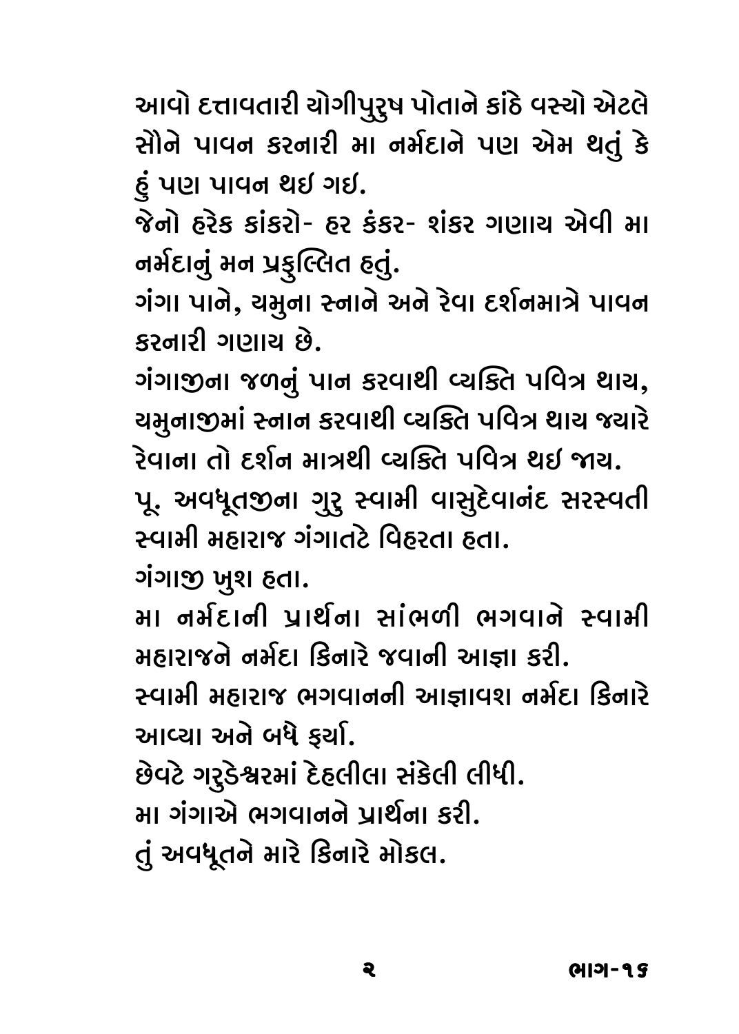આવો દત્તાવતારી યોગીપુરુષ પોતાને કાંઠે વસ્યો એટલે સૌને પાવન કરનારી મા નર્મદાને પણ એમ થતું કે હું પણ પાવન થઇ ગઇ.

જેનો હરેક કાંકરો- હર કંકર- શંકર ગણાય એવી મા નર્મદાનું મન પ્રફુલ્લિત હતું.

ગંગા પાને, યમુના સ્નાને અને રેવા દર્શનમાત્રે પાવન કરનારી ગણાય છે.

ગંગાજીના જળનું પાન કરવાથી વ્યક્તિ પવિત્ર થાય, યમુનાજીમાં સ્નાન કરવાથી વ્યક્તિ પવિત્ર થાય જ્યારે રેવાના તો દર્શન માત્રથી વ્યક્તિ પવિત્ર થઇ જાય.

પૂ. અવધૂતજીના ગુરુ સ્વામી વાસુદેવાનંદ સરસ્વતી સ્વામી મહારાજ ગંગાતટે વિહરતા હતા.

ગંગાજી ખુશ હતા.

મા નર્મદાની પ્રાર્થના સાંભળી ભગવાને સ્વામી મહારાજને નર્મદા કિનારે જવાની આજ્ઞા કરી.

સ્વામી મહારાજ ભગવાનની આજ્ઞાવશ નર્મદા કિનારે આવ્યા અને બધે ફર્યા.

છેવટે ગરુડેશ્વરમાં દેહલીલા સંકેલી લીધી.

મા ગંગાએ ભગવાનને પ્રાર્થના કરી.

તું અવધૂતને મારે કિનારે મોકલ.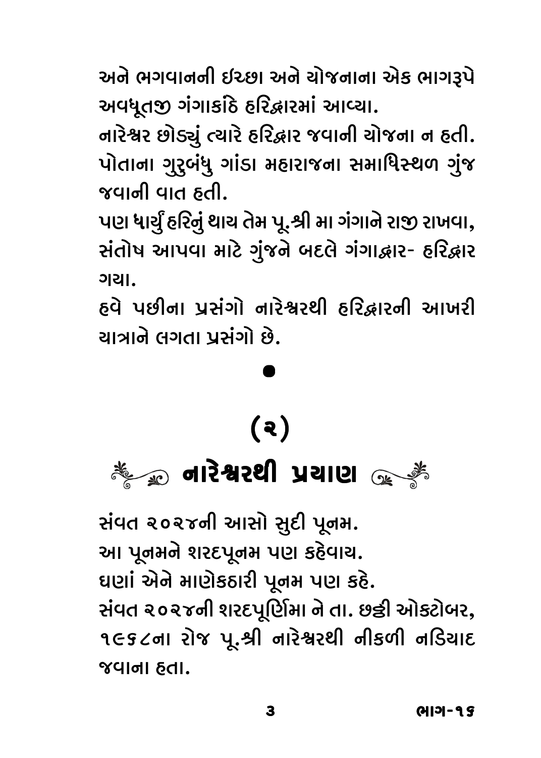અને ભગવાનની ઇચ્છા અને યોજનાના એક ભાગરૂપે અવધૂતજી ગંગાકાંઠે હરિદ્વારમાં આવ્યા.

નારેશ્વર છોડ્યું ત્યારે હરિદ્વાર જવાની યોજના ન હતી. પોતાના ગુરુબંધુ ગાંડા મહારાજના સમાધિસ્થળ ગુંજ જવાની વાત હતી.

પણ ધાર્યું હરિનું થાય તેમ પૂ.શ્રી મા ગંગાને રાજી રાખવા, સંતોષ આપવા માટે ગુંજને બદલે ગંગાદ્વાર- હરિદ્વાર ગયા.

હવે પછીના પ્રસંગો નારેશ્વરથી હરિદ્વારની આખરી યાત્રાને લગતા પ્રસંગો છે.

●

# (૨)

## નારેશ્વરથી પ્રયાણ

સંવત ૨૦૨૪ની આસો સુદી પૂનમ.

આ પૂનમને શરદપૂનમ પણ કહેવાય.

ઘણાં એને માણેકઠારી પૂનમ પણ કહે.

સંવત ૨૦૨૪ની શરદપૂર્ણિમા ને તા. છઠ્ઠી ઓક્ટોબર, ૧૯૬૮ના રોજ પૂ.શ્રી નારેશ્વરથી નીકળી નડિયાદ જવાના હતા.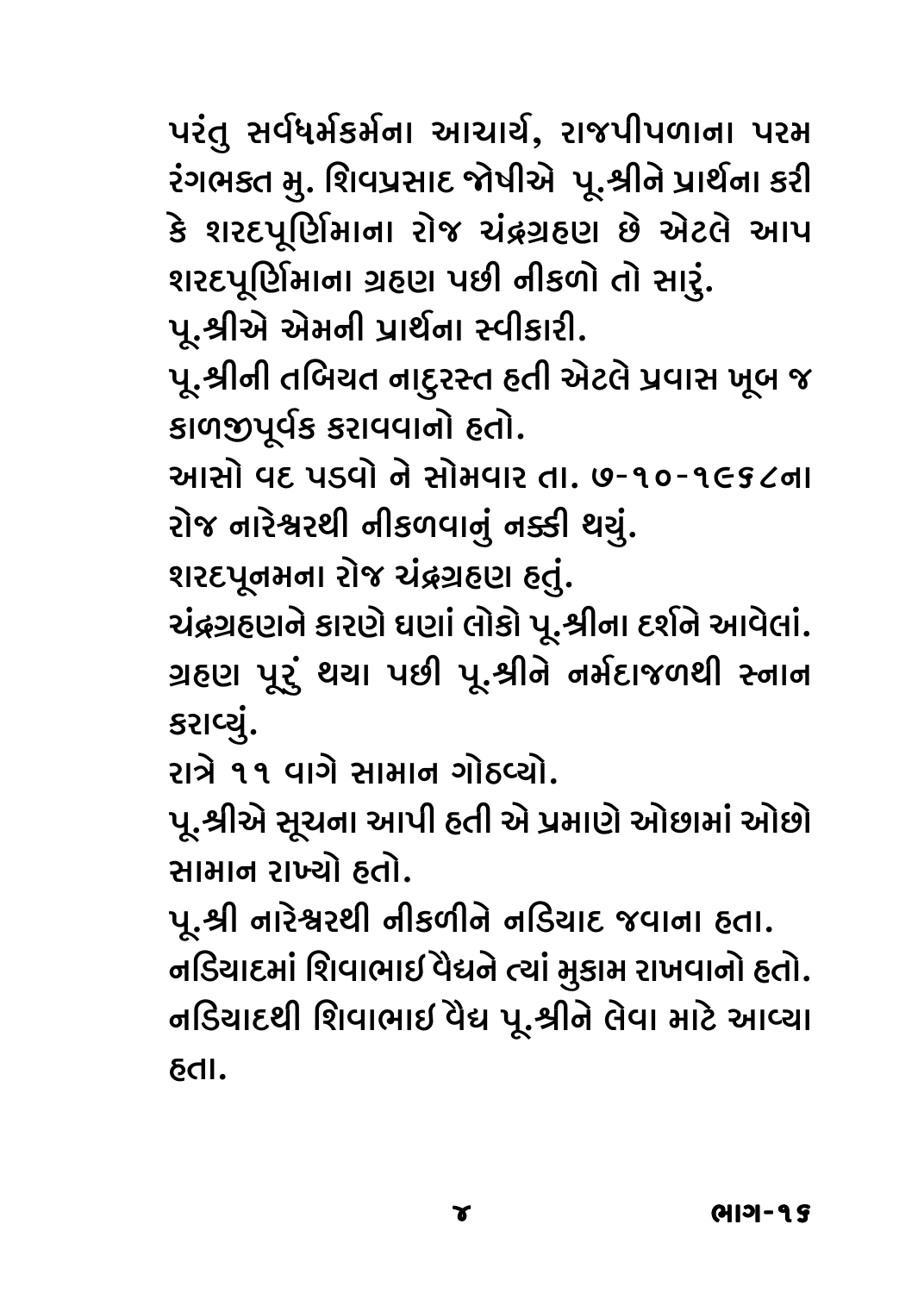પરંતુ સર્વધર્મકર્મના આચાર્ય, રાજપીપળાના પરમ રંગભક્ત મુ. શિવપ્રસાદ જોષીએ પૂ.શ્રીને પ્રાર્થના કરી કે શરદપૂર્ણિમાના રોજ ચંદ્રગ્રહણ છે એટલે આપ શરદપૂર્ણિમાના ગ્રહણ પછી નીકળો તો સારું.

પૂ.શ્રીએ એમની પ્રાર્થના સ્વીકારી.

પૂ.શ્રીની તબિયત નાદુરસ્ત હતી એટલે પ્રવાસ ખૂબ જ કાળજીપૂર્વક કરાવવાનો હતો.

આસો વદ પડવો ને સોમવાર તા. ૭-૧૦-૧૯૬૮ના રોજ નારેશ્વરથી નીકળવાનું નક્કી થયું.

શરદપૂનમના રોજ ચંદ્રગ્રહણ હતું.

ચંદ્રગ્રહણને કારણે ઘણાં લોકો પૂ.શ્રીના દર્શને આવેલાં.

ગ્રહણ પૂરું થયા પછી પૂ.શ્રીને નર્મદાજળથી સ્નાન કરાવ્યું.

રાત્રે ૧૧ વાગે સામાન ગોઠવ્યો.

પૂ.શ્રીએ સૂચના આપી હતી એ પ્રમાણે ઓછામાં ઓછો સામાન રાખ્યો હતો.

પૂ.શ્રી નારેશ્વરથી નીકળીને નડિયાદ જવાના હતા.

નડિયાદમાં શિવાભાઈ વૈદ્યને ત્યાં મુકામ રાખવાનો હતો.

નડિયાદથી શિવાભાઈ વૈદ્ય પૂ.શ્રીને લેવા માટે આવ્યા હતા.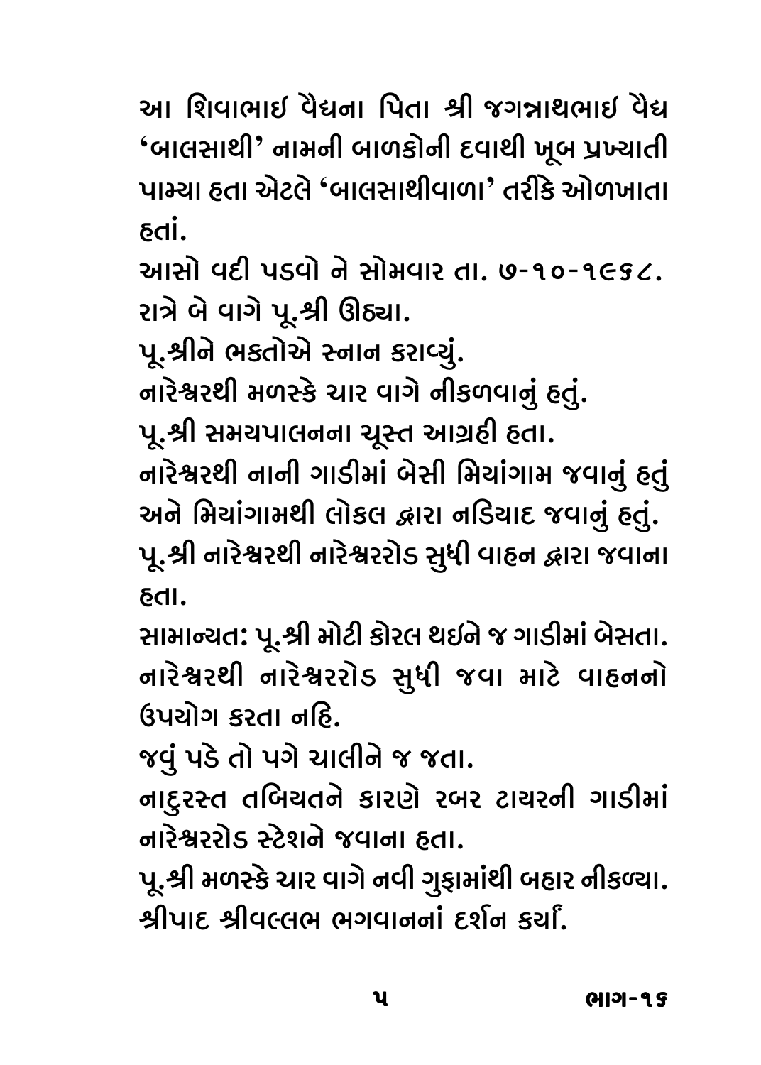આ શિવાભાઇ વૈદ્યના પિતા શ્રી જગન્નાથભાઇ વૈદ્ય 'બાલસાથી' નામની બાળકોની દવાથી ખૂબ પ્રખ્યાતી પામ્યા હતા એટલે 'બાલસાથીવાળા' તરીકે ઓળખાતા હતાં.

આસો વદી પડવો ને સોમવાર તા. ૭-૧૦-૧૯૬૮.

રાત્રે બે વાગે પૂ.શ્રી ઊઠ્યા.

પૂ.શ્રીને ભક્તોએ સ્નાન કરાવ્યું.

નારેશ્વરથી મળસ્કે ચાર વાગે નીકળવાનું હતું.

પૂ.શ્રી સમયપાલનના ચૂસ્ત આગ્રહી હતા.

નારેશ્વરથી નાની ગાડીમાં બેસી મિયાંગામ જવાનું હતું અને મિયાંગામથી લોકલ દ્વારા નડિયાદ જવાનું હતું.

પૂ.શ્રી નારેશ્વરથી નારેશ્વરરોડ સુધી વાહન દ્વારા જવાના હતા.

સામાન્યત: પૂ.શ્રી મોટી કોરલ થઇને જ ગાડીમાં બેસતા. નારેશ્વરથી નારેશ્વરરોડ સુધી જવા માટે વાહનનો ઉપયોગ કરતા નહિ.

જવું પડે તો પગે ચાલીને જ જતા.

નાદુરસ્ત તબિયતને કારણે રબર ટાયરની ગાડીમાં નારેશ્વરરોડ સ્ટેશને જવાના હતા.

પૂ.શ્રી મળસ્કે ચાર વાગે નવી ગુફામાંથી બહાર નીકળ્યા. શ્રીપાદ શ્રીવલ્લભ ભગવાનનાં દર્શન કર્યાં.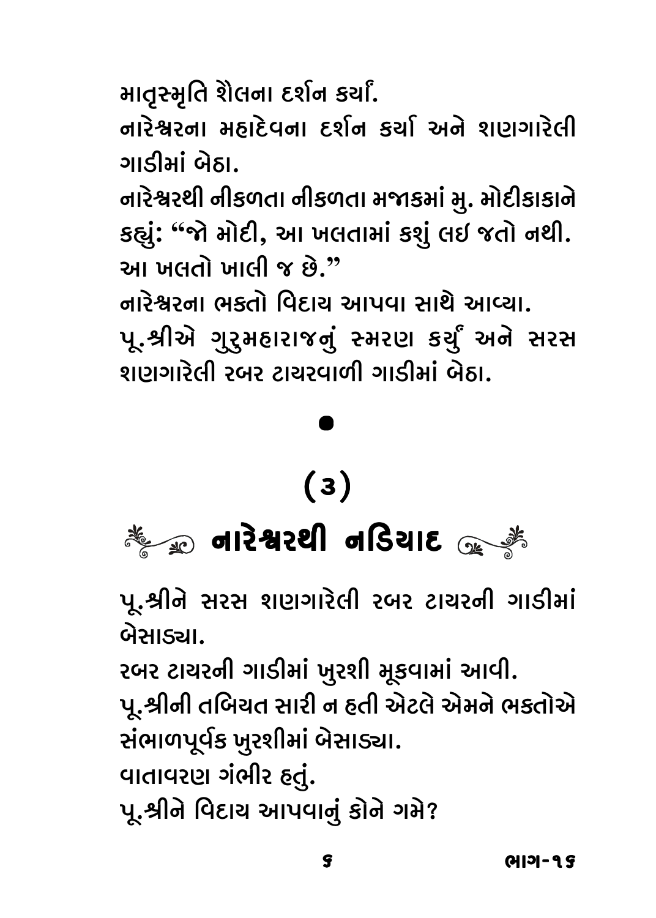માતૃસ્મૃતિ શૈલના દર્શન કર્યાં.

નારેશ્વરના મહાદેવના દર્શન કર્યા અને શણગારેલી ગાડીમાં બેઠા.

નારેશ્વરથી નીકળતા નીકળતા મજાકમાં મુ. મોદીકાકાને કહ્યું: "જો મોદી, આ ખલતામાં કશું લઈ જતો નથી. આ ખલતો ખાલી જ છે."

નારેશ્વરના ભક્તો વિદાય આપવા સાથે આવ્યા.

પૂ.શ્રીએ ગુરુમહારાજનું સ્મરણ કર્યું અને સરસ શણગારેલી રબર ટાયરવાળી ગાડીમાં બેઠા.

•

## (૩)

## નારેશ્વરથી નડિયાદ

પૂ.શ્રીને સરસ શણગારેલી રબર ટાયરની ગાડીમાં બેસાડ્યા.

રબર ટાયરની ગાડીમાં ખુરશી મૂકવામાં આવી.

પૂ.શ્રીની તબિયત સારી ન હતી એટલે એમને ભક્તોએ સંભાળપૂર્વક ખુરશીમાં બેસાડ્યા.

વાતાવરણ ગંભીર હતું.

પૂ.શ્રીને વિદાય આપવાનું કોને ગમે?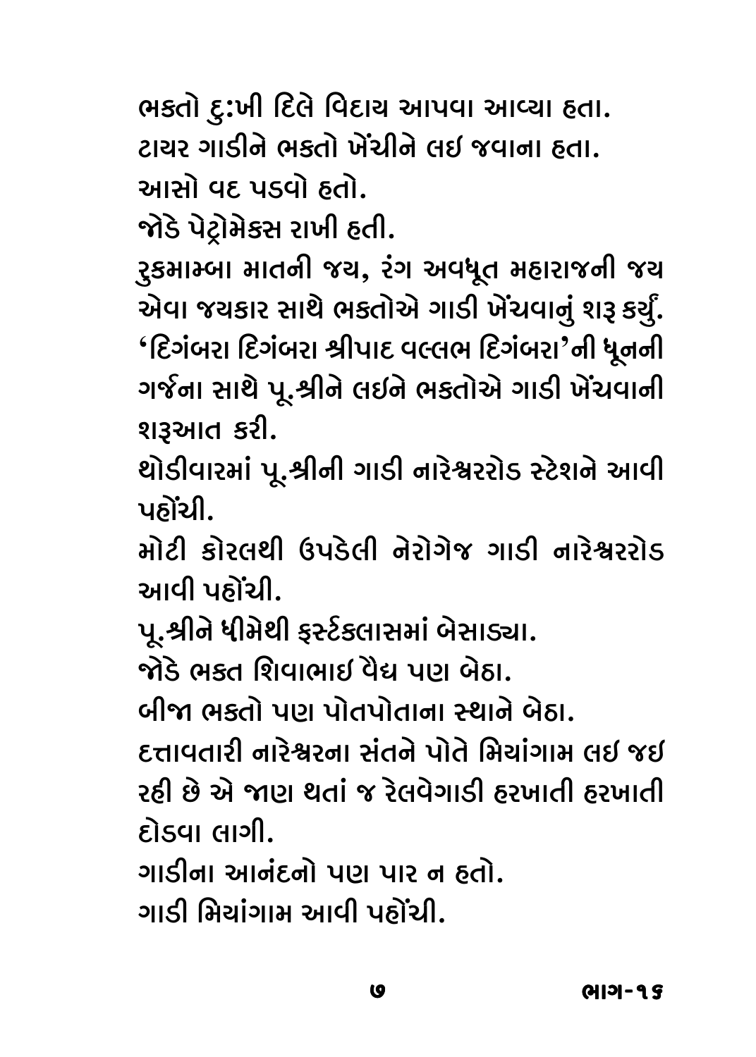ભક્તો દુ:ખી દિલે વિદાય આપવા આવ્યા હતા.

ટાયર ગાડીને ભક્તો ખેંચીને લઇ જવાના હતા.

આસો વદ પડવો હતો.

જોડે પેટ્રોમેક્સ રાખી હતી.

રુકમામ્બા માતની જય, રંગ અવધૂત મહારાજની જય એવા જયકાર સાથે ભક્તોએ ગાડી ખેંચવાનું શરૂ કર્યું. 'દિગંબરા દિગંબરા શ્રીપાદ વલ્લભ દિગંબરા'ની ધૂનની ગર્જના સાથે પૂ.શ્રીને લઇને ભક્તોએ ગાડી ખેંચવાની શરૂઆત કરી.

થોડીવારમાં પૂ.શ્રીની ગાડી નારેશ્વરરોડ સ્ટેશને આવી પહોંચી.

મોટી કોરલથી ઉપડેલી નેરોગેજ ગાડી નારેશ્વરરોડ આવી પહોંચી.

પૂ.શ્રીને ધીમેથી ફર્સ્ટક્લાસમાં બેસાડ્યા.

જોડે ભક્ત શિવાભાઇ વૈદ્ય પણ બેઠા.

બીજા ભક્તો પણ પોતપોતાના સ્થાને બેઠા.

દત્તાવતારી નારેશ્વરના સંતને પોતે મિયાંગામ લઇ જઇ રહી છે એ જાણ થતાં જ રેલવેગાડી હરખાતી હરખાતી દોડવા લાગી.

ગાડીના આનંદનો પણ પાર ન હતો.

ગાડી મિયાંગામ આવી પહોંચી.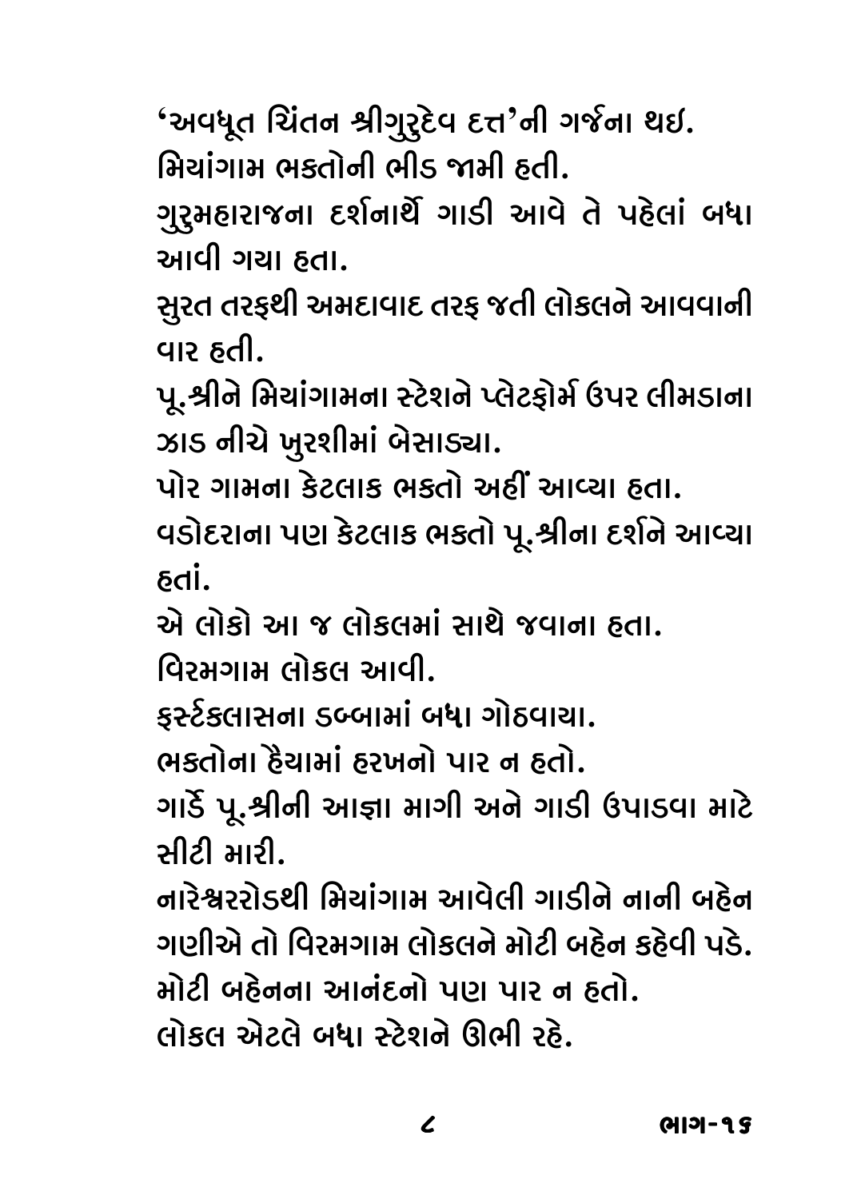'અવધૂત ચિંતન શ્રીગુરુદેવ દત્ત'ની ગર્જના થઇ.
મિયાંગામ ભક્તોની ભીડ જામી હતી.
ગુરુમહારાજના દર્શનાર્થે ગાડી આવે તે પહેલાં બધા આવી ગયા હતા.
સુરત તરફથી અમદાવાદ તરફ જતી લોકલને આવવાની વાર હતી.
પૂ.શ્રીને મિયાંગામના સ્ટેશને પ્લેટફોર્મ ઉપર લીમડાના ઝાડ નીચે ખુરશીમાં બેસાડ્યા.
પોર ગામના કેટલાક ભકતો અહીં આવ્યા હતા.
વડોદરાના પણ કેટલાક ભકતો પૂ.શ્રીના દર્શને આવ્યા હતાં.
એ લોકો આ જ લોકલમાં સાથે જવાના હતા.
વિરમગામ લોકલ આવી.
ફર્સ્ટક્લાસના ડબ્બામાં બધા ગોઠવાયા.
ભક્તોના હૈયામાં હરખનો પાર ન હતો.
ગાર્ડે પૂ.શ્રીની આજ્ઞા માગી અને ગાડી ઉપાડવા માટે સીટી મારી.
નારેશ્વરરોડથી મિયાંગામ આવેલી ગાડીને નાની બહેન ગણીએ તો વિરમગામ લોકલને મોટી બહેન કહેવી પડે.
મોટી બહેનના આનંદનો પણ પાર ન હતો.
લોકલ એટલે બધા સ્ટેશને ઊભી રહે.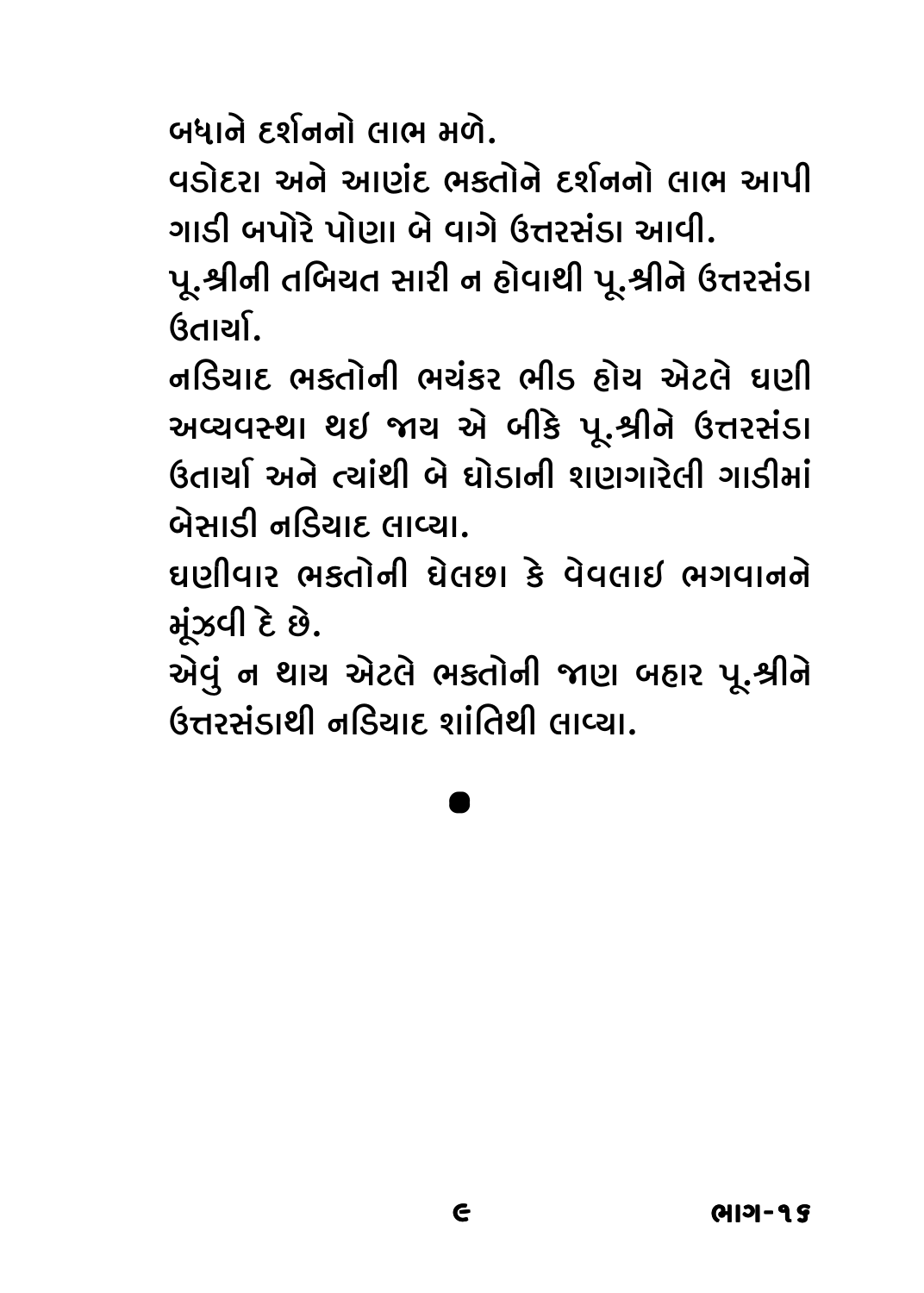બધાને દર્શનનો લાભ મળે.

વડોદરા અને આણંદ ભક્તોને દર્શનનો લાભ આપી ગાડી બપોરે પોણા બે વાગે ઉત્તરસંડા આવી.

પૂ.શ્રીની તબિયત સારી ન હોવાથી પૂ.શ્રીને ઉત્તરસંડા ઉતાર્યા.

નડિયાદ ભક્તોની ભયંકર ભીડ હોય એટલે ઘણી અવ્યવસ્થા થઇ જાય એ બીકે પૂ.શ્રીને ઉત્તરસંડા ઉતાર્યા અને ત્યાંથી બે ઘોડાની શણગારેલી ગાડીમાં બેસાડી નડિયાદ લાવ્યા.

ઘણીવાર ભક્તોની ઘેલછા કે વેવલાઇ ભગવાનને મૂંઝવી દે છે.

એવું ન થાય એટલે ભક્તોની જાણ બહાર પૂ.શ્રીને ઉત્તરસંડાથી નડિયાદ શાંતિથી લાવ્યા.

●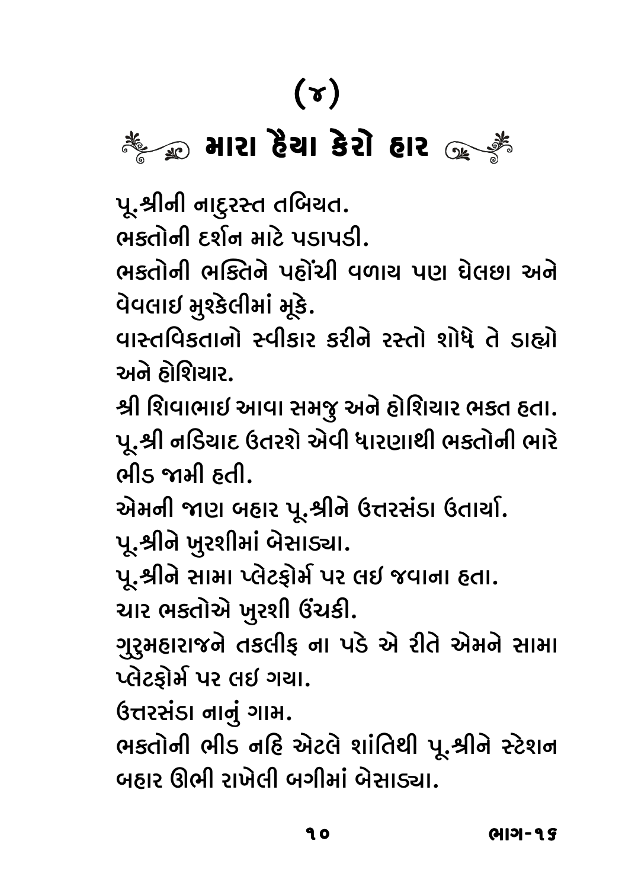# (૪)

## મારા હૈયા કેરો હાર

પૂ.શ્રીની નાદુરસ્ત તબિયત.

ભક્તોની દર્શન માટે પડાપડી.

ભક્તોની ભક્તિને પહોંચી વળાય પણ ઘેલછા અને વેવલાઇ મુશ્કેલીમાં મૂકે.

વાસ્તવિકતાનો સ્વીકાર કરીને રસ્તો શોધે તે ડાહ્યો અને હોશિયાર.

શ્રી શિવાભાઇ આવા સમજુ અને હોશિયાર ભક્ત હતા.

પૂ.શ્રી નડિયાદ ઉતરશે એવી ધારણાથી ભક્તોની ભારે ભીડ જામી હતી.

એમની જાણ બહાર પૂ.શ્રીને ઉત્તરસંડા ઉતાર્યા.

પૂ.શ્રીને ખુરશીમાં બેસાડ્યા.

પૂ.શ્રીને સામા પ્લેટફોર્મ પર લઇ જવાના હતા.

ચાર ભક્તોએ ખુરશી ઉંચકી.

ગુરુમહારાજને તકલીફ ના પડે એ રીતે એમને સામા પ્લેટફોર્મ પર લઇ ગયા.

ઉત્તરસંડા નાનું ગામ.

ભક્તોની ભીડ નહિ એટલે શાંતિથી પૂ.શ્રીને સ્ટેશન બહાર ઊભી રાખેલી બગીમાં બેસાડ્યા.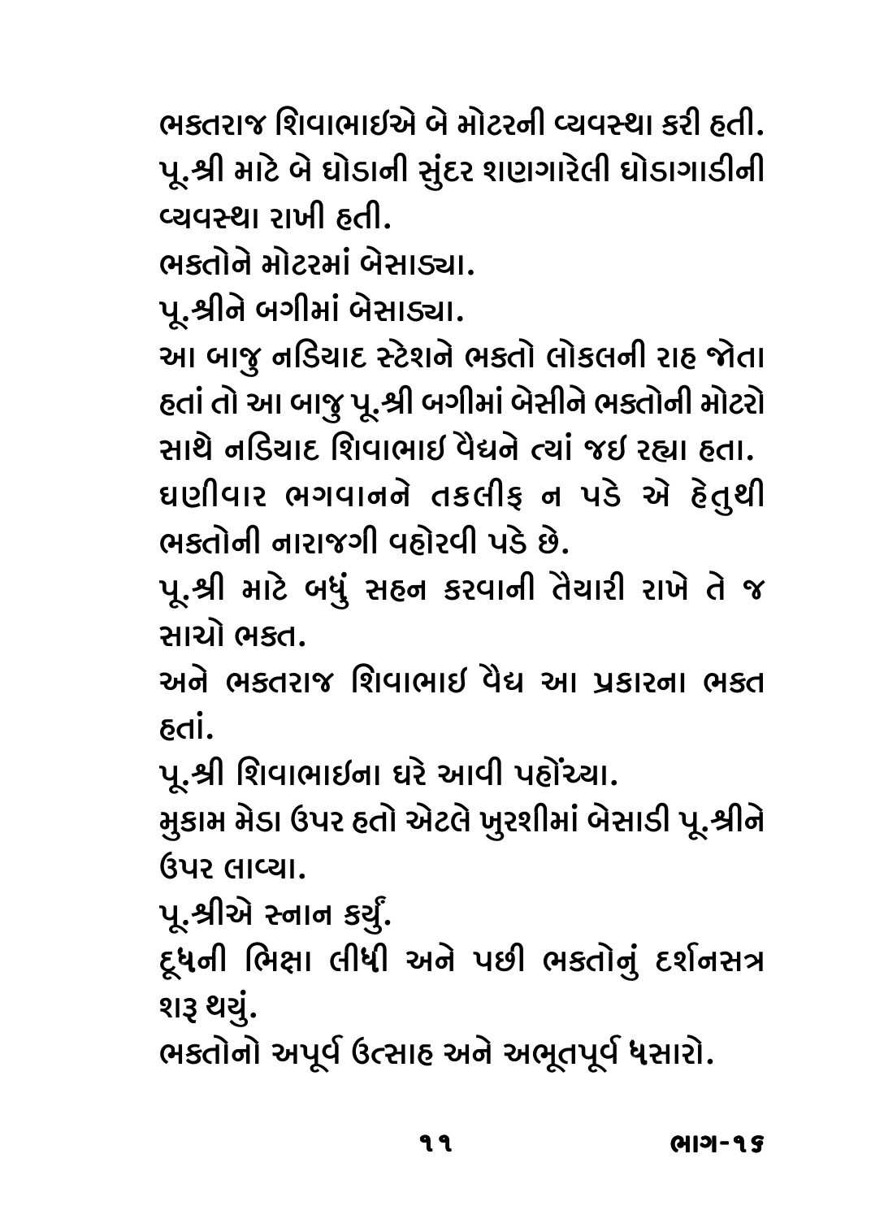ભક્તરાજ શિવાભાઇએ બે મોટરની વ્યવસ્થા કરી હતી.
પૂ.શ્રી માટે બે ઘોડાની સુંદર શણગારેલી ઘોડાગાડીની વ્યવસ્થા રાખી હતી.

ભક્તોને મોટરમાં બેસાડ્યા.

પૂ.શ્રીને બગીમાં બેસાડ્યા.

આ બાજુ નડિયાદ સ્ટેશને ભક્તો લોકલની રાહ જોતા હતાં તો આ બાજુ પૂ.શ્રી બગીમાં બેસીને ભક્તોની મોટરો સાથે નડિયાદ શિવાભાઇ વૈદ્યને ત્યાં જઇ રહ્યા હતા.

ઘણીવાર ભગવાનને તકલીફ ન પડે એ હેતુથી ભક્તોની નારાજગી વહોરવી પડે છે.

પૂ.શ્રી માટે બધું સહન કરવાની તૈયારી રાખે તે જ સાચો ભક્ત.

અને ભક્તરાજ શિવાભાઇ વૈદ્ય આ પ્રકારના ભક્ત હતાં.

પૂ.શ્રી શિવાભાઇના ઘરે આવી પહોંચ્યા.

મુકામ મેડા ઉપર હતો એટલે ખુરશીમાં બેસાડી પૂ.શ્રીને ઉપર લાવ્યા.

પૂ.શ્રીએ સ્નાન કર્યું.

દૂધની ભિક્ષા લીધી અને પછી ભક્તોનું દર્શનસત્ર શરૂ થયું.

ભક્તોનો અપૂર્વ ઉત્સાહ અને અભૂતપૂર્વ ધસારો.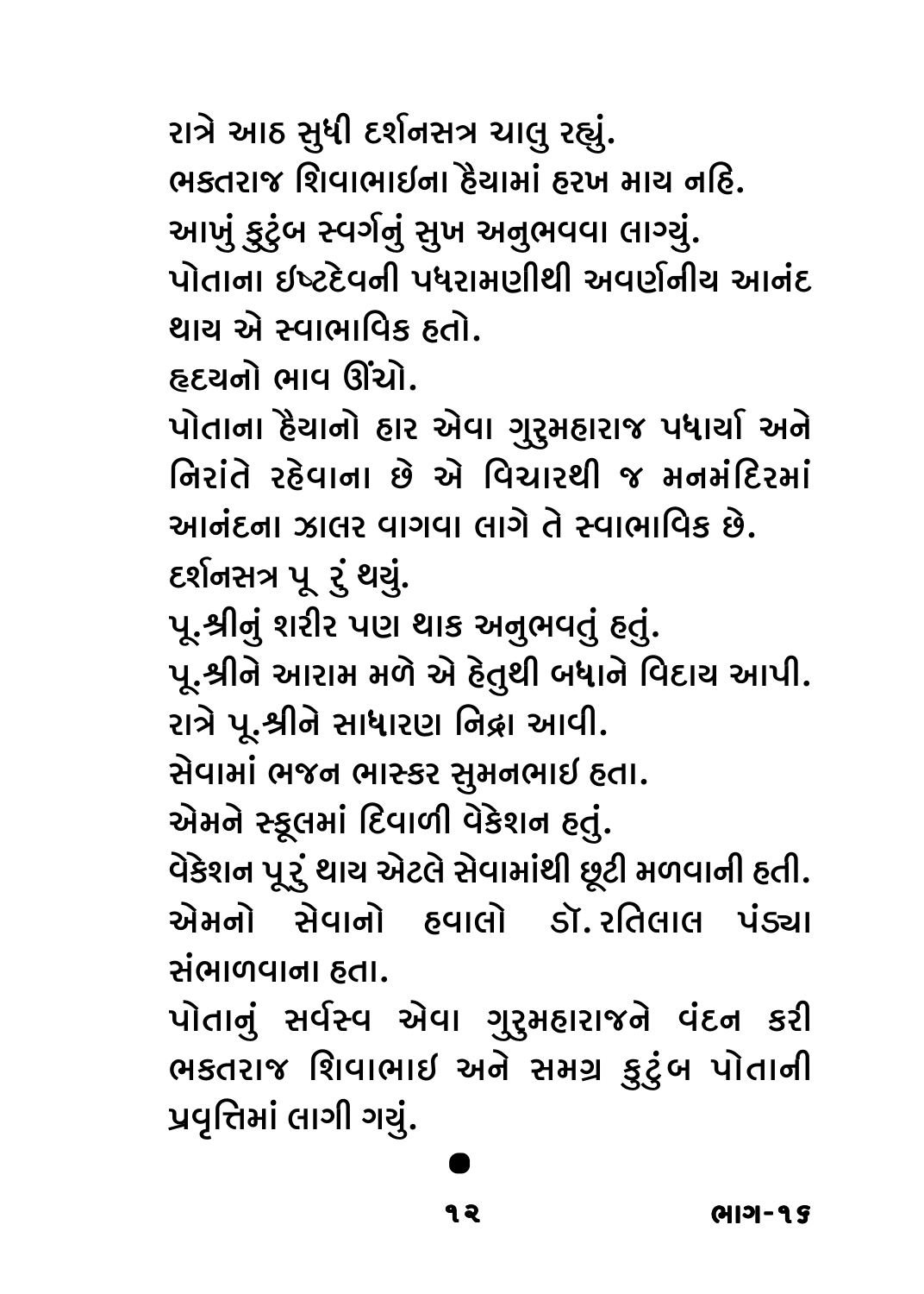રાત્રે આઠ સુધી દર્શનસત્ર ચાલુ રહ્યું.

ભક્તરાજ શિવાભાઈના હૈયામાં હરખ માય નહિ.

આખું કુટુંબ સ્વર્ગનું સુખ અનુભવવા લાગ્યું.

પોતાના ઈષ્ટદેવની પધરામણીથી અવર્ણનીય આનંદ થાય એ સ્વાભાવિક હતો.

હૃદયનો ભાવ ઊંચો.

પોતાના હૈયાનો હાર એવા ગુરુમહારાજ પધાર્યા અને નિરાંતે રહેવાના છે એ વિચારથી જ મનમંદિરમાં આનંદના ઝાલર વાગવા લાગે તે સ્વાભાવિક છે.

દર્શનસત્ર પૂ રું થયું.

પૂ.શ્રીનું શરીર પણ થાક અનુભવતું હતું.

પૂ.શ્રીને આરામ મળે એ હેતુથી બધાને વિદાય આપી.

રાત્રે પૂ.શ્રીને સાધારણ નિદ્રા આવી.

સેવામાં ભજન ભાસ્કર સુમનભાઈ હતા.

એમને સ્કૂલમાં દિવાળી વેકેશન હતું.

વેકેશન પૂરું થાય એટલે સેવામાંથી છૂટી મળવાની હતી.

એમનો સેવાનો હવાલો ડૉ. રતિલાલ પંડ્યા સંભાળવાના હતા.

પોતાનું સર્વસ્વ એવા ગુરુમહારાજને વંદન કરી ભક્તરાજ શિવાભાઈ અને સમગ્ર કુટુંબ પોતાની પ્રવૃત્તિમાં લાગી ગયું.

●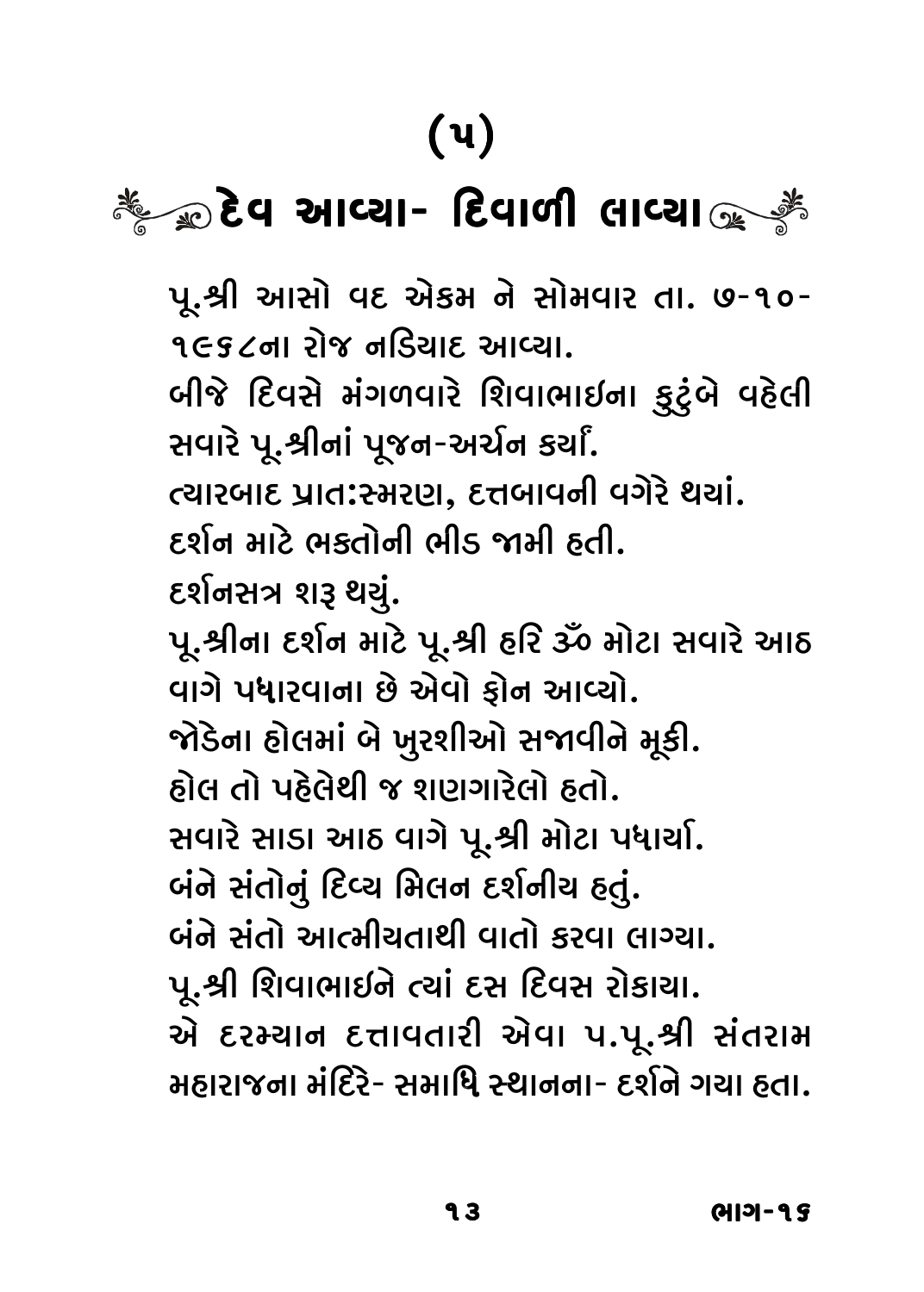# (૫)

## દેવ આવ્યા- દિવાળી લાવ્યા

પૂ.શ્રી આસો વદ એકમ ને સોમવાર તા. ૭-૧૦-૧૯૬૮ના રોજ નડિયાદ આવ્યા.

બીજે દિવસે મંગળવારે શિવાભાઇના કુટુંબે વહેલી સવારે પૂ.શ્રીનાં પૂજન-અર્ચન કર્યાં.

ત્યારબાદ પ્રાતઃસ્મરણ, દત્તબાવની વગેરે થયાં.

દર્શન માટે ભક્તોની ભીડ જામી હતી.

દર્શનસત્ર શરૂ થયું.

પૂ.શ્રીના દર્શન માટે પૂ.શ્રી હરિ ૐ મોટા સવારે આઠ વાગે પધારવાના છે એવો ફોન આવ્યો.

જોડેના હોલમાં બે ખુરશીઓ સજાવીને મૂકી.

હોલ તો પહેલેથી જ શણગારેલો હતો.

સવારે સાડા આઠ વાગે પૂ.શ્રી મોટા પધાર્યા.

બંને સંતોનું દિવ્ય મિલન દર્શનીય હતું.

બંને સંતો આત્મીયતાથી વાતો કરવા લાગ્યા.

પૂ.શ્રી શિવાભાઇને ત્યાં દસ દિવસ રોકાયા.

એ દરમ્યાન દત્તાવતારી એવા પ.પૂ.શ્રી સંતરામ મહારાજના મંદિરે- સમાધિ સ્થાનના- દર્શને ગયા હતા.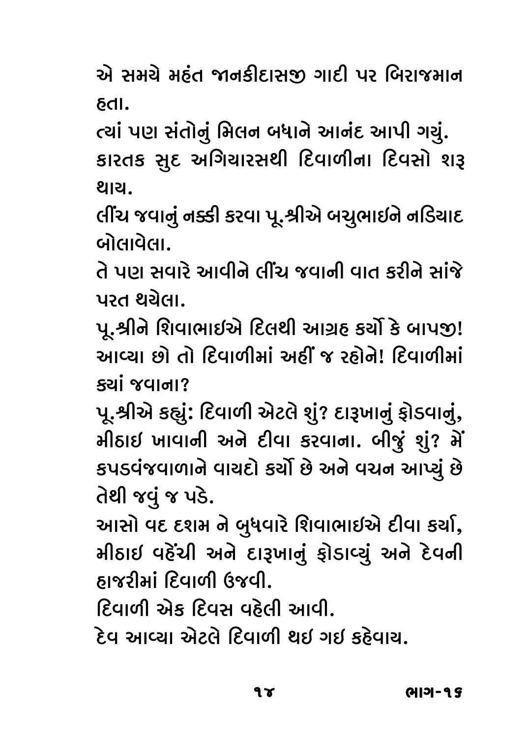એ સમયે મહંત જાનકીદાસજી ગાદી પર બિરાજમાન હતા.

ત્યાં પણ સંતોનું મિલન બધાને આનંદ આપી ગયું.

કારતક સુદ અગિયારસથી દિવાળીના દિવસો શરૂ થાય.

લીંચ જવાનું નક્કી કરવા પૂ.શ્રીએ બચુભાઇને નડિયાદ બોલાવેલા.

તે પણ સવારે આવીને લીંચ જવાની વાત કરીને સાંજે પરત થયેલા.

પૂ.શ્રીને શિવાભાઇએ દિલથી આગ્રહ કર્યો કે બાપજી! આવ્યા છો તો દિવાળીમાં અહીં જ રહોને! દિવાળીમાં ક્યાં જવાના?

પૂ.શ્રીએ કહ્યું: દિવાળી એટલે શું? દારૂખાનું ફોડવાનું, મીઠાઇ ખાવાની અને દીવા કરવાના. બીજું શું? મેં કપડવંજવાળાને વાયદો કર્યો છે અને વચન આપ્યું છે તેથી જવું જ પડે.

આસો વદ દશમ ને બુધવારે શિવાભાઇએ દીવા કર્યા, મીઠાઇ વહેંચી અને દારૂખાનું ફોડાવ્યું અને દેવની હાજરીમાં દિવાળી ઉજવી.

દિવાળી એક દિવસ વહેલી આવી.

દેવ આવ્યા એટલે દિવાળી થઇ ગઇ કહેવાય.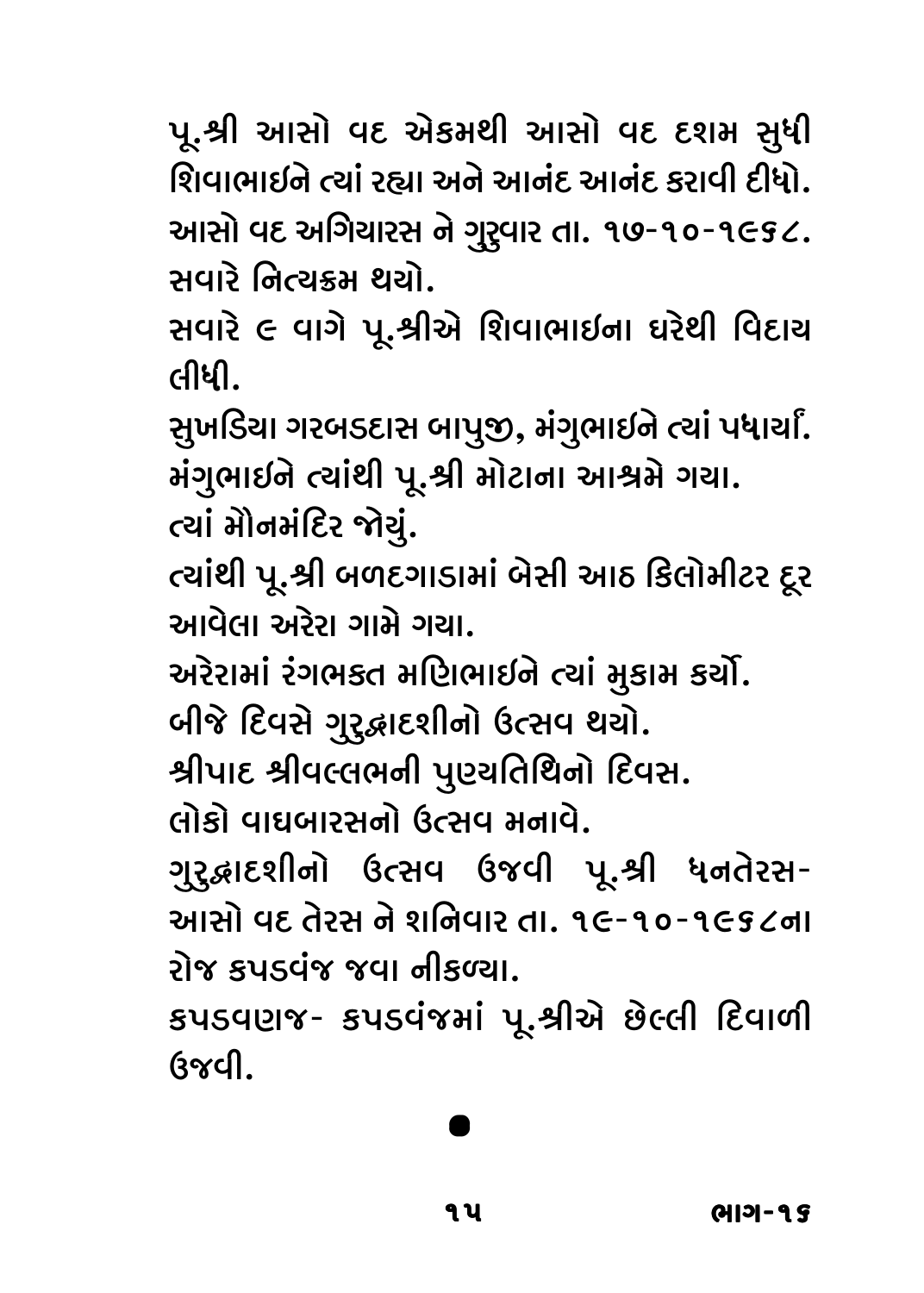પૂ.શ્રી આસો વદ એકમથી આસો વદ દશમ સુધી શિવાભાઇને ત્યાં રહ્યા અને આનંદ આનંદ કરાવી દીધો.

આસો વદ અગિયારસ ને ગુરુવાર તા. ૧૭-૧૦-૧૯૬૮.

સવારે નિત્યક્રમ થયો.

સવારે ૯ વાગે પૂ.શ્રીએ શિવાભાઇના ઘરેથી વિદાય લીધી.

સુખડિયા ગરબડદાસ બાપુજી, મંગુભાઇને ત્યાં પધાર્યાં.

મંગુભાઇને ત્યાંથી પૂ.શ્રી મોટાના આશ્રમે ગયા.

ત્યાં મૌનમંદિર જોયું.

ત્યાંથી પૂ.શ્રી બળદગાડામાં બેસી આઠ કિલોમીટર દૂર આવેલા અરેરા ગામે ગયા.

અરેરામાં રંગભક્ત મણિભાઇને ત્યાં મુકામ કર્યો.

બીજે દિવસે ગુરુદ્વાદશીનો ઉત્સવ થયો.

શ્રીપાદ શ્રીવલ્લભની પુણ્યતિથિનો દિવસ.

લોકો વાઘબારસનો ઉત્સવ મનાવે.

ગુરુદ્વાદશીનો ઉત્સવ ઉજવી પૂ.શ્રી ધનતેરસ- આસો વદ તેરસ ને શનિવાર તા. ૧૯-૧૦-૧૯૬૮ના રોજ કપડવંજ જવા નીકળ્યા.

કપડવણજ- કપડવંજમાં પૂ.શ્રીએ છેલ્લી દિવાળી ઉજવી.

●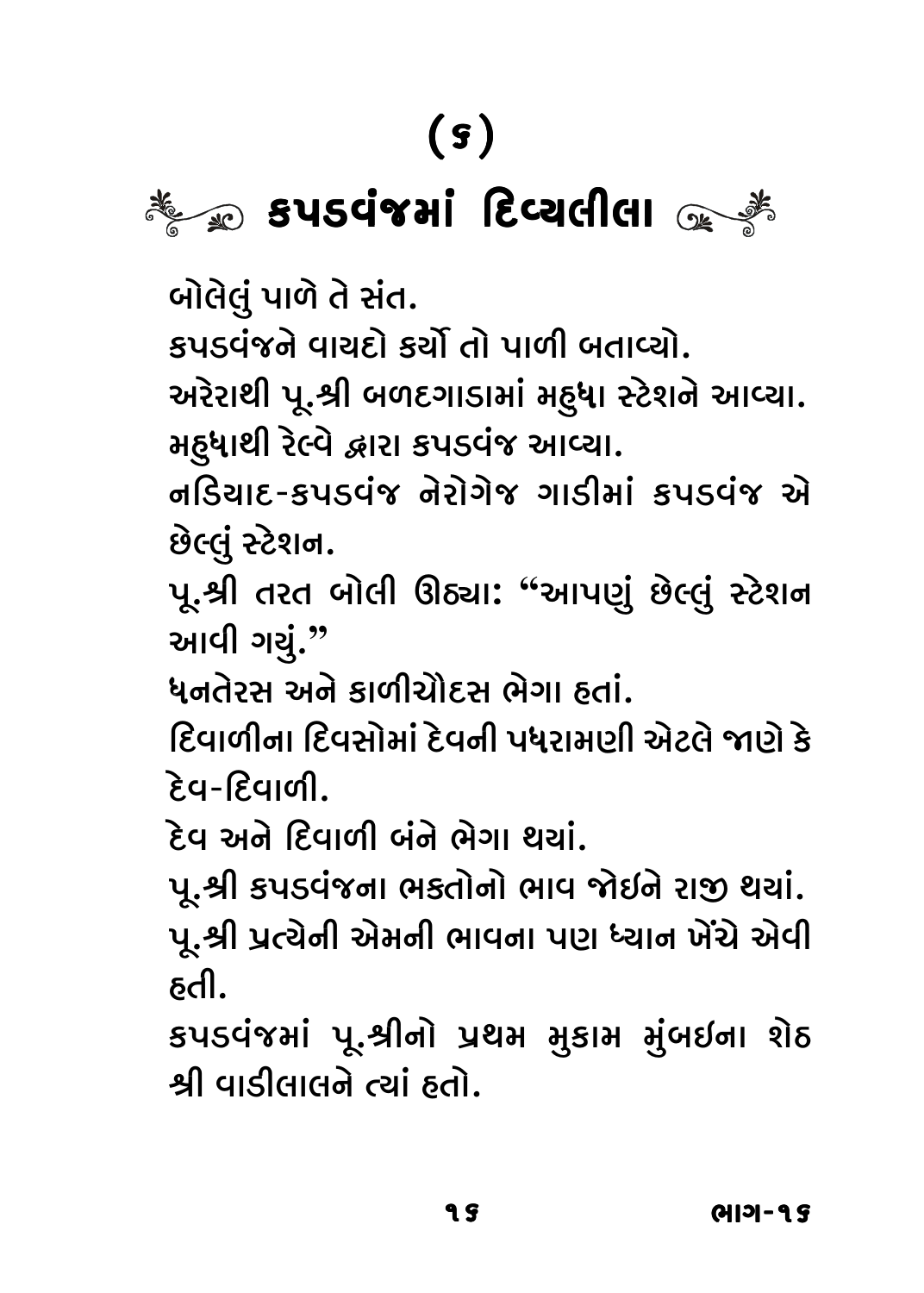# (૬)

## કપડવંજમાં દિવ્યલીલા

બોલેલું પાળે તે સંત.

કપડવંજને વાયદો કર્યો તો પાળી બતાવ્યો.

અરેરાથી પૂ.શ્રી બળદગાડામાં મહુધા સ્ટેશને આવ્યા.

મહુધાથી રેલ્વે દ્વારા કપડવંજ આવ્યા.

નડિયાદ-કપડવંજ નેરોગેજ ગાડીમાં કપડવંજ એ છેલ્લું સ્ટેશન.

પૂ.શ્રી તરત બોલી ઊઠ્યા: "આપણું છેલ્લું સ્ટેશન આવી ગયું."

ધનતેરસ અને કાળીચૌદસ ભેગા હતાં.

દિવાળીના દિવસોમાં દેવની પધરામણી એટલે જાણે કે દેવ-દિવાળી.

દેવ અને દિવાળી બંને ભેગા થયાં.

પૂ.શ્રી કપડવંજના ભક્તોનો ભાવ જોઈને રાજી થયાં.

પૂ.શ્રી પ્રત્યેની એમની ભાવના પણ ધ્યાન ખેંચે એવી હતી.

કપડવંજમાં પૂ.શ્રીનો પ્રથમ મુકામ મુંબઈના શેઠ શ્રી વાડીલાલને ત્યાં હતો.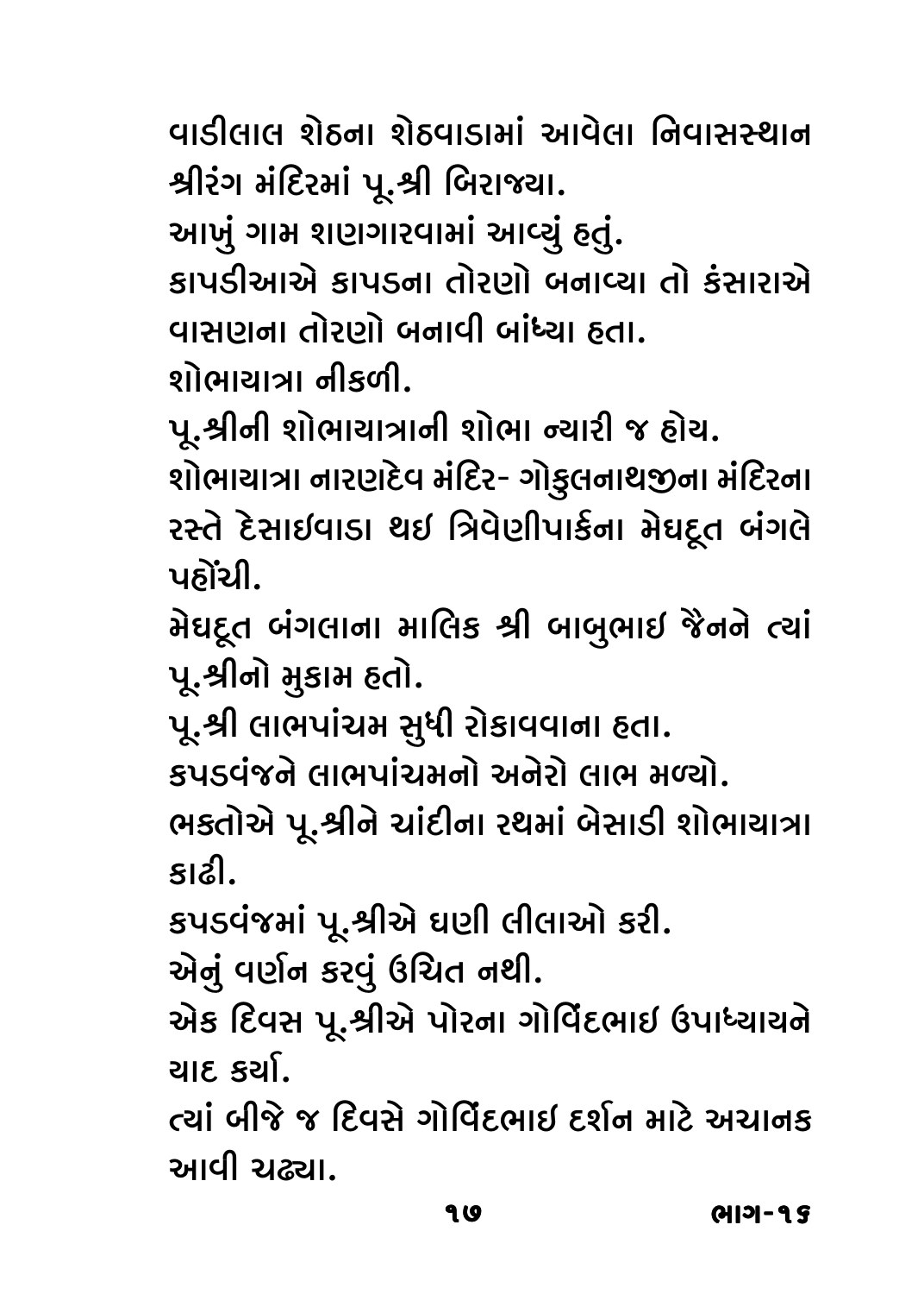વાડીલાલ શેઠના શેઠવાડામાં આવેલા નિવાસસ્થાન શ્રીરંગ મંદિરમાં પૂ.શ્રી બિરાજ્યા.

આખું ગામ શણગારવામાં આવ્યું હતું.

કાપડીઆએ કાપડના તોરણો બનાવ્યા તો કંસારાએ વાસણના તોરણો બનાવી બાંધ્યા હતા.

શોભાયાત્રા નીકળી.

પૂ.શ્રીની શોભાયાત્રાની શોભા ન્યારી જ હોય.

શોભાયાત્રા નારણદેવ મંદિર- ગોકુલનાથજીના મંદિરના રસ્તે દેસાઈવાડા થઈ ત્રિવેણીપાર્કના મેઘદૂત બંગલે પહોંચી.

મેઘદૂત બંગલાના માલિક શ્રી બાબુભાઈ જૈનને ત્યાં પૂ.શ્રીનો મુકામ હતો.

પૂ.શ્રી લાભપાંચમ સુધી રોકાવવાના હતા.

કપડવંજને લાભપાંચમનો અનેરો લાભ મળ્યો.

ભક્તોએ પૂ.શ્રીને ચાંદીના રથમાં બેસાડી શોભાયાત્રા કાઢી.

કપડવંજમાં પૂ.શ્રીએ ઘણી લીલાઓ કરી.

એનું વર્ણન કરવું ઉચિત નથી.

એક દિવસ પૂ.શ્રીએ પોરના ગોવિંદભાઈ ઉપાધ્યાયને યાદ કર્યા.

ત્યાં બીજે જ દિવસે ગોવિંદભાઈ દર્શન માટે અચાનક આવી ચઢ્યા.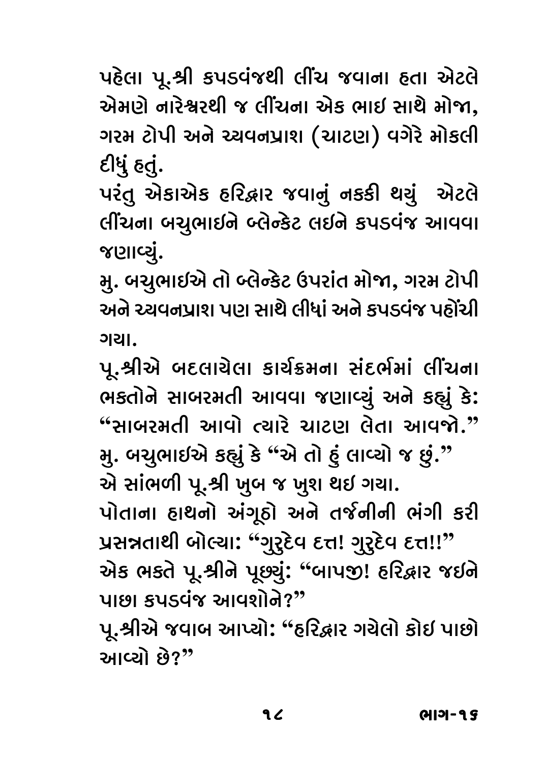પહેલા પૂ.શ્રી કપડવંજથી લીંચ જવાના હતા એટલે એમણે નારેશ્વરથી જ લીંચના એક ભાઈ સાથે મોજા, ગરમ ટોપી અને ચ્યવનપ્રાશ (ચાટણ) વગેરે મોકલી દીધું હતું.

પરંતુ એકાએક હરિદ્વાર જવાનું નક્કી થયું એટલે લીંચના બચુભાઈને બ્લેન્કેટ લઈને કપડવંજ આવવા જણાવ્યું.

મુ. બચુભાઈએ તો બ્લેન્કેટ ઉપરાંત મોજા, ગરમ ટોપી અને ચ્યવનપ્રાશ પણ સાથે લીધાં અને કપડવંજ પહોંચી ગયા.

પૂ.શ્રીએ બદલાયેલા કાર્યક્રમના સંદર્ભમાં લીંચના ભક્તોને સાબરમતી આવવા જણાવ્યું અને કહ્યું કે: "સાબરમતી આવો ત્યારે ચાટણ લેતા આવજો."

મુ. બચુભાઈએ કહ્યું કે "એ તો હું લાવ્યો જ છું."

એ સાંભળી પૂ.શ્રી ખુબ જ ખુશ થઈ ગયા.

પોતાના હાથનો અંગૂઠો અને તર્જનીની ભંગી કરી પ્રસન્નતાથી બોલ્યા: "ગુરુદેવ દત્ત! ગુરુદેવ દત્ત!!"

એક ભક્તે પૂ.શ્રીને પૂછ્યું: "બાપજી! હરિદ્વાર જઈને પાછા કપડવંજ આવશોને?"

પૂ.શ્રીએ જવાબ આપ્યો: "હરિદ્વાર ગયેલો કોઈ પાછો આવ્યો છે?"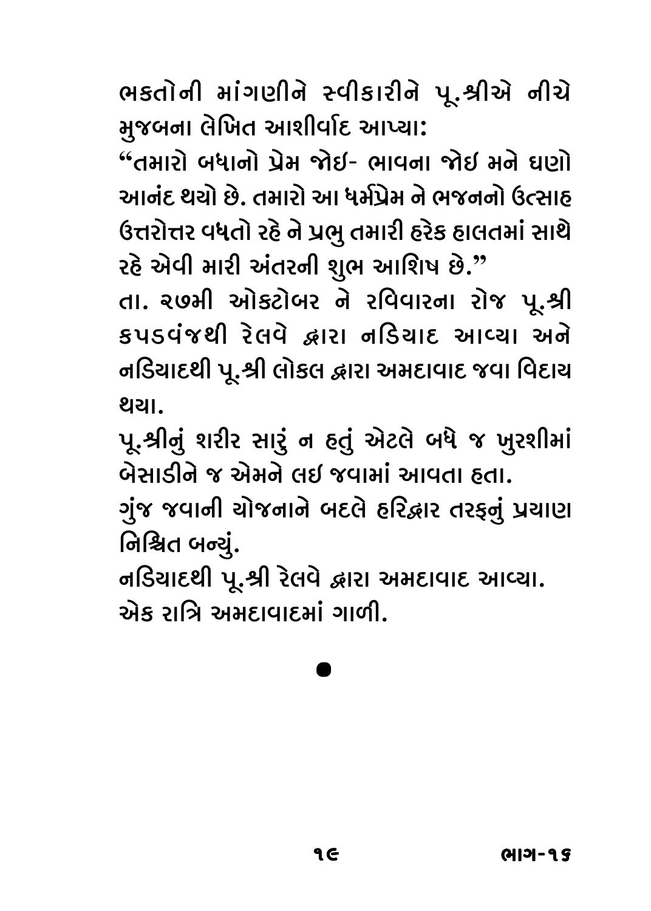ભક્તોની માંગણીને સ્વીકારીને પૂ.શ્રીએ નીચે મુજબના લેખિત આશીર્વાદ આપ્યા:

"તમારો બધાનો પ્રેમ જોઇ- ભાવના જોઈ મને ઘણો આનંદ થયો છે. તમારો આ ધર્મપ્રેમ ને ભજનનો ઉત્સાહ ઉત્તરોત્તર વધતો રહે ને પ્રભુ તમારી હરેક હાલતમાં સાથે રહે એવી મારી અંતરની શુભ આશિષ છે."

તા. ૨૭મી ઓક્ટોબર ને રવિવારના રોજ પૂ.શ્રી કપડવંજથી રેલવે દ્વારા નડિયાદ આવ્યા અને નડિયાદથી પૂ.શ્રી લોકલ દ્વારા અમદાવાદ જવા વિદાય થયા.

પૂ.શ્રીનું શરીર સારું ન હતું એટલે બધે જ ખુરશીમાં બેસાડીને જ એમને લઈ જવામાં આવતા હતા.

ગુંજ જવાની યોજનાને બદલે હરિદ્વાર તરફનું પ્રયાણ નિશ્ચિત બન્યું.

નડિયાદથી પૂ.શ્રી રેલવે દ્વારા અમદાવાદ આવ્યા.

એક રાત્રિ અમદાવાદમાં ગાળી.

●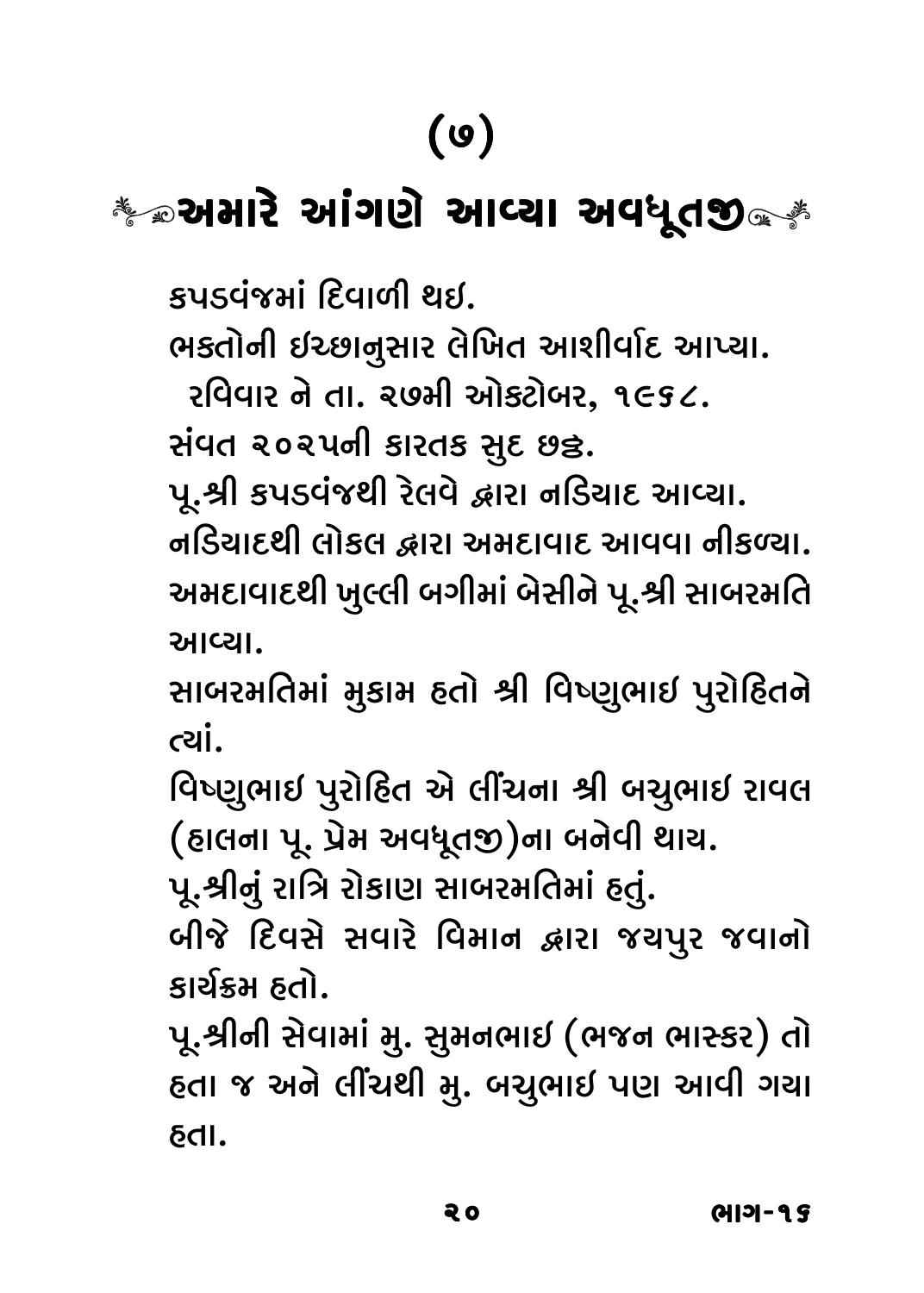# (૭)

## અમારે આંગણે આવ્યા અવધૂતજી

કપડવંજમાં દિવાળી થઇ.

ભક્તોની ઈચ્છાનુસાર લેખિત આશીર્વાદ આપ્યા.

રવિવાર ને તા. ૨૭મી ઓક્ટોબર, ૧૯૬૮.

સંવત ૨૦૨૫ની કારતક સુદ છઠ્ઠ.

પૂ.શ્રી કપડવંજથી રેલવે દ્વારા નડિયાદ આવ્યા.

નડિયાદથી લોકલ દ્વારા અમદાવાદ આવવા નીકળ્યા.

અમદાવાદથી ખુલ્લી બગીમાં બેસીને પૂ.શ્રી સાબરમતિ આવ્યા.

સાબરમતિમાં મુકામ હતો શ્રી વિષ્ણુભાઇ પુરોહિતને ત્યાં.

વિષ્ણુભાઇ પુરોહિત એ લીંચના શ્રી બચુભાઇ રાવલ (હાલના પૂ. પ્રેમ અવધૂતજી)ના બનેવી થાય.

પૂ.શ્રીનું રાત્રિ રોકાણ સાબરમતિમાં હતું.

બીજે દિવસે સવારે વિમાન દ્વારા જયપુર જવાનો કાર્યક્રમ હતો.

પૂ.શ્રીની સેવામાં મુ. સુમનભાઇ (ભજન ભાસ્કર) તો હતા જ અને લીંચથી મુ. બચુભાઇ પણ આવી ગયા હતા.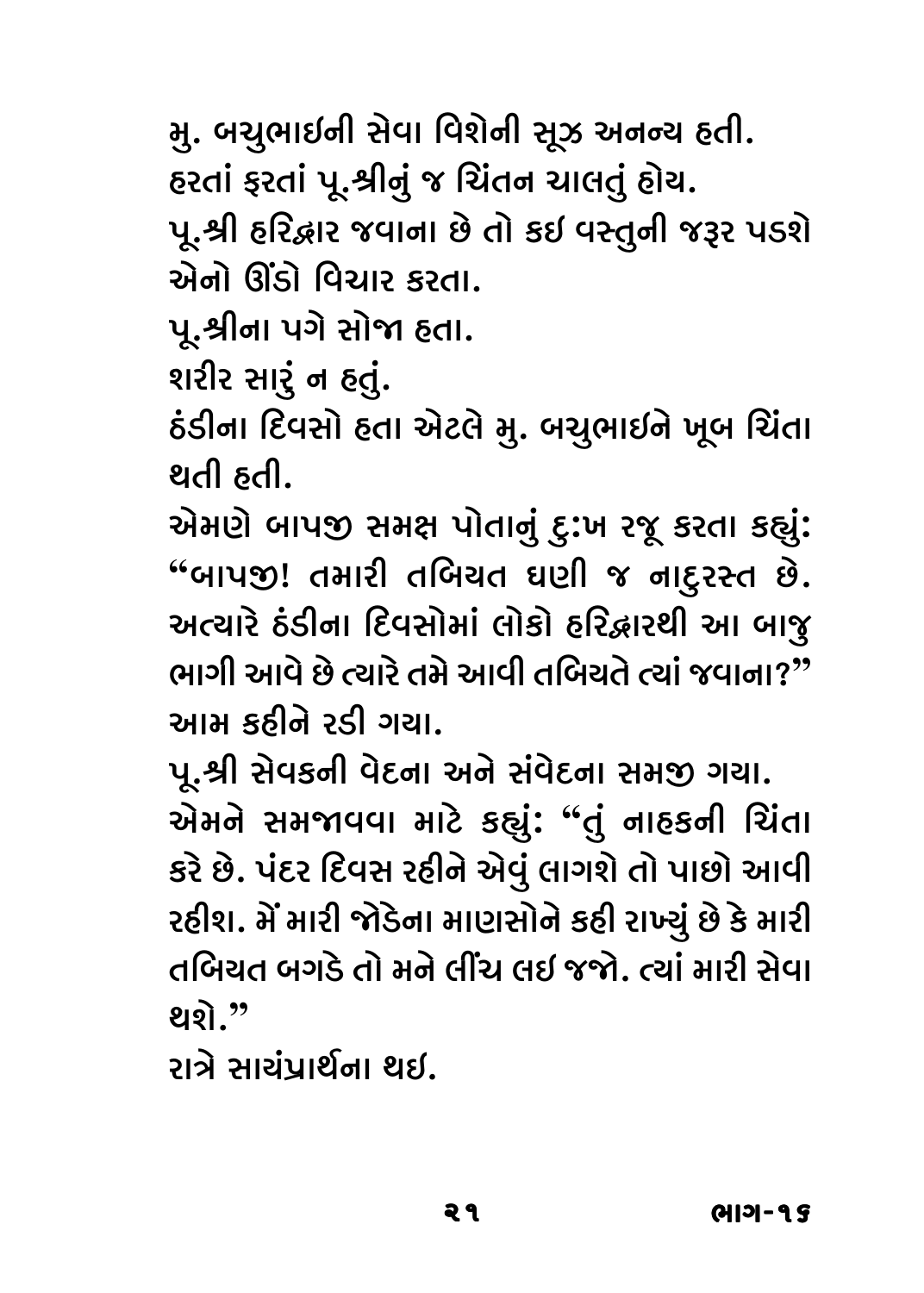મુ. બચુભાઇની સેવા વિશેની સૂઝ અનન્ય હતી.
હરતાં ફરતાં પૂ.શ્રીનું જ ચિંતન ચાલતું હોય.
પૂ.શ્રી હરિદ્વાર જવાના છે તો કઇ વસ્તુની જરૂર પડશે એનો ઊંડો વિચાર કરતા.
પૂ.શ્રીના પગે સોજા હતા.
શરીર સારું ન હતું.
ઠંડીના દિવસો હતા એટલે મુ. બચુભાઇને ખૂબ ચિંતા થતી હતી.
એમણે બાપજી સમક્ષ પોતાનું દુઃખ રજૂ કરતા કહ્યું: "બાપજી! તમારી તબિયત ઘણી જ નાદુરસ્ત છે. અત્યારે ઠંડીના દિવસોમાં લોકો હરિદ્વારથી આ બાજુ ભાગી આવે છે ત્યારે તમે આવી તબિયતે ત્યાં જવાના?" આમ કહીને રડી ગયા.
પૂ.શ્રી સેવકની વેદના અને સંવેદના સમજી ગયા.
એમને સમજાવવા માટે કહ્યું: "તું નાહકની ચિંતા કરે છે. પંદર દિવસ રહીને એવું લાગશે તો પાછો આવી રહીશ. મેં મારી જોડેના માણસોને કહી રાખ્યું છે કે મારી તબિયત બગડે તો મને લીંચ લઇ જજો. ત્યાં મારી સેવા થશે."
રાત્રે સાયંપ્રાર્થના થઇ.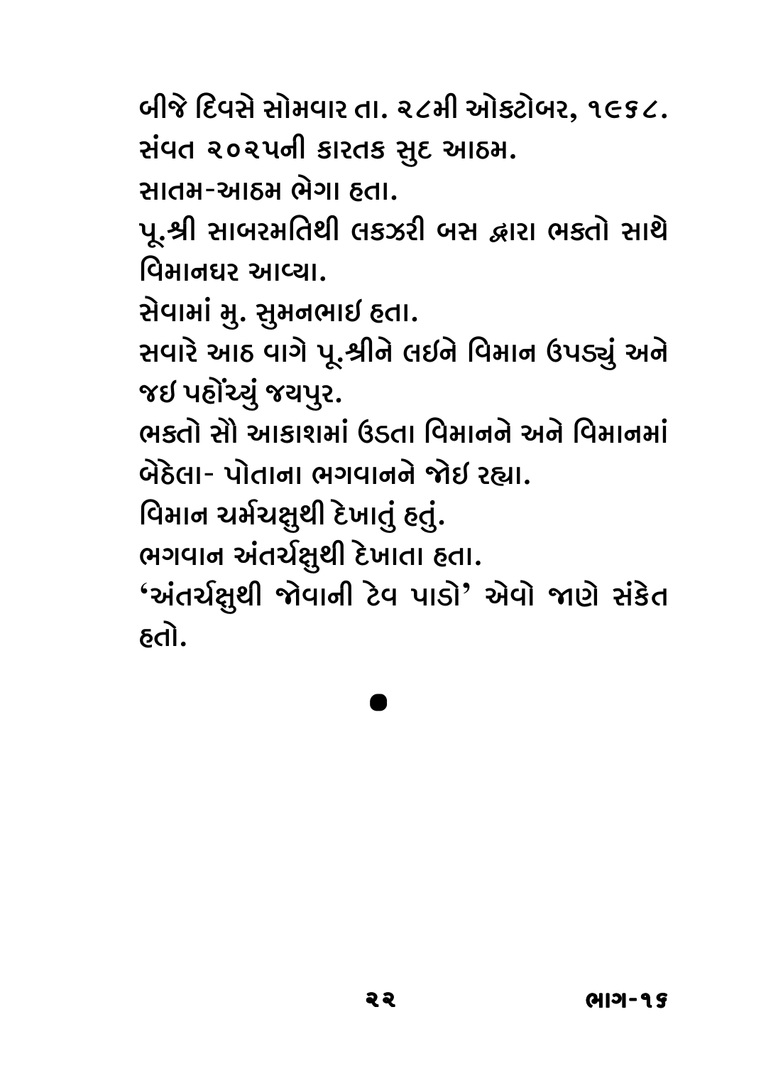બીજે દિવસે સોમવાર તા. ૨૮મી ઓક્ટોબર, ૧૯૬૮.
સંવત ૨૦૨૫ની કારતક સુદ આઠમ.
સાતમ-આઠમ ભેગા હતા.
પૂ.શ્રી સાબરમતિથી લકઝરી બસ દ્વારા ભક્તો સાથે વિમાનઘર આવ્યા.
સેવામાં મુ. સુમનભાઇ હતા.
સવારે આઠ વાગે પૂ.શ્રીને લઇને વિમાન ઉપડ્યું અને જઇ પહોંચ્યું જયપુર.
ભક્તો સૌ આકાશમાં ઉડતા વિમાનને અને વિમાનમાં બેઠેલા- પોતાના ભગવાનને જોઇ રહ્યા.
વિમાન ચર્મચક્ષુથી દેખાતું હતું.
ભગવાન અંતર્ચક્ષુથી દેખાતા હતા.
'અંતર્ચક્ષુથી જોવાની ટેવ પાડો' એવો જાણે સંકેત હતો.

•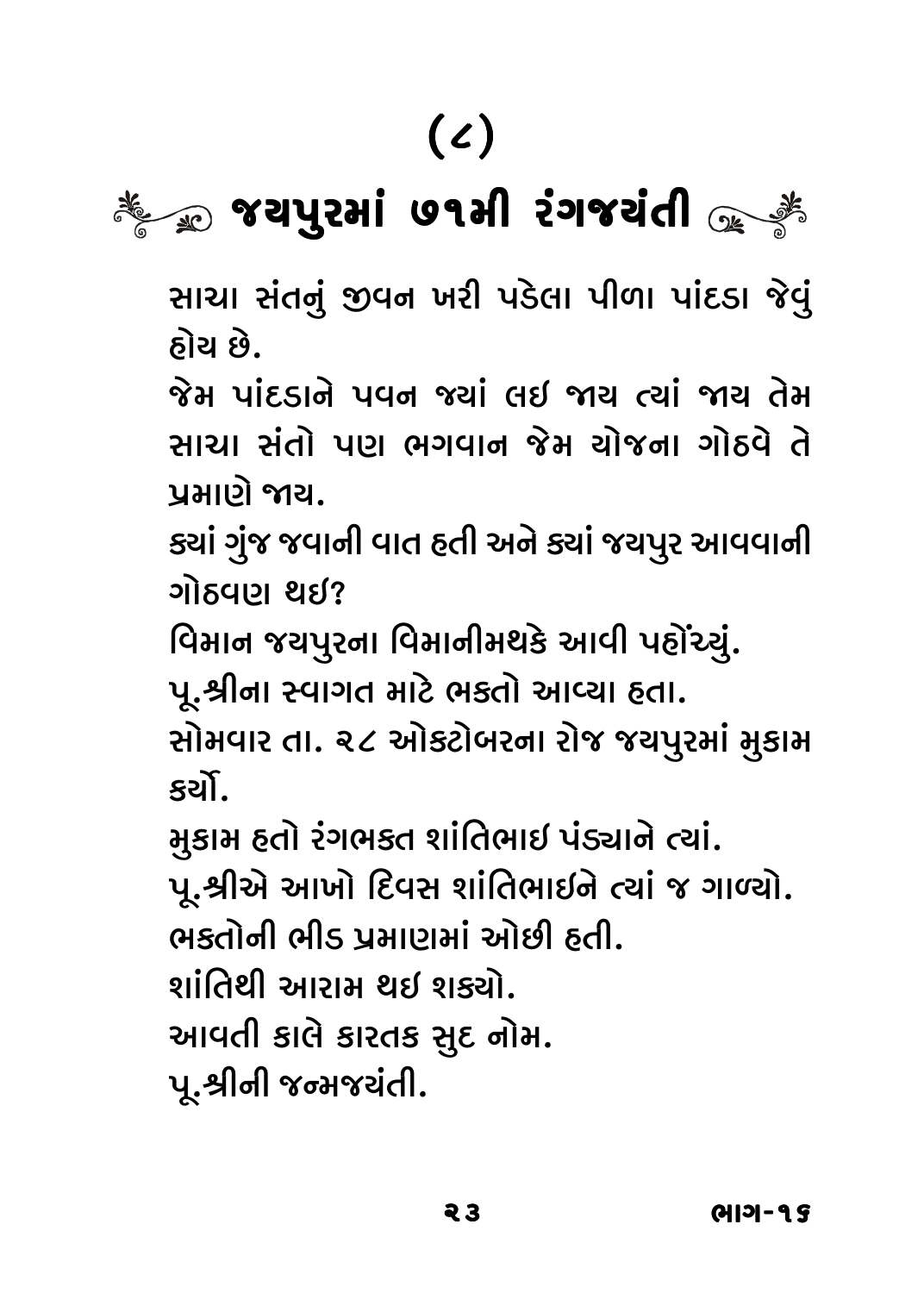# (૮)

## જયપુરમાં ૭૧મી રંગજયંતી

સાચા સંતનું જીવન ખરી પડેલા પીળા પાંદડા જેવું હોય છે.

જેમ પાંદડાને પવન જ્યાં લઇ જાય ત્યાં જાય તેમ સાચા સંતો પણ ભગવાન જેમ યોજના ગોઠવે તે પ્રમાણે જાય.

ક્યાં ગુંજ જવાની વાત હતી અને ક્યાં જયપુર આવવાની ગોઠવણ થઇ?

વિમાન જયપુરના વિમાનીમથકે આવી પહોંચ્યું.

પૂ.શ્રીના સ્વાગત માટે ભક્તો આવ્યા હતા.

સોમવાર તા. ૨૮ ઓક્ટોબરના રોજ જયપુરમાં મુકામ કર્યો.

મુકામ હતો રંગભક્ત શાંતિભાઇ પંડ્યાને ત્યાં.

પૂ.શ્રીએ આખો દિવસ શાંતિભાઇને ત્યાં જ ગાળ્યો.

ભક્તોની ભીડ પ્રમાણમાં ઓછી હતી.

શાંતિથી આરામ થઇ શક્યો.

આવતી કાલે કારતક સુદ નોમ.

પૂ.શ્રીની જન્મજયંતી.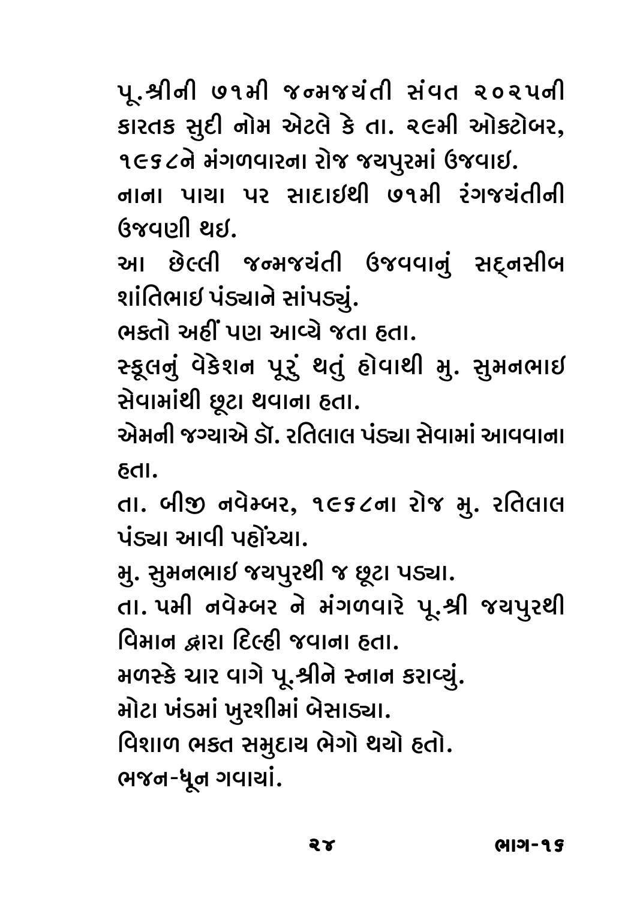પૂ.શ્રીની ૭૧મી જન્મજયંતી સંવત ૨૦૨૫ની કારતક સુદી નોમ એટલે કે તા. ૨૯મી ઓક્ટોબર, ૧૯૬૮ને મંગળવારના રોજ જયપુરમાં ઉજવાઇ.

નાના પાયા પર સાદાઇથી ૭૧મી રંગજયંતીની ઉજવણી થઇ.

આ છેલ્લી જન્મજયંતી ઉજવવાનું સદ્નસીબ શાંતિભાઇ પંડ્યાને સાંપડ્યું.

ભક્તો અહીં પણ આવ્યે જતા હતા.

સ્કૂલનું વેકેશન પૂરું થતું હોવાથી મુ. સુમનભાઇ સેવામાંથી છૂટા થવાના હતા.

એમની જગ્યાએ ડૉ. રતિલાલ પંડ્યા સેવામાં આવવાના હતા.

તા. બીજી નવેમ્બર, ૧૯૬૮ના રોજ મુ. રતિલાલ પંડ્યા આવી પહોંચ્યા.

મુ. સુમનભાઇ જયપુરથી જ છૂટા પડ્યા.

તા. ૫મી નવેમ્બર ને મંગળવારે પૂ.શ્રી જયપુરથી વિમાન દ્વારા દિલ્હી જવાના હતા.

મળસ્કે ચાર વાગે પૂ.શ્રીને સ્નાન કરાવ્યું.

મોટા ખંડમાં ખુરશીમાં બેસાડ્યા.

વિશાળ ભક્ત સમુદાય ભેગો થયો હતો.

ભજન-ધૂન ગવાયાં.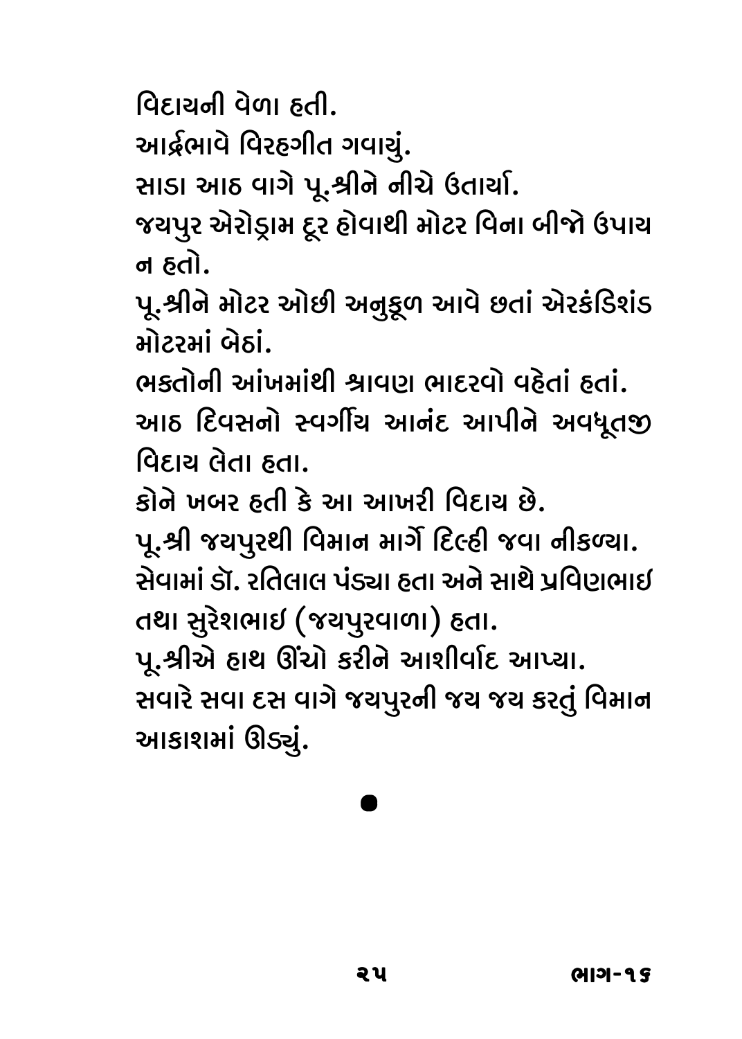વિદાયની વેળા હતી.

આર્દ્રભાવે વિરહગીત ગવાયું.

સાડા આઠ વાગે પૂ.શ્રીને નીચે ઉતાર્યા.

જયપુર એરોડ્રામ દૂર હોવાથી મોટર વિના બીજો ઉપાય ન હતો.

પૂ.શ્રીને મોટર ઓછી અનુકૂળ આવે છતાં એરકંડિશંડ મોટરમાં બેઠાં.

ભક્તોની આંખમાંથી શ્રાવણ ભાદરવો વહેતાં હતાં.

આઠ દિવસનો સ્વર્ગીય આનંદ આપીને અવધૂતજી વિદાય લેતા હતા.

કોને ખબર હતી કે આ આખરી વિદાય છે.

પૂ.શ્રી જયપુરથી વિમાન માર્ગે દિલ્હી જવા નીકળ્યા.

સેવામાં ડૉ. રતિલાલ પંડ્યા હતા અને સાથે પ્રવિણભાઇ તથા સુરેશભાઇ (જયપુરવાળા) હતા.

પૂ.શ્રીએ હાથ ઊંચો કરીને આશીર્વાદ આપ્યા.

સવારે સવા દસ વાગે જયપુરની જય જય કરતું વિમાન આકાશમાં ઊડ્યું.

●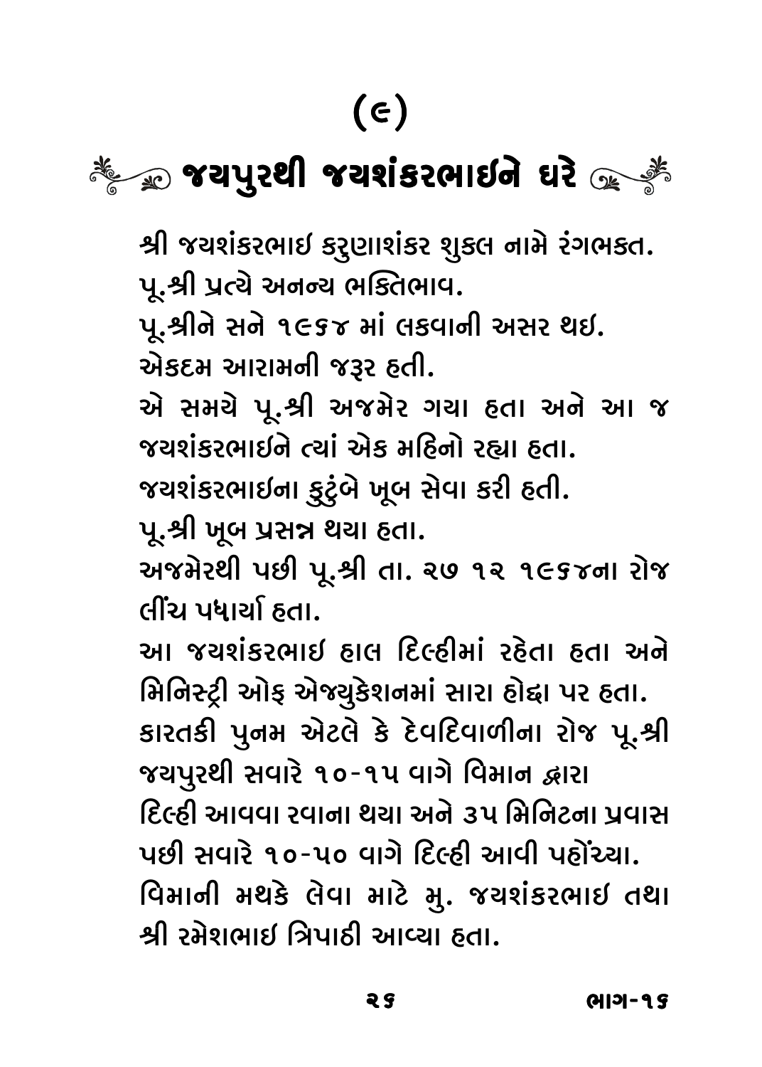# (૯)

## જયપુરથી જયશંકરભાઈને ઘરે

શ્રી જયશંકરભાઈ કરુણાશંકર શુકલ નામે રંગભકત.
પૂ.શ્રી પ્રત્યે અનન્ય ભક્તિભાવ.
પૂ.શ્રીને સને ૧૯૬૪ માં લકવાની અસર થઈ.
એકદમ આરામની જરૂર હતી.
એ સમયે પૂ.શ્રી અજમેર ગયા હતા અને આ જ જયશંકરભાઈને ત્યાં એક મહિનો રહ્યા હતા.
જયશંકરભાઈના કુટુંબે ખૂબ સેવા કરી હતી.
પૂ.શ્રી ખૂબ પ્રસન્ન થયા હતા.
અજમેરથી પછી પૂ.શ્રી તા. ૨૭ ૧૨ ૧૯૬૪ના રોજ લીંચ પધાર્યા હતા.
આ જયશંકરભાઈ હાલ દિલ્હીમાં રહેતા હતા અને મિનિસ્ટ્રી ઓફ એજ્યુકેશનમાં સારા હોદ્દા પર હતા.
કારતકી પુનમ એટલે કે દેવદિવાળીના રોજ પૂ.શ્રી જયપુરથી સવારે ૧૦-૧૫ વાગે વિમાન દ્વારા દિલ્હી આવવા રવાના થયા અને ૩૫ મિનિટના પ્રવાસ પછી સવારે ૧૦-૫૦ વાગે દિલ્હી આવી પહોંચ્યા.
વિમાની મથકે લેવા માટે મુ. જયશંકરભાઈ તથા શ્રી રમેશભાઈ ત્રિપાઠી આવ્યા હતા.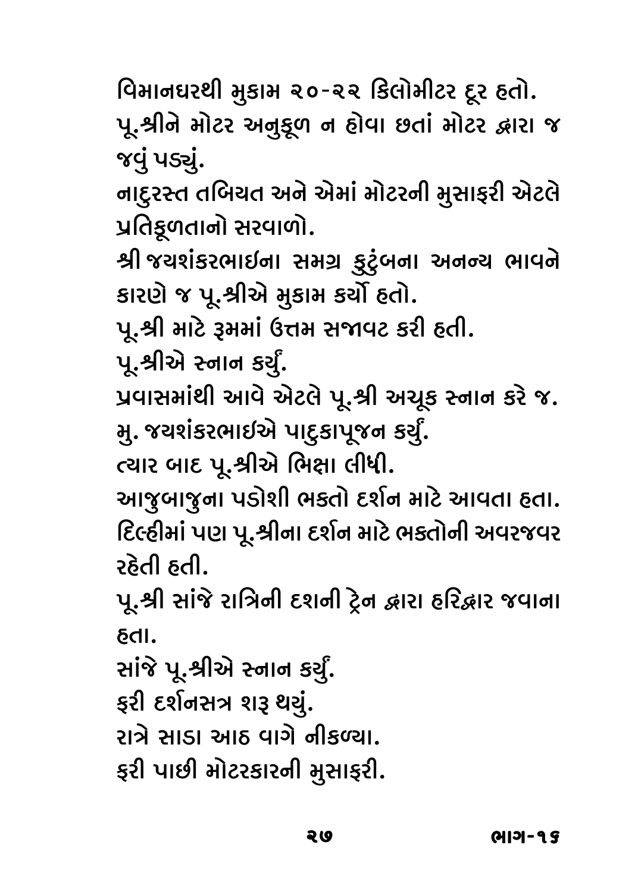વિમાનઘરથી મુકામ ૨૦-૨૨ કિલોમીટર દૂર હતો.

પૂ.શ્રીને મોટર અનુકૂળ ન હોવા છતાં મોટર દ્વારા જ જવું પડ્યું.

નાદુરસ્ત તબિયત અને એમાં મોટરની મુસાફરી એટલે પ્રતિકૂળતાનો સરવાળો.

શ્રી જયશંકરભાઈના સમગ્ર કુટુંબના અનન્ય ભાવને કારણે જ પૂ.શ્રીએ મુકામ કર્યો હતો.

પૂ.શ્રી માટે રૂમમાં ઉત્તમ સજાવટ કરી હતી.

પૂ.શ્રીએ સ્નાન કર્યું.

પ્રવાસમાંથી આવે એટલે પૂ.શ્રી અચૂક સ્નાન કરે જ.

મુ. જયશંકરભાઈએ પાદુકાપૂજન કર્યું.

ત્યાર બાદ પૂ.શ્રીએ ભિક્ષા લીધી.

આજુબાજુના પડોશી ભક્તો દર્શન માટે આવતા હતા.

દિલ્હીમાં પણ પૂ.શ્રીના દર્શન માટે ભક્તોની અવરજવર રહેતી હતી.

પૂ.શ્રી સાંજે રાત્રિની દશની ટ્રેન દ્વારા હરિદ્વાર જવાના હતા.

સાંજે પૂ.શ્રીએ સ્નાન કર્યું.

ફરી દર્શનસત્ર શરૂ થયું.

રાત્રે સાડા આઠ વાગે નીકળ્યા.

ફરી પાછી મોટરકારની મુસાફરી.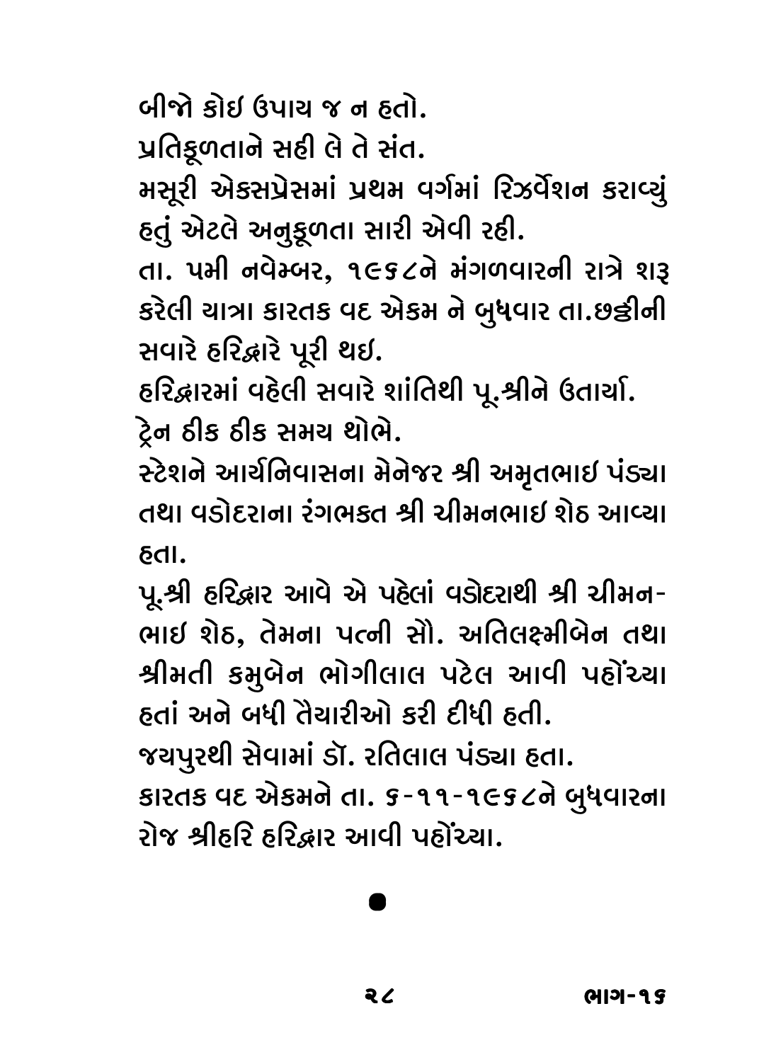બીજો કોઇ ઉપાય જ ન હતો.

પ્રતિકૂળતાને સહી લે તે સંત.

મસૂરી એક્સપ્રેસમાં પ્રથમ વર્ગમાં રિઝર્વેશન કરાવ્યું હતું એટલે અનુકૂળતા સારી એવી રહી.

તા. ૫મી નવેમ્બર, ૧૯૬૮ને મંગળવારની રાત્રે શરૂ કરેલી યાત્રા કારતક વદ એકમ ને બુધવાર તા.છઠ્ઠીની સવારે હરિદ્વારે પૂરી થઇ.

હરિદ્વારમાં વહેલી સવારે શાંતિથી પૂ.શ્રીને ઉતાર્યા.

ટ્રેન ઠીક ઠીક સમય થોભે.

સ્ટેશને આર્યનિવાસના મેનેજર શ્રી અમૃતભાઇ પંડ્યા તથા વડોદરાના રંગભક્ત શ્રી ચીમનભાઇ શેઠ આવ્યા હતા.

પૂ.શ્રી હરિદ્વાર આવે એ પહેલાં વડોદરાથી શ્રી ચીમનભાઇ શેઠ, તેમના પત્ની સૌ. અતિલક્ષ્મીબેન તથા શ્રીમતી કમુબેન ભોગીલાલ પટેલ આવી પહોંચ્યા હતાં અને બધી તૈયારીઓ કરી દીધી હતી.

જયપુરથી સેવામાં ડૉ. રતિલાલ પંડ્યા હતા.

કારતક વદ એકમને તા. ૬-૧૧-૧૯૬૮ને બુધવારના રોજ શ્રીહરિ હરિદ્વાર આવી પહોંચ્યા.

●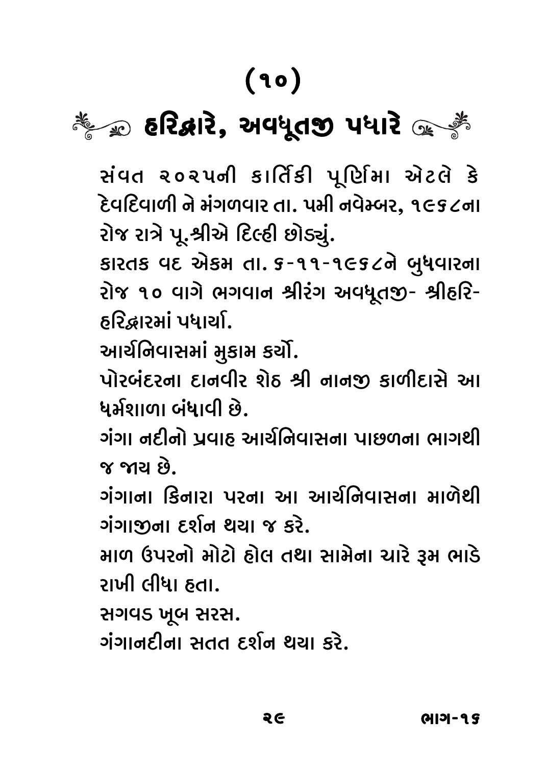# (૧૦)

## હરિદ્વારે, અવધૂતજી પધારે

સંવત ૨૦૨૫ની કાર્તિકી પૂર્ણિમા એટલે કે દેવદિવાળી ને મંગળવાર તા. ૫મી નવેમ્બર, ૧૯૬૮ના રોજ રાત્રે પૂ.શ્રીએ દિલ્હી છોડ્યું.

કારતક વદ એકમ તા. ૬-૧૧-૧૯૬૮ને બુધવારના રોજ ૧૦ વાગે ભગવાન શ્રીરંગ અવધૂતજી- શ્રીહરિ- હરિદ્વારમાં પધાર્યા.

આર્યનિવાસમાં મુકામ કર્યો.

પોરબંદરના દાનવીર શેઠ શ્રી નાનજી કાળીદાસે આ ધર્મશાળા બંધાવી છે.

ગંગા નદીનો પ્રવાહ આર્યનિવાસના પાછળના ભાગથી જ જાય છે.

ગંગાના કિનારા પરના આ આર્યનિવાસના માળેથી ગંગાજીના દર્શન થયા જ કરે.

માળ ઉપરનો મોટો હોલ તથા સામેના ચારે રૂમ ભાડે રાખી લીધા હતા.

સગવડ ખૂબ સરસ.

ગંગાનદીના સતત દર્શન થયા કરે.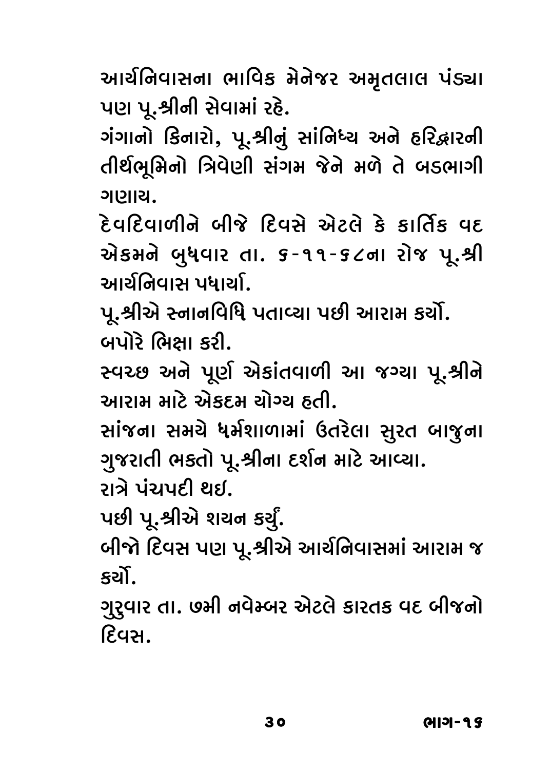આર્યનિવાસના ભાવિક મેનેજર અમૃતલાલ પંડ્યા પણ પૂ.શ્રીની સેવામાં રહે.

ગંગાનો કિનારો, પૂ.શ્રીનું સાંનિધ્ય અને હરિદ્વારની તીર્થભૂમિનો ત્રિવેણી સંગમ જેને મળે તે બડભાગી ગણાય.

દેવદિવાળીને બીજે દિવસે એટલે કે કાર્તિક વદ એકમને બુધવાર તા. ૬-૧૧-૬૮ના રોજ પૂ.શ્રી આર્યનિવાસ પધાર્યા.

પૂ.શ્રીએ સ્નાનવિધિ પતાવ્યા પછી આરામ કર્યો.

બપોરે ભિક્ષા કરી.

સ્વચ્છ અને પૂર્ણ એકાંતવાળી આ જગ્યા પૂ.શ્રીને આરામ માટે એકદમ યોગ્ય હતી.

સાંજના સમયે ધર્મશાળામાં ઉતરેલા સુરત બાજુના ગુજરાતી ભક્તો પૂ.શ્રીના દર્શન માટે આવ્યા.

રાત્રે પંચપદી થઇ.

પછી પૂ.શ્રીએ શયન કર્યું.

બીજો દિવસ પણ પૂ.શ્રીએ આર્યનિવાસમાં આરામ જ કર્યો.

ગુરુવાર તા. ૭મી નવેમ્બર એટલે કારતક વદ બીજનો દિવસ.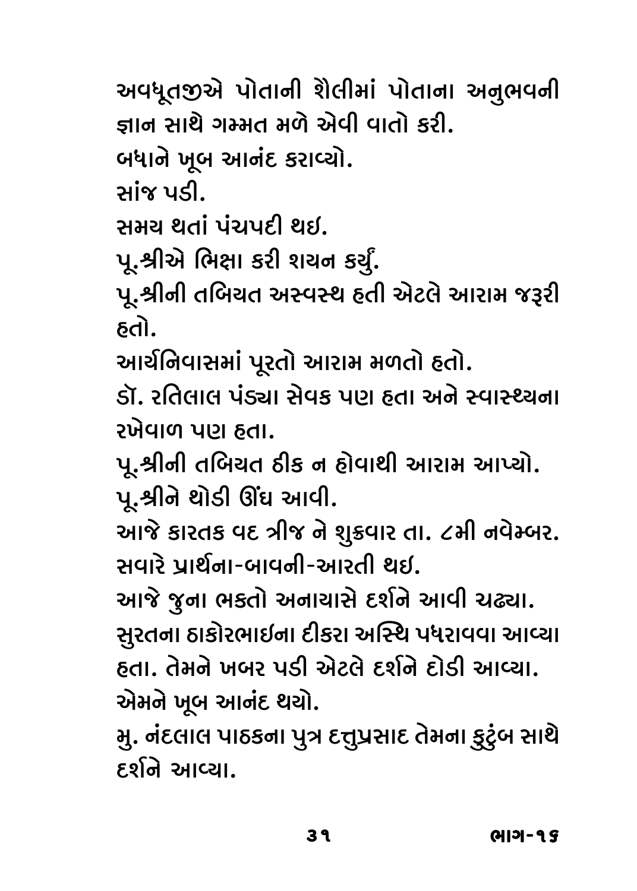અવધૂતજીએ પોતાની શૈલીમાં પોતાના અનુભવની જ્ઞાન સાથે ગમ્મત મળે એવી વાતો કરી.

બધાને ખૂબ આનંદ કરાવ્યો.

સાંજ પડી.

સમય થતાં પંચપદી થઇ.

પૂ.શ્રીએ ભિક્ષા કરી શયન કર્યું.

પૂ.શ્રીની તબિયત અસ્વસ્થ હતી એટલે આરામ જરૂરી હતો.

આર્યનિવાસમાં પૂરતો આરામ મળતો હતો.

ડૉ. રતિલાલ પંડ્યા સેવક પણ હતા અને સ્વાસ્થ્યના રખેવાળ પણ હતા.

પૂ.શ્રીની તબિયત ઠીક ન હોવાથી આરામ આપ્યો.

પૂ.શ્રીને થોડી ઊંઘ આવી.

આજે કારતક વદ ત્રીજ ને શુક્રવાર તા. ૮મી નવેમ્બર.

સવારે પ્રાર્થના-બાવની-આરતી થઇ.

આજે જુના ભક્તો અનાયાસે દર્શને આવી ચઢ્યા.

સુરતના ઠાકોરભાઇના દીકરા અસ્થિ પધરાવવા આવ્યા હતા. તેમને ખબર પડી એટલે દર્શને દોડી આવ્યા.

એમને ખૂબ આનંદ થયો.

મુ. નંદલાલ પાઠકના પુત્ર દત્તુપ્રસાદ તેમના કુટુંબ સાથે દર્શને આવ્યા.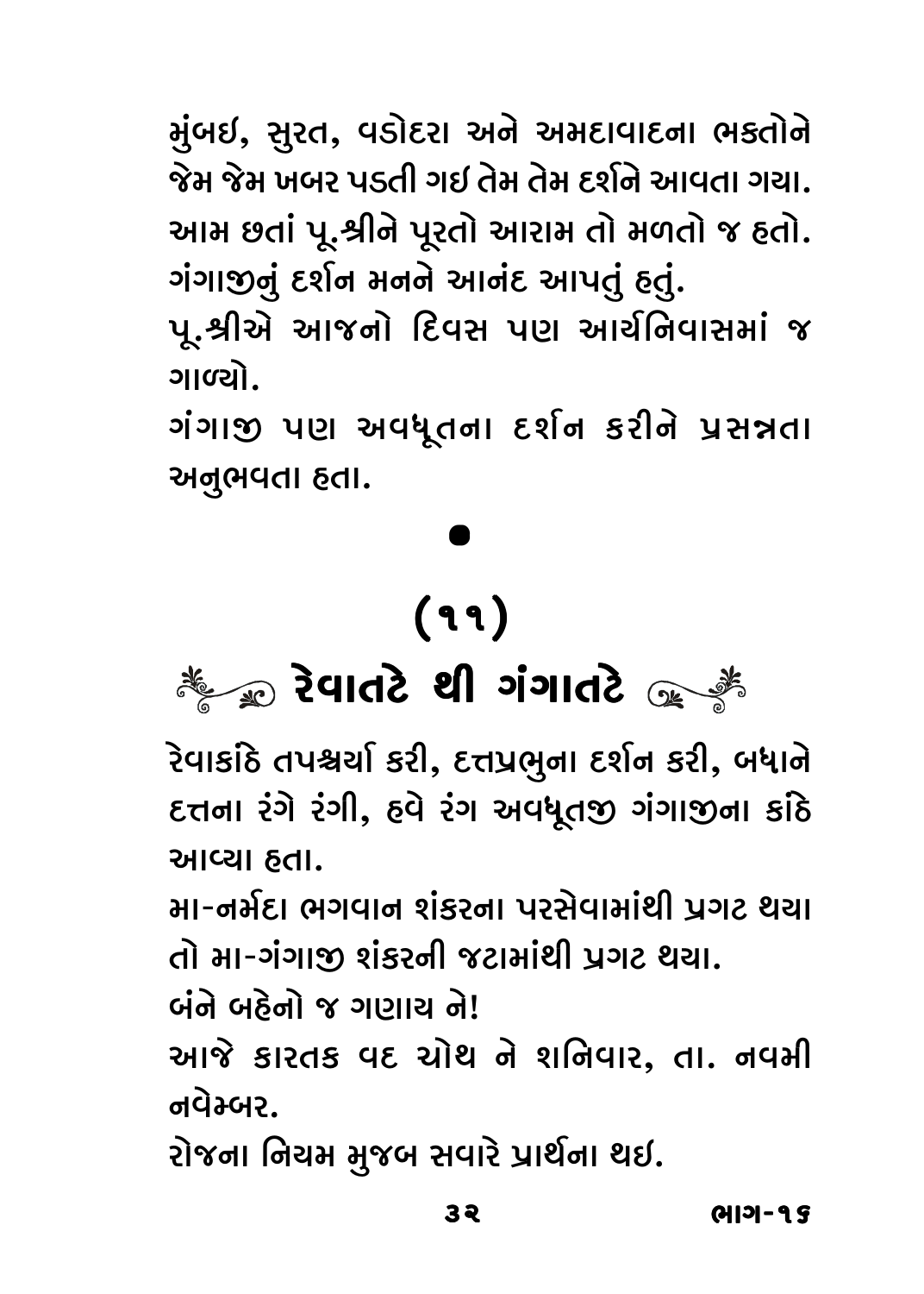મુંબઇ, સુરત, વડોદરા અને અમદાવાદના ભક્તોને જેમ જેમ ખબર પડતી ગઇ તેમ તેમ દર્શને આવતા ગયા. આમ છતાં પૂ.શ્રીને પૂરતો આરામ તો મળતો જ હતો. ગંગાજીનું દર્શન મનને આનંદ આપતું હતું.

પૂ.શ્રીએ આજનો દિવસ પણ આર્યનિવાસમાં જ ગાળ્યો.

ગંગાજી પણ અવધૂતના દર્શન કરીને પ્રસન્નતા અનુભવતા હતા.

•

## (૧૧)

## રેવાતટે થી ગંગાતટે

રેવાકાંઠે તપશ્ચર્યા કરી, દત્તપ્રભુના દર્શન કરી, બધાને દત્તના રંગે રંગી, હવે રંગ અવધૂતજી ગંગાજીના કાંઠે આવ્યા હતા.

મા-નર્મદા ભગવાન શંકરના પરસેવામાંથી પ્રગટ થયા તો મા-ગંગાજી શંકરની જટામાંથી પ્રગટ થયા.

બંને બહેનો જ ગણાય ને!

આજે કારતક વદ ચોથ ને શનિવાર, તા. નવમી નવેમ્બર.

રોજના નિયમ મુજબ સવારે પ્રાર્થના થઇ.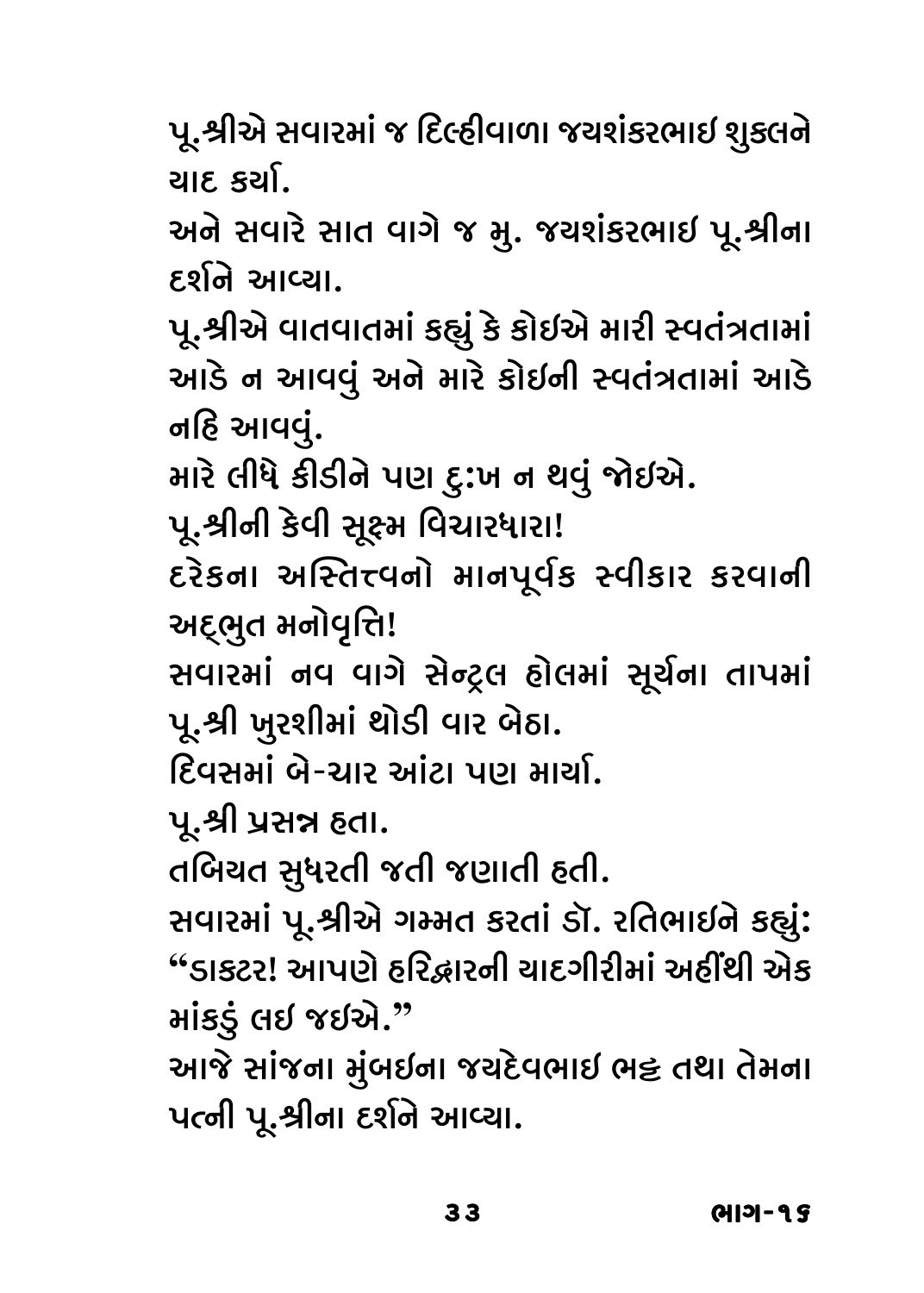પૂ.શ્રીએ સવારમાં જ દિલ્હીવાળા જયશંકરભાઇ શુક્લને યાદ કર્યા.

અને સવારે સાત વાગે જ મુ. જયશંકરભાઇ પૂ.શ્રીના દર્શને આવ્યા.

પૂ.શ્રીએ વાતવાતમાં કહ્યું કે કોઇએ મારી સ્વતંત્રતામાં આડે ન આવવું અને મારે કોઇની સ્વતંત્રતામાં આડે નહિ આવવું.

મારે લીધે કીડીને પણ દુ:ખ ન થવું જોઇએ.

પૂ.શ્રીની કેવી સૂક્ષ્મ વિચારધારા!

દરેકના અસ્તિત્વનો માનપૂર્વક સ્વીકાર કરવાની અદ્ભુત મનોવૃત્તિ!

સવારમાં નવ વાગે સેન્ટ્રલ હોલમાં સૂર્યના તાપમાં પૂ.શ્રી ખુરશીમાં થોડી વાર બેઠા.

દિવસમાં બે-ચાર આંટા પણ માર્યા.

પૂ.શ્રી પ્રસન્ન હતા.

તબિયત સુધરતી જતી જણાતી હતી.

સવારમાં પૂ.શ્રીએ ગમ્મત કરતાં ડૉ. રતિભાઇને કહ્યું: “ડાક્ટર! આપણે હરિદ્વારની યાદગીરીમાં અહીંથી એક માંકડું લઇ જઇએ.”

આજે સાંજના મુંબઇના જયદેવભાઇ ભટ્ટ તથા તેમના પત્ની પૂ.શ્રીના દર્શને આવ્યા.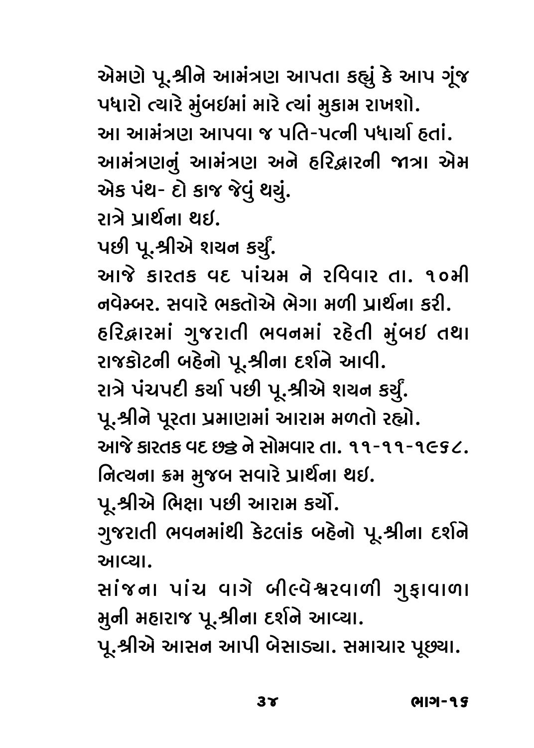એમણે પૂ.શ્રીને આમંત્રણ આપતા કહ્યું કે આપ ગૂંજ પધારો ત્યારે મુંબઇમાં મારે ત્યાં મુકામ રાખશો.

આ આમંત્રણ આપવા જ પતિ-પત્ની પધાર્યા હતાં.

આમંત્રણનું આમંત્રણ અને હરિદ્વારની જાત્રા એમ એક પંથ- દો કાજ જેવું થયું.

રાત્રે પ્રાર્થના થઇ.

પછી પૂ.શ્રીએ શયન કર્યું.

આજે કારતક વદ પાંચમ ને રવિવાર તા. ૧૦મી નવેમ્બર. સવારે ભક્તોએ ભેગા મળી પ્રાર્થના કરી.

હરિદ્વારમાં ગુજરાતી ભવનમાં રહેતી મુંબઇ તથા રાજકોટની બહેનો પૂ.શ્રીના દર્શને આવી.

રાત્રે પંચપદી કર્યા પછી પૂ.શ્રીએ શયન કર્યું.

પૂ.શ્રીને પૂરતા પ્રમાણમાં આરામ મળતો રહ્યો.

આજે કારતક વદ છઠ્ઠ ને સોમવાર તા. ૧૧-૧૧-૧૯૬૮.

નિત્યના ક્રમ મુજબ સવારે પ્રાર્થના થઇ.

પૂ.શ્રીએ ભિક્ષા પછી આરામ કર્યો.

ગુજરાતી ભવનમાંથી કેટલાંક બહેનો પૂ.શ્રીના દર્શને આવ્યા.

સાંજના પાંચ વાગે બીલ્વેશ્વરવાળી ગુફાવાળા મુની મહારાજ પૂ.શ્રીના દર્શને આવ્યા.

પૂ.શ્રીએ આસન આપી બેસાડ્યા. સમાચાર પૂછ્યા.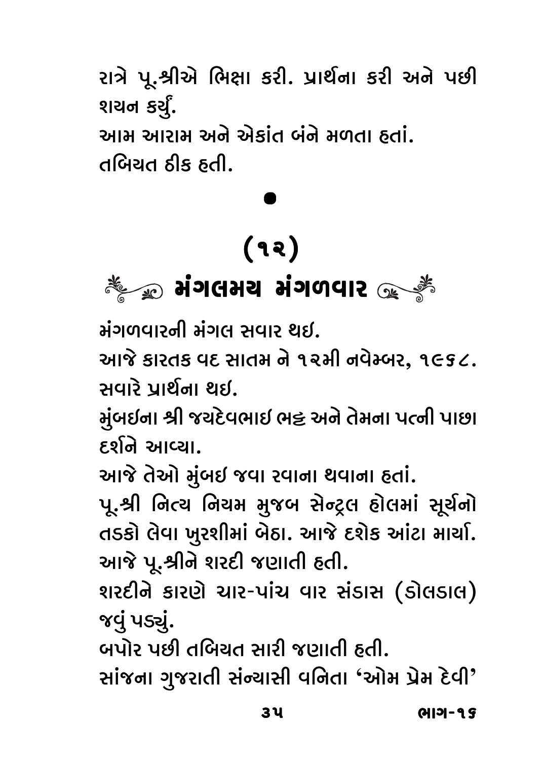રાત્રે પૂ.શ્રીએ ભિક્ષા કરી. પ્રાર્થના કરી અને પછી શયન કર્યું.

આમ આરામ અને એકાંત બંને મળતા હતાં.

તબિયત ઠીક હતી.

•

## (૧૨)

## મંગલમય મંગળવાર

મંગળવારની મંગલ સવાર થઈ.

આજે કારતક વદ સાતમ ને ૧૨મી નવેમ્બર, ૧૯૬૮.

સવારે પ્રાર્થના થઈ.

મુંબઈના શ્રી જયદેવભાઈ ભટ્ટ અને તેમના પત્ની પાછા દર્શને આવ્યા.

આજે તેઓ મુંબઈ જવા રવાના થવાના હતાં.

પૂ.શ્રી નિત્ય નિયમ મુજબ સેન્ટ્રલ હોલમાં સૂર્યનો તડકો લેવા ખુરશીમાં બેઠા. આજે દશેક આંટા માર્યા.

આજે પૂ.શ્રીને શરદી જણાતી હતી.

શરદીને કારણે ચાર-પાંચ વાર સંડાસ (ડોલડાલ) જવું પડ્યું.

બપોર પછી તબિયત સારી જણાતી હતી.

સાંજના ગુજરાતી સંન્યાસી વનિતા 'ઓમ પ્રેમ દેવી'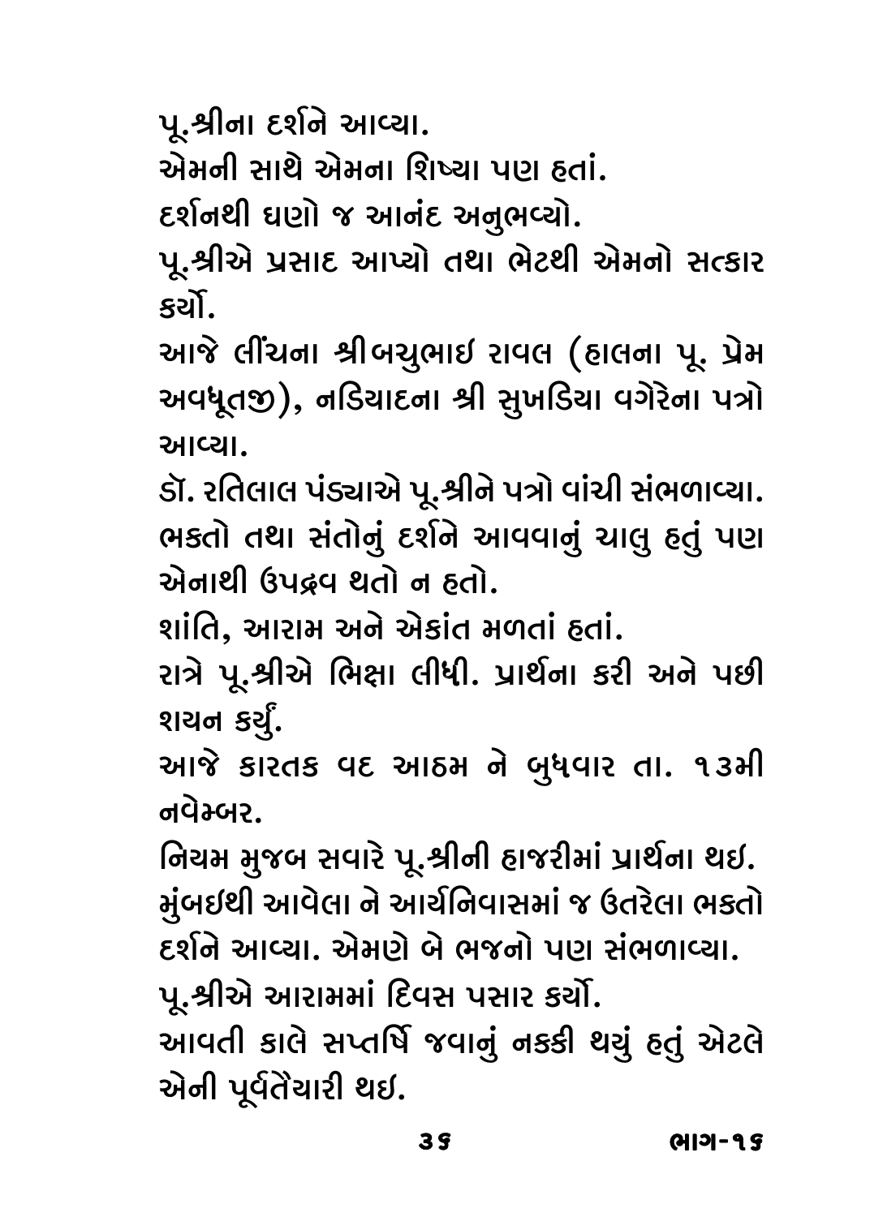પૂ.શ્રીના દર્શને આવ્યા.

એમની સાથે એમના શિષ્યા પણ હતાં.

દર્શનથી ઘણો જ આનંદ અનુભવ્યો.

પૂ.શ્રીએ પ્રસાદ આપ્યો તથા ભેટથી એમનો સત્કાર કર્યો.

આજે લીંચના શ્રીબચુભાઇ રાવલ (હાલના પૂ. પ્રેમ અવધૂતજી), નડિયાદના શ્રી સુખડિયા વગેરેના પત્રો આવ્યા.

ડૉ. રતિલાલ પંડ્યાએ પૂ.શ્રીને પત્રો વાંચી સંભળાવ્યા.

ભક્તો તથા સંતોનું દર્શને આવવાનું ચાલુ હતું પણ એનાથી ઉપદ્રવ થતો ન હતો.

શાંતિ, આરામ અને એકાંત મળતાં હતાં.

રાત્રે પૂ.શ્રીએ ભિક્ષા લીધી. પ્રાર્થના કરી અને પછી શયન કર્યું.

આજે કારતક વદ આઠમ ને બુધવાર તા. ૧૩મી નવેમ્બર.

નિયમ મુજબ સવારે પૂ.શ્રીની હાજરીમાં પ્રાર્થના થઇ.

મુંબઇથી આવેલા ને આર્યનિવાસમાં જ ઉતરેલા ભક્તો દર્શને આવ્યા. એમણે બે ભજનો પણ સંભળાવ્યા.

પૂ.શ્રીએ આરામમાં દિવસ પસાર કર્યો.

આવતી કાલે સપ્તર્ષિ જવાનું નક્કી થયું હતું એટલે એની પૂર્વતૈયારી થઇ.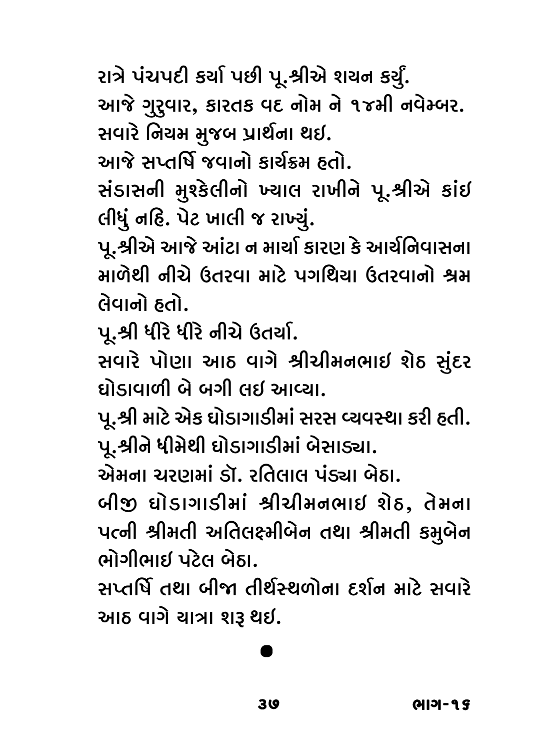રાત્રે પંચપદી કર્યા પછી પૂ.શ્રીએ શયન કર્યું.

આજે ગુરુવાર, કારતક વદ નોમ ને ૧૪મી નવેમ્બર.

સવારે નિયમ મુજબ પ્રાર્થના થઇ.

આજે સપ્તર્ષિ જવાનો કાર્યક્રમ હતો.

સંડાસની મુશ્કેલીનો ખ્યાલ રાખીને પૂ.શ્રીએ કાંઇ લીધું નહિ. પેટ ખાલી જ રાખ્યું.

પૂ.શ્રીએ આજે આંટા ન માર્યા કારણ કે આર્યનિવાસના માળેથી નીચે ઉતરવા માટે પગથિયા ઉતરવાનો શ્રમ લેવાનો હતો.

પૂ.શ્રી ધીરે ધીરે નીચે ઉતર્યા.

સવારે પોણા આઠ વાગે શ્રીચીમનભાઇ શેઠ સુંદર ઘોડાવાળી બે બગી લઇ આવ્યા.

પૂ.શ્રી માટે એક ઘોડાગાડીમાં સરસ વ્યવસ્થા કરી હતી.

પૂ.શ્રીને ધીમેથી ઘોડાગાડીમાં બેસાડ્યા.

એમના ચરણમાં ડૉ. રતિલાલ પંડ્યા બેઠા.

બીજી ઘોડાગાડીમાં શ્રીચીમનભાઇ શેઠ, તેમના પત્ની શ્રીમતી અતિલક્ષ્મીબેન તથા શ્રીમતી કમુબેન ભોગીભાઇ પટેલ બેઠા.

સપ્તર્ષિ તથા બીજા તીર્થસ્થળોના દર્શન માટે સવારે આઠ વાગે યાત્રા શરૂ થઇ.

●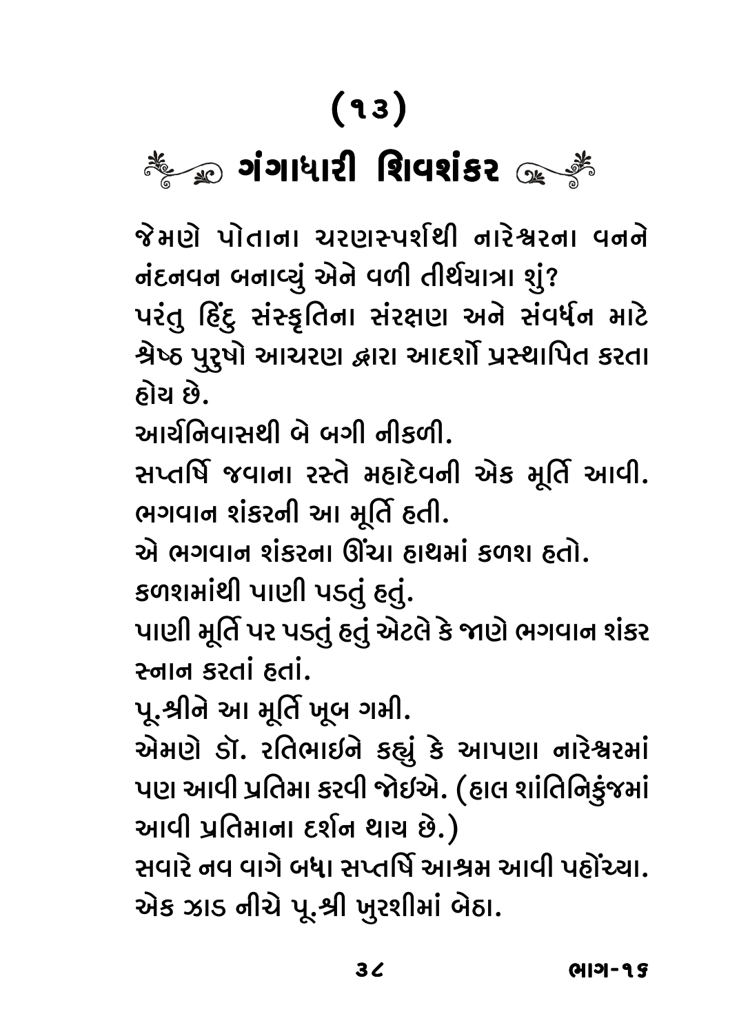# (૧૩)

## ગંગાધારી શિવશંકર

જેમણે પોતાના ચરણસ્પર્શથી નારેશ્વરના વનને નંદનવન બનાવ્યું એને વળી તીર્થયાત્રા શું?

પરંતુ હિંદુ સંસ્કૃતિના સંરક્ષણ અને સંવર્ધન માટે શ્રેષ્ઠ પુરુષો આચરણ દ્વારા આદર્શો પ્રસ્થાપિત કરતા હોય છે.

આર્યનિવાસથી બે બગી નીકળી.

સપ્તર્ષિ જવાના રસ્તે મહાદેવની એક મૂર્તિ આવી. ભગવાન શંકરની આ મૂર્તિ હતી.

એ ભગવાન શંકરના ઊંચા હાથમાં કળશ હતો.

કળશમાંથી પાણી પડતું હતું.

પાણી મૂર્તિ પર પડતું હતું એટલે કે જાણે ભગવાન શંકર સ્નાન કરતાં હતાં.

પૂ.શ્રીને આ મૂર્તિ ખૂબ ગમી.

એમણે ડૉ. રતિભાઈને કહ્યું કે આપણા નારેશ્વરમાં પણ આવી પ્રતિમા કરવી જોઈએ. (હાલ શાંતિનિકુંજમાં આવી પ્રતિમાના દર્શન થાય છે.)

સવારે નવ વાગે બધા સપ્તર્ષિ આશ્રમ આવી પહોંચ્યા.

એક ઝાડ નીચે પૂ.શ્રી ખુરશીમાં બેઠા.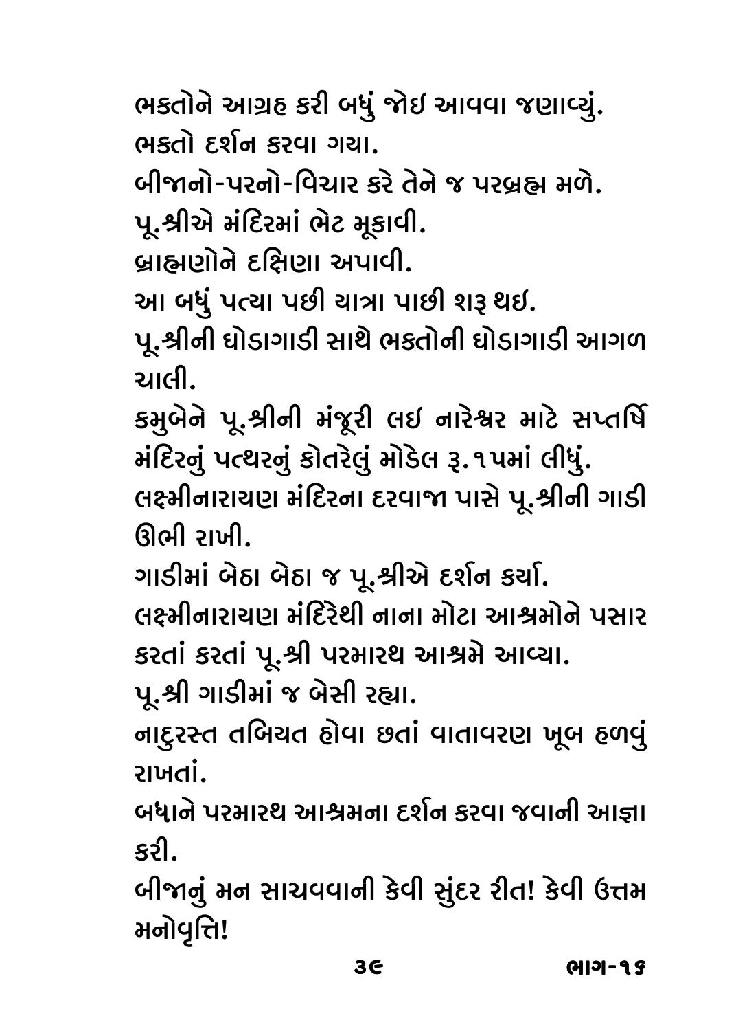ભક્તોને આગ્રહ કરી બધું જોઇ આવવા જણાવ્યું.

ભક્તો દર્શન કરવા ગયા.

બીજાનો-પરનો-વિચાર કરે તેને જ પરબ્રહ્મ મળે.

પૂ.શ્રીએ મંદિરમાં ભેટ મૂકાવી.

બ્રાહ્મણોને દક્ષિણા અપાવી.

આ બધું પત્યા પછી યાત્રા પાછી શરૂ થઇ.

પૂ.શ્રીની ઘોડાગાડી સાથે ભક્તોની ઘોડાગાડી આગળ ચાલી.

કમુબેને પૂ.શ્રીની મંજૂરી લઇ નારેશ્વર માટે સપ્તર્ષિ મંદિરનું પત્થરનું કોતરેલું મોડેલ રૂ.૧૫માં લીધું.

લક્ષ્મીનારાયણ મંદિરના દરવાજા પાસે પૂ.શ્રીની ગાડી ઊભી રાખી.

ગાડીમાં બેઠા બેઠા જ પૂ.શ્રીએ દર્શન કર્યા.

લક્ષ્મીનારાયણ મંદિરેથી નાના મોટા આશ્રમોને પસાર કરતાં કરતાં પૂ.શ્રી પરમારથ આશ્રમે આવ્યા.

પૂ.શ્રી ગાડીમાં જ બેસી રહ્યા.

નાદુરસ્ત તબિયત હોવા છતાં વાતાવરણ ખૂબ હળવું રાખતાં.

બધાને પરમારથ આશ્રમના દર્શન કરવા જવાની આજ્ઞા કરી.

બીજાનું મન સાચવવાની કેવી સુંદર રીત! કેવી ઉત્તમ મનોવૃત્તિ!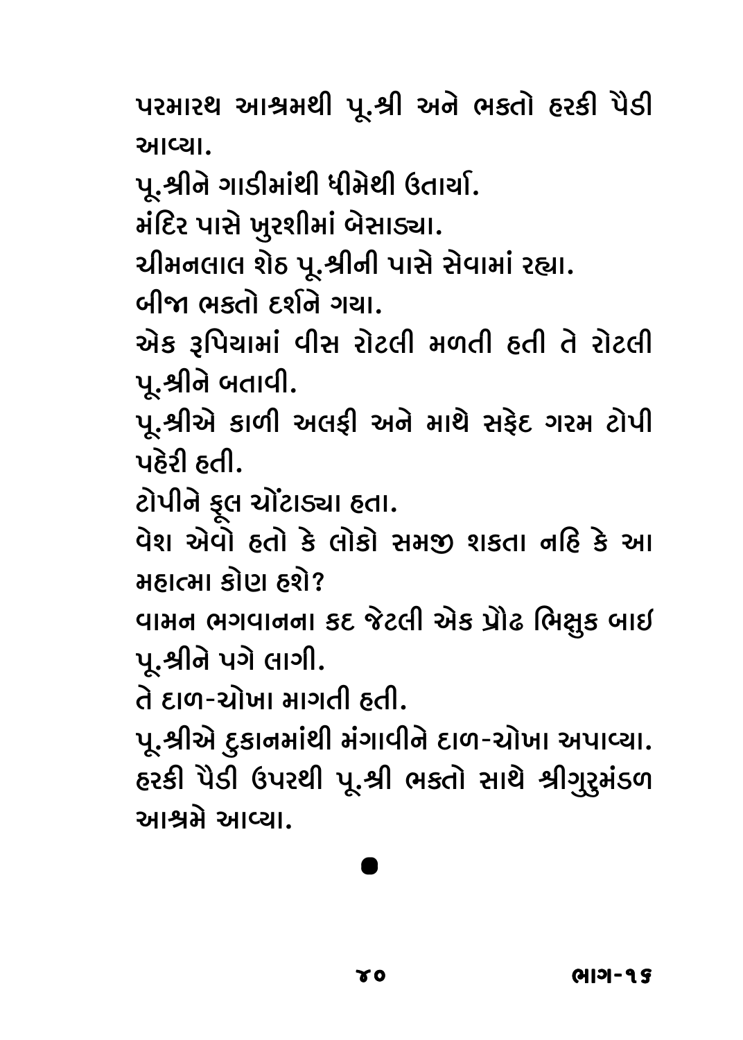પરમારથ આશ્રમથી પૂ.શ્રી અને ભક્તો હરકી પૈડી આવ્યા.

પૂ.શ્રીને ગાડીમાંથી ધીમેથી ઉતાર્યા.

મંદિર પાસે ખુરશીમાં બેસાડ્યા.

ચીમનલાલ શેઠ પૂ.શ્રીની પાસે સેવામાં રહ્યા.

બીજા ભક્તો દર્શને ગયા.

એક રૂપિયામાં વીસ રોટલી મળતી હતી તે રોટલી પૂ.શ્રીને બતાવી.

પૂ.શ્રીએ કાળી અલફી અને માથે સફેદ ગરમ ટોપી પહેરી હતી.

ટોપીને ફૂલ ચોંટાડ્યા હતા.

વેશ એવો હતો કે લોકો સમજી શકતા નહિ કે આ મહાત્મા કોણ હશે?

વામન ભગવાનના કદ જેટલી એક પ્રૌઢ ભિક્ષુક બાઈ પૂ.શ્રીને પગે લાગી.

તે દાળ-ચોખા માગતી હતી.

પૂ.શ્રીએ દુકાનમાંથી મંગાવીને દાળ-ચોખા અપાવ્યા.

હરકી પૈડી ઉપરથી પૂ.શ્રી ભક્તો સાથે શ્રીગુરુમંડળ આશ્રમે આવ્યા.

●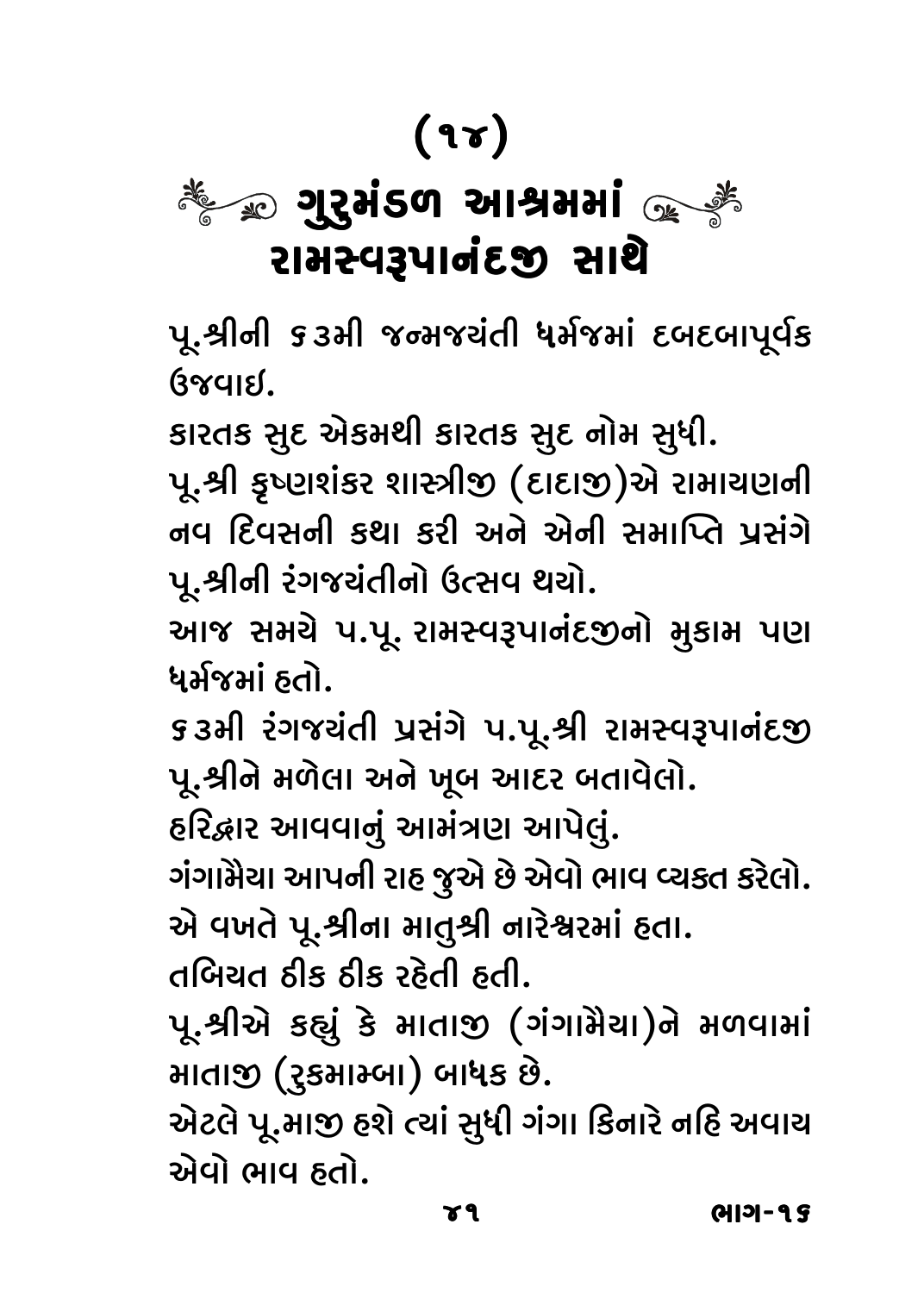# (૧૪)

# ગુરુમંડળ આશ્રમમાં રામસ્વરૂપાનંદજી સાથે

પૂ.શ્રીની ૬૩મી જન્મજયંતી ધર્મજમાં દબદબાપૂર્વક ઉજવાઇ.

કારતક સુદ એકમથી કારતક સુદ નોમ સુધી.

પૂ.શ્રી કૃષ્ણશંકર શાસ્ત્રીજી (દાદાજી)એ રામાયણની નવ દિવસની કથા કરી અને એની સમાપ્તિ પ્રસંગે પૂ.શ્રીની રંગજયંતીનો ઉત્સવ થયો.

આજ સમયે પ.પૂ. રામસ્વરૂપાનંદજીનો મુકામ પણ ધર્મજમાં હતો.

૬૩મી રંગજયંતી પ્રસંગે પ.પૂ.શ્રી રામસ્વરૂપાનંદજી પૂ.શ્રીને મળેલા અને ખૂબ આદર બતાવેલો.

હરિદ્વાર આવવાનું આમંત્રણ આપેલું.

ગંગામૈયા આપની રાહ જુએ છે એવો ભાવ વ્યક્ત કરેલો.

એ વખતે પૂ.શ્રીના માતુશ્રી નારેશ્વરમાં હતા.

તબિયત ઠીક ઠીક રહેતી હતી.

પૂ.શ્રીએ કહ્યું કે માતાજી (ગંગામૈયા)ને મળવામાં માતાજી (રુકમામ્બા) બાધક છે.

એટલે પૂ.માજી હશે ત્યાં સુધી ગંગા કિનારે નહિ અવાય એવો ભાવ હતો.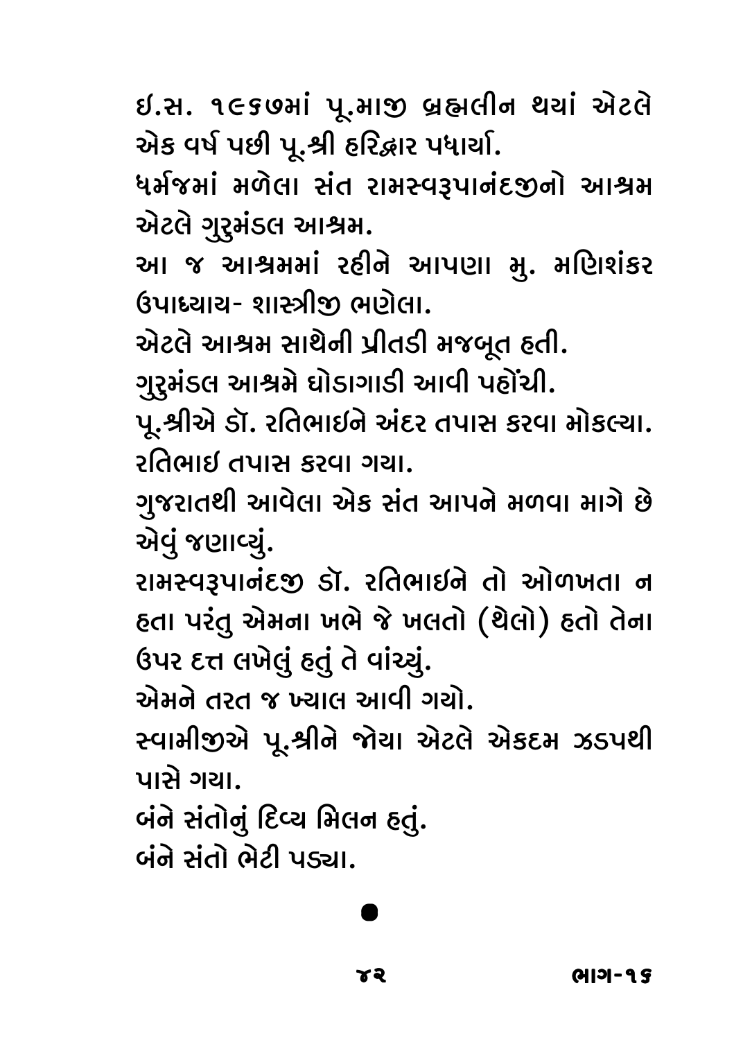ઈ.સ. ૧૯૬૭માં પૂ.માજી બ્રહ્મલીન થયાં એટલે એક વર્ષ પછી પૂ.શ્રી હરિદ્વાર પધાર્યા.

ધર્મજમાં મળેલા સંત રામસ્વરૂપાનંદજીનો આશ્રમ એટલે ગુરુમંડલ આશ્રમ.

આ જ આશ્રમમાં રહીને આપણા મુ. મણિશંકર ઉપાધ્યાય- શાસ્ત્રીજી ભણેલા.

એટલે આશ્રમ સાથેની પ્રીતડી મજબૂત હતી.

ગુરુમંડલ આશ્રમે ઘોડાગાડી આવી પહોંચી.

પૂ.શ્રીએ ડૉ. રતિભાઈને અંદર તપાસ કરવા મોકલ્યા.

રતિભાઈ તપાસ કરવા ગયા.

ગુજરાતથી આવેલા એક સંત આપને મળવા માગે છે એવું જણાવ્યું.

રામસ્વરૂપાનંદજી ડૉ. રતિભાઈને તો ઓળખતા ન હતા પરંતુ એમના ખભે જે ખલતો (થેલો) હતો તેના ઉપર દત્ત લખેલું હતું તે વાંચ્યું.

એમને તરત જ ખ્યાલ આવી ગયો.

સ્વામીજીએ પૂ.શ્રીને જોયા એટલે એકદમ ઝડપથી પાસે ગયા.

બંને સંતોનું દિવ્ય મિલન હતું.

બંને સંતો ભેટી પડ્યા.

●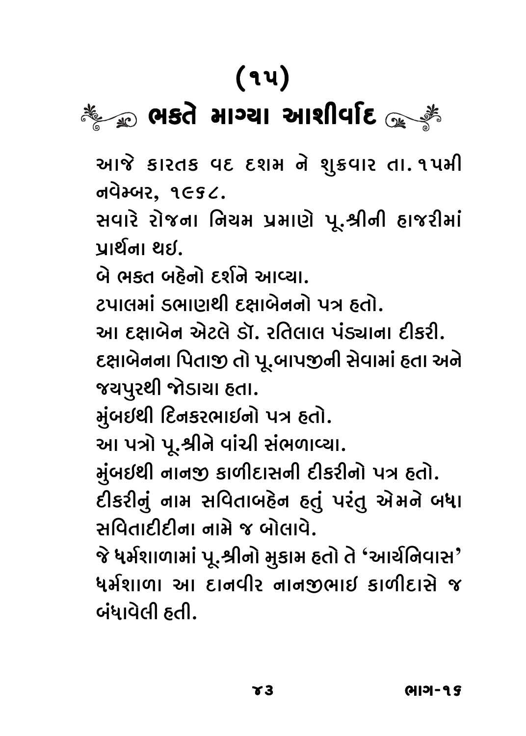# (૧૫)

## ભક્તે માગ્યા આશીર્વાદ

આજે કારતક વદ દશમ ને શુક્રવાર તા. ૧૫મી નવેમ્બર, ૧૯૬૮.

સવારે રોજના નિયમ પ્રમાણે પૂ.શ્રીની હાજરીમાં પ્રાર્થના થઇ.

બે ભક્ત બહેનો દર્શને આવ્યા.

ટપાલમાં ડભાણથી દક્ષાબેનનો પત્ર હતો.

આ દક્ષાબેન એટલે ડૉ. રતિલાલ પંડ્યાના દીકરી.

દક્ષાબેનના પિતાજી તો પૂ.બાપજીની સેવામાં હતા અને જયપુરથી જોડાયા હતા.

મુંબઈથી દિનકરભાઈનો પત્ર હતો.

આ પત્રો પૂ.શ્રીને વાંચી સંભળાવ્યા.

મુંબઈથી નાનજી કાળીદાસની દીકરીનો પત્ર હતો.

દીકરીનું નામ સવિતાબહેન હતું પરંતુ એમને બધા સવિતાદીદીના નામે જ બોલાવે.

જે ધર્મશાળામાં પૂ.શ્રીનો મુકામ હતો તે 'આર્યનિવાસ' ધર્મશાળા આ દાનવીર નાનજીભાઇ કાળીદાસે જ બંધાવેલી હતી.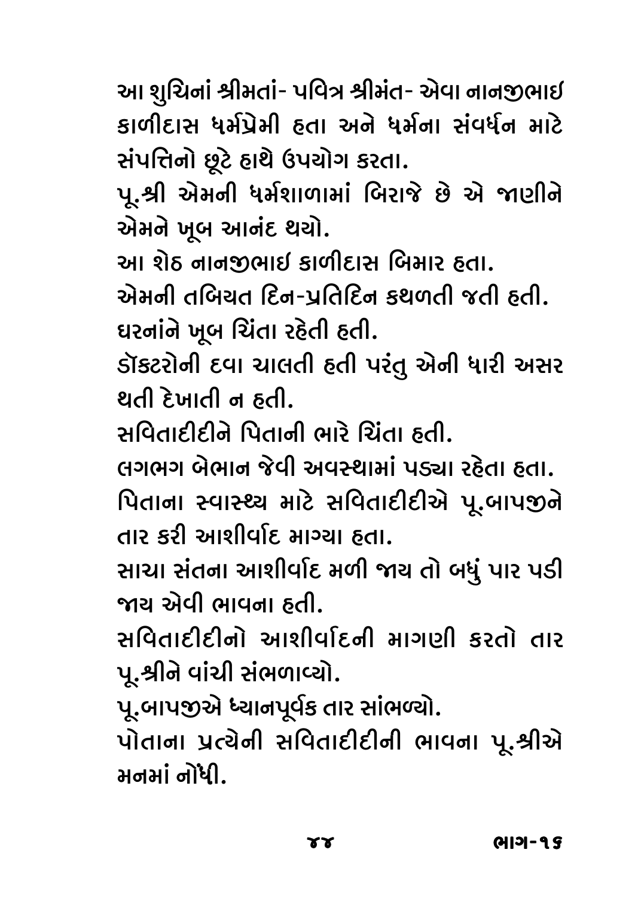આ શુચિનાં શ્રીમતાં- પવિત્ર શ્રીમંત- એવા નાનજીભાઇ કાળીદાસ ધર્મપ્રેમી હતા અને ધર્મના સંવર્ધન માટે સંપત્તિનો છૂટે હાથે ઉપયોગ કરતા.

પૂ.શ્રી એમની ધર્મશાળામાં બિરાજે છે એ જાણીને એમને ખૂબ આનંદ થયો.

આ શેઠ નાનજીભાઇ કાળીદાસ બિમાર હતા.

એમની તબિયત દિન-પ્રતિદિન કથળતી જતી હતી.

ઘરનાંને ખૂબ ચિંતા રહેતી હતી.

ડૉક્ટરોની દવા ચાલતી હતી પરંતુ એની ધારી અસર થતી દેખાતી ન હતી.

સવિતાદીદીને પિતાની ભારે ચિંતા હતી.

લગભગ બેભાન જેવી અવસ્થામાં પડ્યા રહેતા હતા.

પિતાના સ્વાસ્થ્ય માટે સવિતાદીદીએ પૂ.બાપજીને તાર કરી આશીર્વાદ માગ્યા હતા.

સાચા સંતના આશીર્વાદ મળી જાય તો બધું પાર પડી જાય એવી ભાવના હતી.

સવિતાદીદીનો આશીર્વાદની માગણી કરતો તાર પૂ.શ્રીને વાંચી સંભળાવ્યો.

પૂ.બાપજીએ ધ્યાનપૂર્વક તાર સાંભળ્યો.

પોતાના પ્રત્યેની સવિતાદીદીની ભાવના પૂ.શ્રીએ મનમાં નોંધી.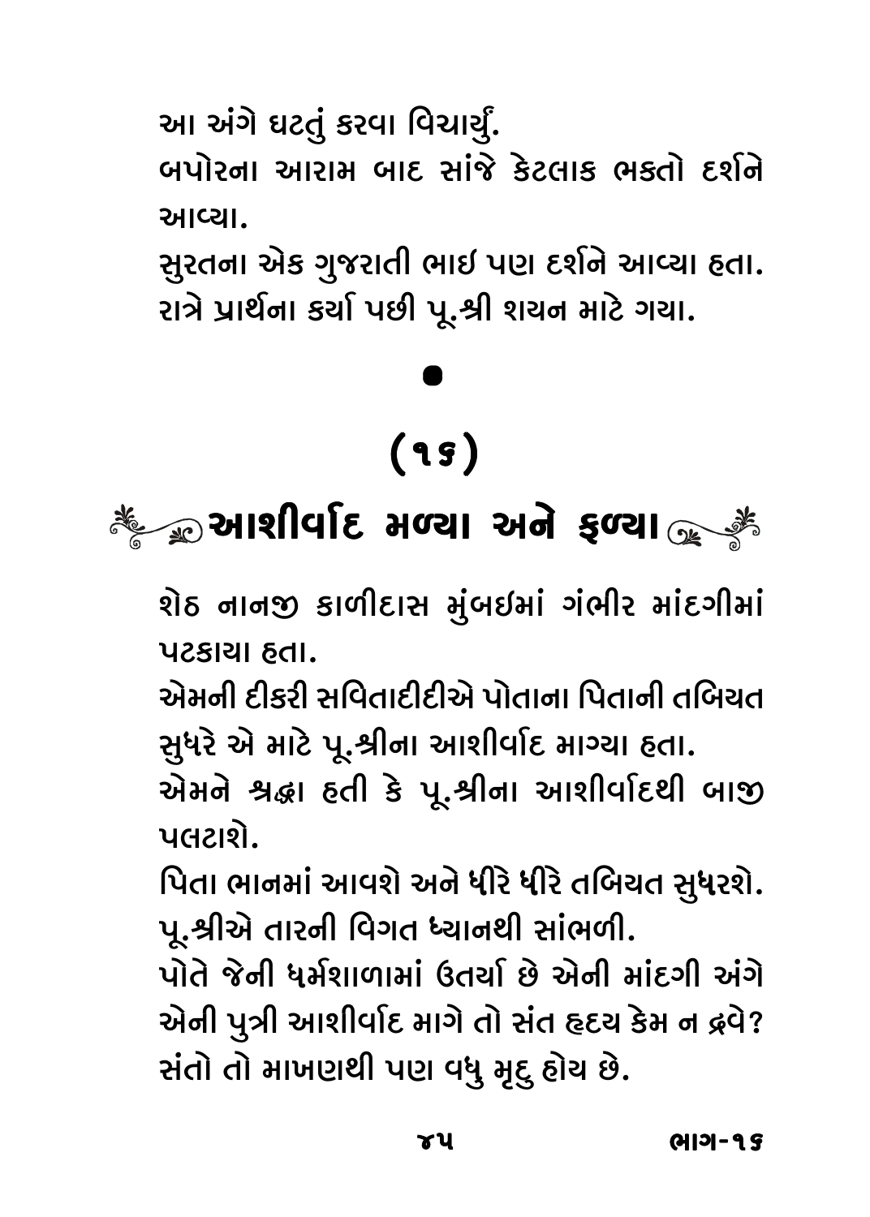આ અંગે ઘટતું કરવા વિચાર્યું.

બપોરના આરામ બાદ સાંજે કેટલાક ભક્તો દર્શને આવ્યા.

સુરતના એક ગુજરાતી ભાઇ પણ દર્શને આવ્યા હતા.

રાત્રે પ્રાર્થના કર્યા પછી પૂ.શ્રી શયન માટે ગયા.

•

## (૧૬)

## આશીર્વાદ મળ્યા અને ફળ્યા

શેઠ નાનજી કાળીદાસ મુંબઇમાં ગંભીર માંદગીમાં પટકાયા હતા.

એમની દીકરી સવિતાદીદીએ પોતાના પિતાની તબિયત સુધરે એ માટે પૂ.શ્રીના આશીર્વાદ માગ્યા હતા.

એમને શ્રદ્ધા હતી કે પૂ.શ્રીના આશીર્વાદથી બાજી પલટાશે.

પિતા ભાનમાં આવશે અને ધીરે ધીરે તબિયત સુધરશે.

પૂ.શ્રીએ તારની વિગત ધ્યાનથી સાંભળી.

પોતે જેની ધર્મશાળામાં ઉતર્યા છે એની માંદગી અંગે એની પુત્રી આશીર્વાદ માગે તો સંત હૃદય કેમ ન દ્રવે?

સંતો તો માખણથી પણ વધુ મૃદુ હોય છે.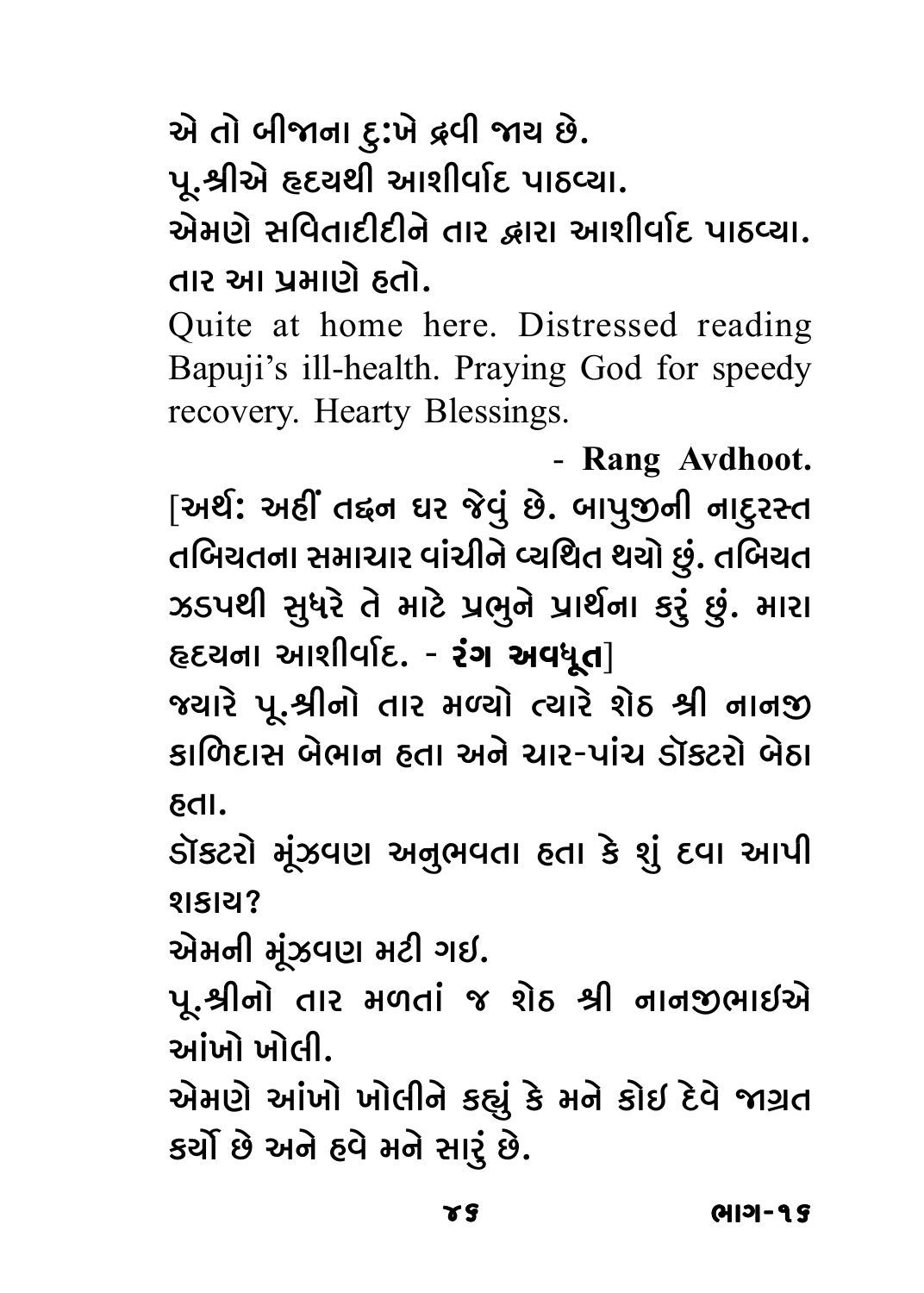એ તો બીજાના દુ:ખે દ્રવી જાય છે.

પૂ.શ્રીએ હૃદયથી આશીર્વાદ પાઠવ્યા.

એમણે સવિતાદીદીને તાર દ્વારા આશીર્વાદ પાઠવ્યા. તાર આ પ્રમાણે હતો.

Quite at home here. Distressed reading Bapuji's ill-health. Praying God for speedy recovery. Hearty Blessings.

- **Rang Avdhoot.**

[અર્થ: અહીં તદ્દન ઘર જેવું છે. બાપુજીની નાદુરસ્ત તબિયતના સમાચાર વાંચીને વ્યથિત થયો છું. તબિયત ઝડપથી સુધરે તે માટે પ્રભુને પ્રાર્થના કરું છું. મારા હૃદયના આશીર્વાદ. - **રંગ અવધૂત**]

જ્યારે પૂ.શ્રીનો તાર મળ્યો ત્યારે શેઠ શ્રી નાનજી કાળિદાસ બેભાન હતા અને ચાર-પાંચ ડૉક્ટરો બેઠા હતા.

ડૉક્ટરો મૂંઝવણ અનુભવતા હતા કે શું દવા આપી શકાય?

એમની મૂંઝવણ મટી ગઈ.

પૂ.શ્રીનો તાર મળતાં જ શેઠ શ્રી નાનજીભાઈએ આંખો ખોલી.

એમણે આંખો ખોલીને કહ્યું કે મને કોઈ દેવે જાગ્રત કર્યો છે અને હવે મને સારું છે.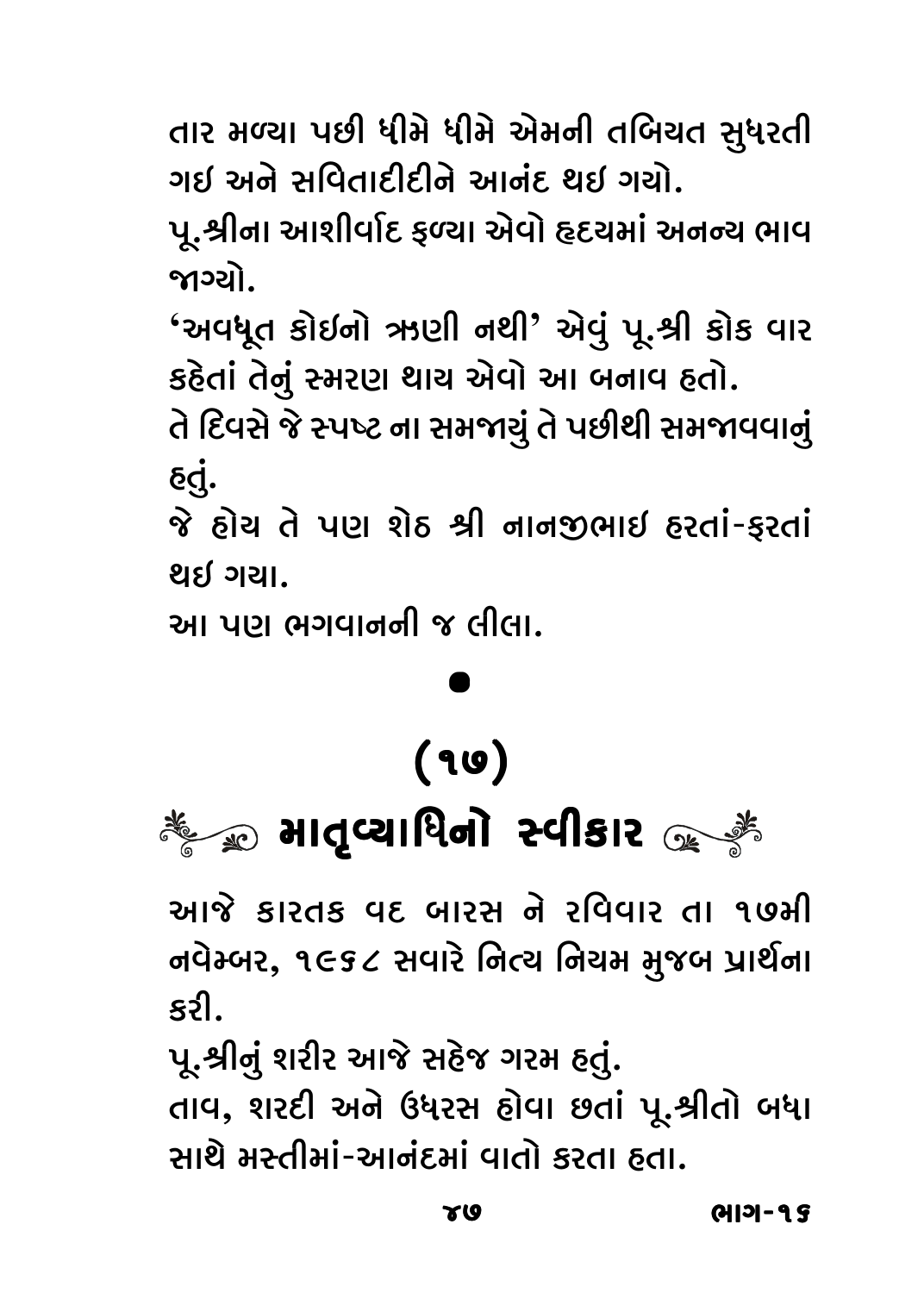તાર મળ્યા પછી ધીમે ધીમે એમની તબિયત સુધરતી ગઇ અને સવિતાદીદીને આનંદ થઇ ગયો.

પૂ.શ્રીના આશીર્વાદ ફળ્યા એવો હૃદયમાં અનન્ય ભાવ જાગ્યો.

'અવધૂત કોઇનો ઋણી નથી' એવું પૂ.શ્રી કોક વાર કહેતાં તેનું સ્મરણ થાય એવો આ બનાવ હતો.

તે દિવસે જે સ્પષ્ટ ના સમજાયું તે પછીથી સમજાવવાનું હતું.

જે હોય તે પણ શેઠ શ્રી નાનજીભાઇ હરતાં-ફરતાં થઇ ગયા.

આ પણ ભગવાનની જ લીલા.

●

## (૧૭)

## માતૃવ્યાધિનો સ્વીકાર

આજે કારતક વદ બારસ ને રવિવાર તા ૧૭મી નવેમ્બર, ૧૯૬૮ સવારે નિત્ય નિયમ મુજબ પ્રાર્થના કરી.

પૂ.શ્રીનું શરીર આજે સહેજ ગરમ હતું.

તાવ, શરદી અને ઉધરસ હોવા છતાં પૂ.શ્રીતો બધા સાથે મસ્તીમાં-આનંદમાં વાતો કરતા હતા.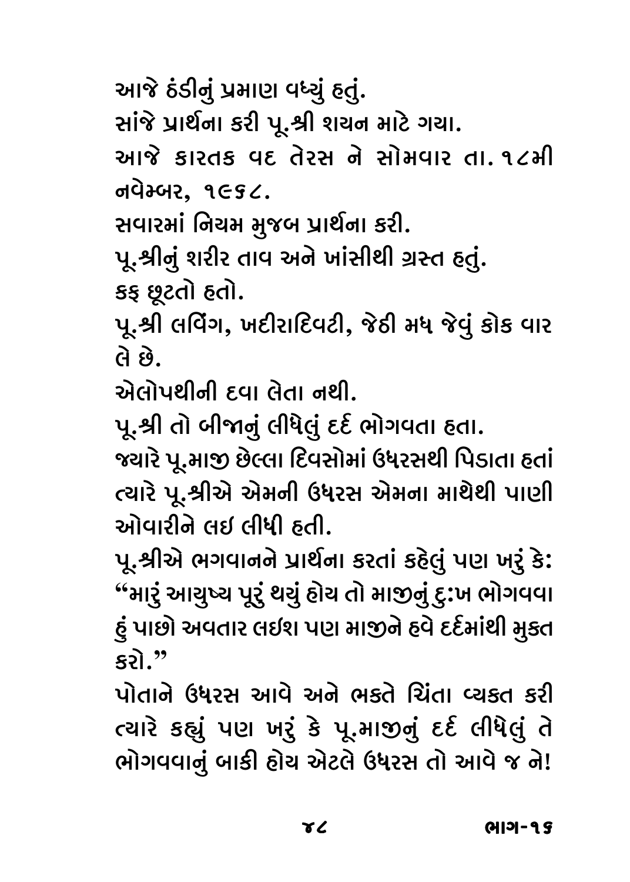આજે ઠંડીનું પ્રમાણ વધ્યું હતું.

સાંજે પ્રાર્થના કરી પૂ.શ્રી શયન માટે ગયા.

આજે કારતક વદ તેરસ ને સોમવાર તા. ૧૮મી નવેમ્બર, ૧૯૬૮.

સવારમાં નિયમ મુજબ પ્રાર્થના કરી.

પૂ.શ્રીનું શરીર તાવ અને ખાંસીથી ગ્રસ્ત હતું.

કફ છૂટતો હતો.

પૂ.શ્રી લવિંગ, ખદીરાદિવટી, જેઠી મધ જેવું કોક વાર લે છે.

એલોપથીની દવા લેતા નથી.

પૂ.શ્રી તો બીજાનું લીધેલું દર્દ ભોગવતા હતા.

જ્યારે પૂ.માજી છેલ્લા દિવસોમાં ઉધરસથી પિડાતા હતાં ત્યારે પૂ.શ્રીએ એમની ઉધરસ એમના માથેથી પાણી ઓવારીને લઈ લીધી હતી.

પૂ.શ્રીએ ભગવાનને પ્રાર્થના કરતાં કહેલું પણ ખરું કે: “મારું આયુષ્ય પૂરું થયું હોય તો માજીનું દુ:ખ ભોગવવા હું પાછો અવતાર લઈશ પણ માજીને હવે દર્દમાંથી મુક્ત કરો.”

પોતાને ઉધરસ આવે અને ભક્તે ચિંતા વ્યક્ત કરી ત્યારે કહ્યું પણ ખરું કે પૂ.માજીનું દર્દ લીધેલું તે ભોગવવાનું બાકી હોય એટલે ઉધરસ તો આવે જ ને!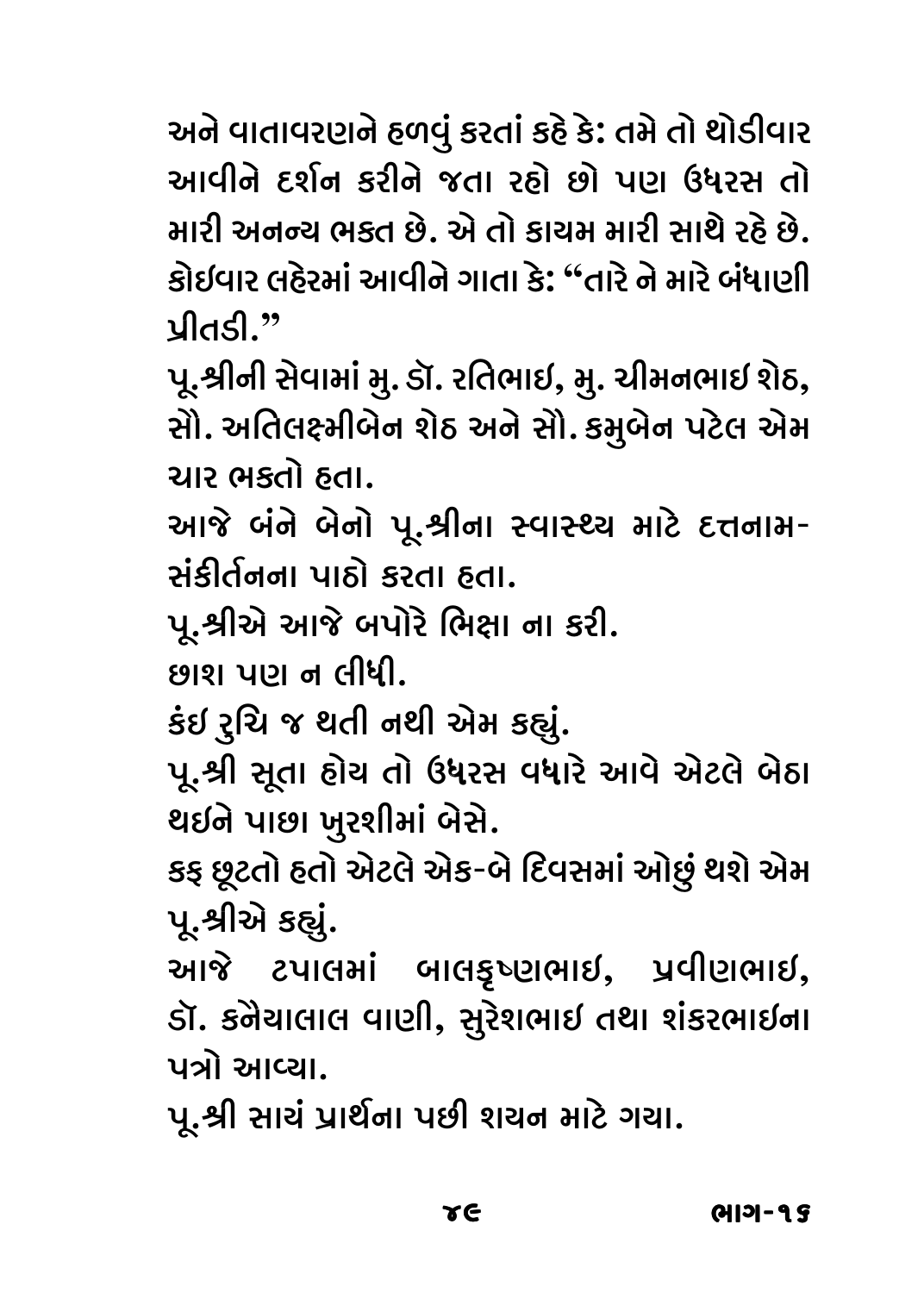અને વાતાવરણને હળવું કરતાં કહે કે: તમે તો થોડીવાર આવીને દર્શન કરીને જતા રહો છો પણ ઉધરસ તો મારી અનન્ય ભક્ત છે. એ તો કાયમ મારી સાથે રહે છે. કોઈવાર લહેરમાં આવીને ગાતા કે: "તારે ને મારે બંધાણી પ્રીતડી."

પૂ.શ્રીની સેવામાં મુ. ડૉ. રતિભાઈ, મુ. ચીમનભાઈ શેઠ, સૌ. અતિલક્ષ્મીબેન શેઠ અને સૌ. કમુબેન પટેલ એમ ચાર ભક્તો હતા.

આજે બંને બેનો પૂ.શ્રીના સ્વાસ્થ્ય માટે દત્તનામ-સંકીર્તનના પાઠો કરતા હતા.

પૂ.શ્રીએ આજે બપોરે ભિક્ષા ના કરી.

છાશ પણ ન લીધી.

કંઈ રુચિ જ થતી નથી એમ કહ્યું.

પૂ.શ્રી સૂતા હોય તો ઉધરસ વધારે આવે એટલે બેઠા થઈને પાછા ખુરશીમાં બેસે.

કફ છૂટતો હતો એટલે એક-બે દિવસમાં ઓછું થશે એમ પૂ.શ્રીએ કહ્યું.

આજે ટપાલમાં બાલકૃષ્ણભાઈ, પ્રવીણભાઈ, ડૉ. કનૈયાલાલ વાણી, સુરેશભાઈ તથા શંકરભાઈના પત્રો આવ્યા.

પૂ.શ્રી સાયં પ્રાર્થના પછી શયન માટે ગયા.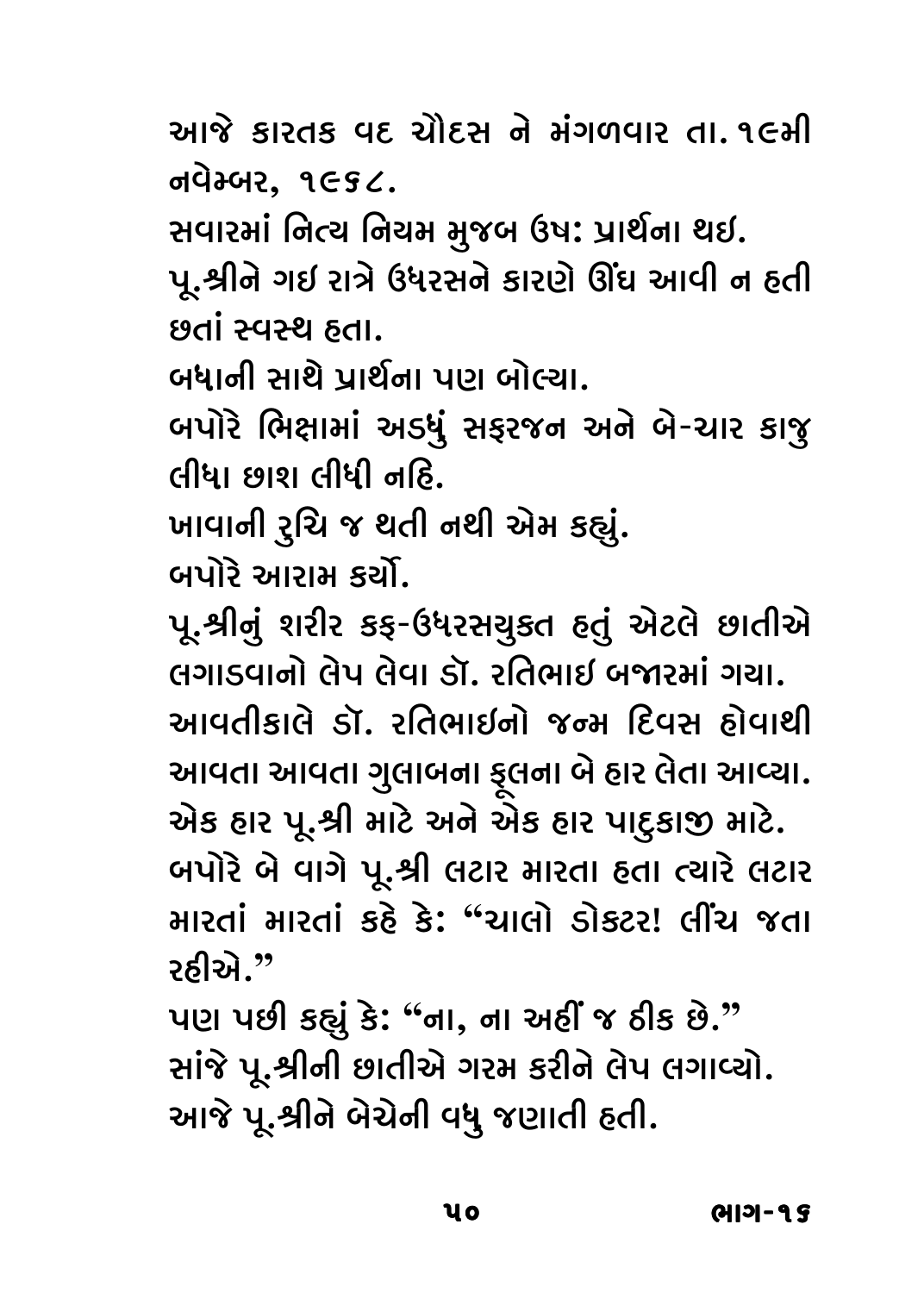આજે કારતક વદ ચૌદસ ને મંગળવાર તા. ૧૯મી નવેમ્બર, ૧૯૬૮.

સવારમાં નિત્ય નિયમ મુજબ ઉષ: પ્રાર્થના થઇ.

પૂ.શ્રીને ગઇ રાત્રે ઉધરસને કારણે ઊંઘ આવી ન હતી છતાં સ્વસ્થ હતા.

બધાની સાથે પ્રાર્થના પણ બોલ્યા.

બપોરે ભિક્ષામાં અડધું સફરજન અને બે-ચાર કાજુ લીધા છાશ લીધી નહિ.

ખાવાની રુચિ જ થતી નથી એમ કહ્યું.

બપોરે આરામ કર્યો.

પૂ.શ્રીનું શરીર કફ-ઉધરસયુક્ત હતું એટલે છાતીએ લગાડવાનો લેપ લેવા ડૉ. રતિભાઇ બજારમાં ગયા.

આવતીકાલે ડૉ. રતિભાઇનો જન્મ દિવસ હોવાથી આવતા આવતા ગુલાબના ફૂલના બે હાર લેતા આવ્યા. એક હાર પૂ.શ્રી માટે અને એક હાર પાદુકાજી માટે.

બપોરે બે વાગે પૂ.શ્રી લટાર મારતા હતા ત્યારે લટાર મારતાં મારતાં કહે કે: "ચાલો ડોકટર! લીંચ જતા રહીએ."

પણ પછી કહ્યું કે: "ના, ના અહીં જ ઠીક છે."

સાંજે પૂ.શ્રીની છાતીએ ગરમ કરીને લેપ લગાવ્યો.

આજે પૂ.શ્રીને બેચેની વધુ જણાતી હતી.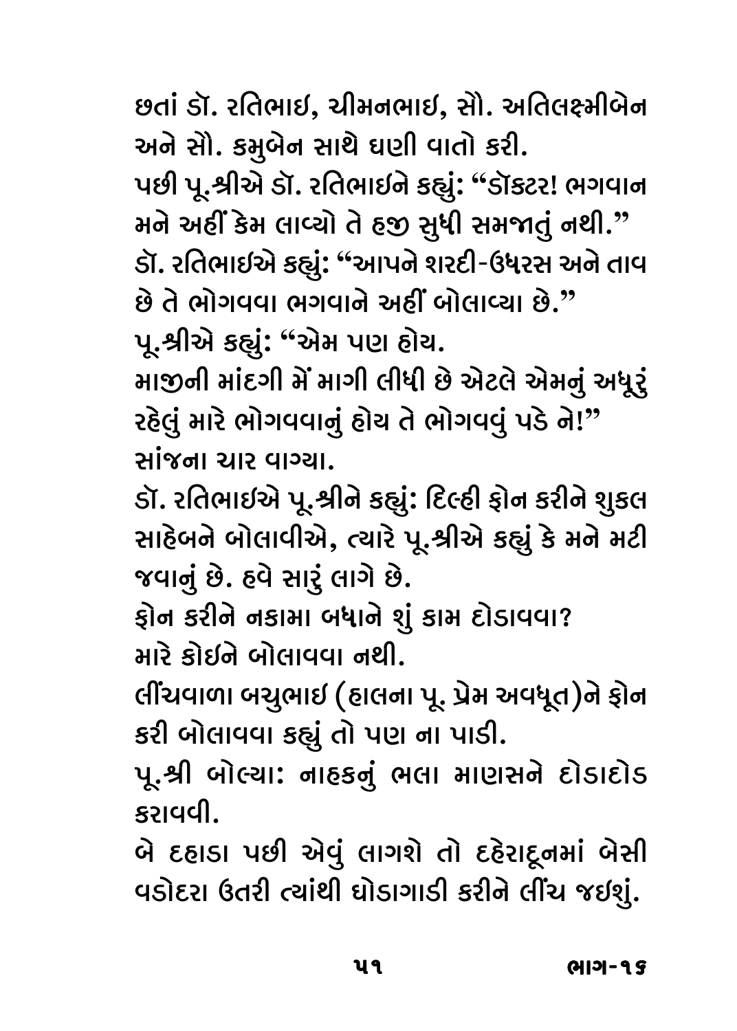છતાં ડૉ. રતિભાઇ, ચીમનભાઇ, સૌ. અતિલક્ષ્મીબેન અને સૌ. કમુબેન સાથે ઘણી વાતો કરી.

પછી પૂ.શ્રીએ ડૉ. રતિભાઇને કહ્યું: "ડૉક્ટર! ભગવાન મને અહીં કેમ લાવ્યો તે હજી સુધી સમજાતું નથી."

ડૉ. રતિભાઇએ કહ્યું: "આપને શરદી-ઉધરસ અને તાવ છે તે ભોગવવા ભગવાને અહીં બોલાવ્યા છે."

પૂ.શ્રીએ કહ્યું: "એમ પણ હોય.

માજીની માંદગી મેં માગી લીધી છે એટલે એમનું અધૂરું રહેલું મારે ભોગવવાનું હોય તે ભોગવવું પડે ને!"

સાંજના ચાર વાગ્યા.

ડૉ. રતિભાઇએ પૂ.શ્રીને કહ્યું: દિલ્હી ફોન કરીને શુકલ સાહેબને બોલાવીએ, ત્યારે પૂ.શ્રીએ કહ્યું કે મને મટી જવાનું છે. હવે સારું લાગે છે.

ફોન કરીને નકામા બધાને શું કામ દોડાવવા?

મારે કોઇને બોલાવવા નથી.

લીંચવાળા બચુભાઇ (હાલના પૂ. પ્રેમ અવધૂત)ને ફોન કરી બોલાવવા કહ્યું તો પણ ના પાડી.

પૂ.શ્રી બોલ્યા: નાહકનું ભલા માણસને દોડાદોડ કરાવવી.

બે દહાડા પછી એવું લાગશે તો દહેરાદૂનમાં બેસી વડોદરા ઉતરી ત્યાંથી ઘોડાગાડી કરીને લીંચ જઇશું.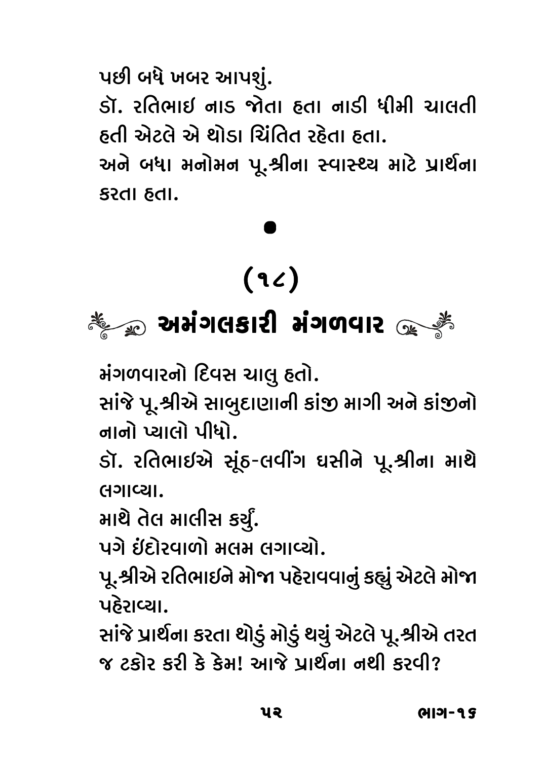પછી બધે ખબર આપશું.

ડૉ. રતિભાઇ નાડ જોતા હતા નાડી ધીમી ચાલતી હતી એટલે એ થોડા ચિંતિત રહેતા હતા.

અને બધા મનોમન પૂ.શ્રીના સ્વાસ્થ્ય માટે પ્રાર્થના કરતા હતા.

•

# (૧૮)

## અમંગલકારી મંગળવાર

મંગળવારનો દિવસ ચાલુ હતો.

સાંજે પૂ.શ્રીએ સાબુદાણાની કાંજી માગી અને કાંજીનો નાનો પ્યાલો પીધો.

ડૉ. રતિભાઇએ સૂંઠ-લવીંગ ઘસીને પૂ.શ્રીના માથે લગાવ્યા.

માથે તેલ માલીસ કર્યું.

પગે ઇંદોરવાળો મલમ લગાવ્યો.

પૂ.શ્રીએ રતિભાઇને મોજા પહેરાવવાનું કહ્યું એટલે મોજા પહેરાવ્યા.

સાંજે પ્રાર્થના કરતા થોડું મોડું થયું એટલે પૂ.શ્રીએ તરત જ ટકોર કરી કે કેમ! આજે પ્રાર્થના નથી કરવી?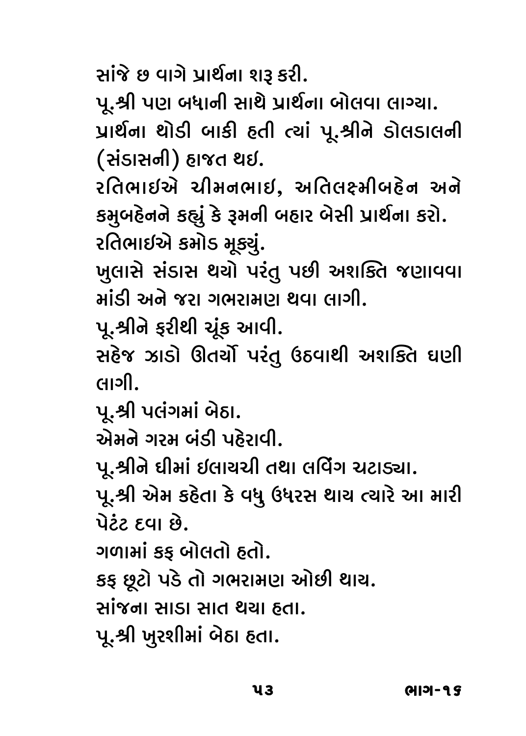સાંજે છ વાગે પ્રાર્થના શરૂ કરી.

પૂ.શ્રી પણ બધાની સાથે પ્રાર્થના બોલવા લાગ્યા.

પ્રાર્થના થોડી બાકી હતી ત્યાં પૂ.શ્રીને ડોલડાલની (સંડાસની) હાજત થઇ.

રતિભાઇએ ચીમનભાઇ, અતિલક્ષ્મીબહેન અને કમુબહેનને કહ્યું કે રૂમની બહાર બેસી પ્રાર્થના કરો.

રતિભાઇએ કમોડ મૂક્યું.

ખુલાસે સંડાસ થયો પરંતુ પછી અશક્તિ જણાવવા માંડી અને જરા ગભરામણ થવા લાગી.

પૂ.શ્રીને ફરીથી ચૂંક આવી.

સહેજ ઝાડો ઊતર્યો પરંતુ ઉઠવાથી અશક્તિ ઘણી લાગી.

પૂ.શ્રી પલંગમાં બેઠા.

એમને ગરમ બંડી પહેરાવી.

પૂ.શ્રીને ઘીમાં ઇલાયચી તથા લવિંગ ચટાડ્યા.

પૂ.શ્રી એમ કહેતા કે વધુ ઉધરસ થાય ત્યારે આ મારી પેટંટ દવા છે.

ગળામાં કફ બોલતો હતો.

કફ છૂટો પડે તો ગભરામણ ઓછી થાય.

સાંજના સાડા સાત થયા હતા.

પૂ.શ્રી ખુરશીમાં બેઠા હતા.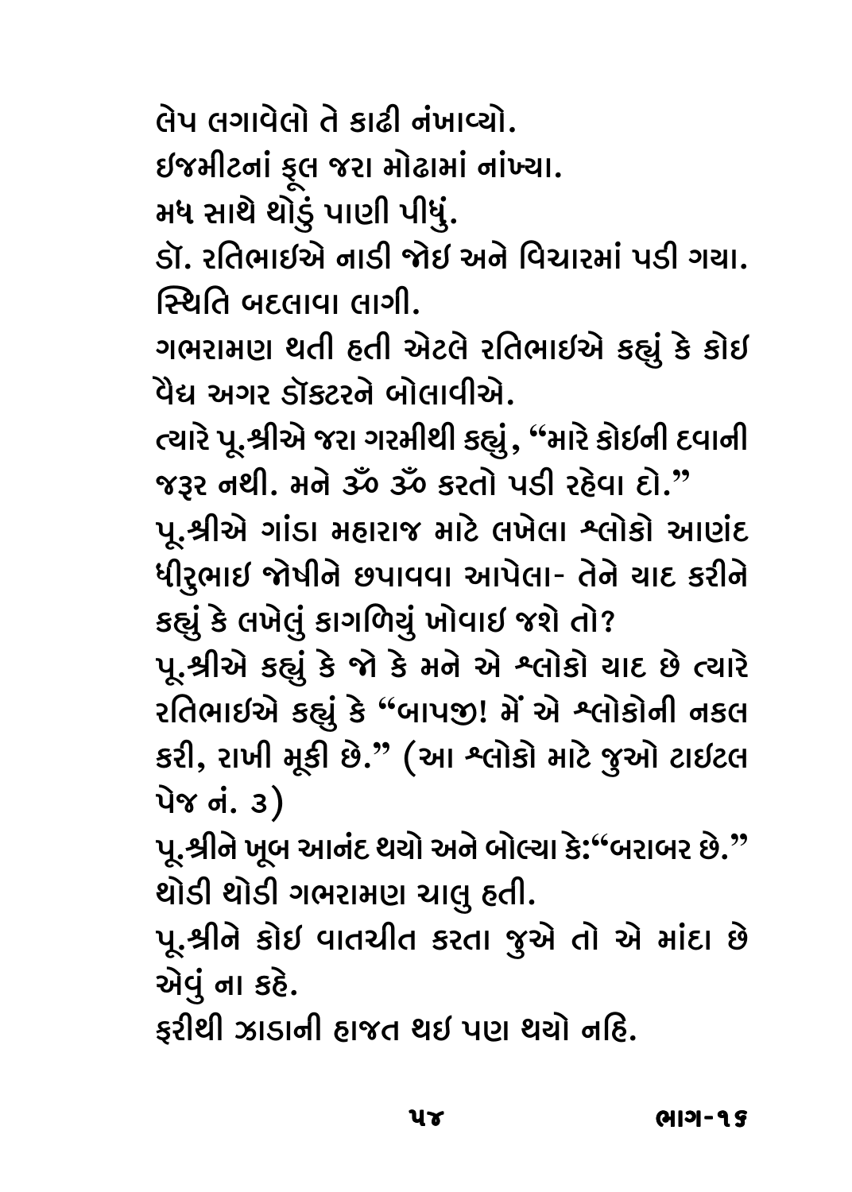લેપ લગાવેલો તે કાઢી નંખાવ્યો.

ઈજમીટનાં ફૂલ જરા મોઢામાં નાંખ્યા.

મધ સાથે થોડું પાણી પીધું.

ડૉ. રતિભાઈએ નાડી જોઈ અને વિચારમાં પડી ગયા.

સ્થિતિ બદલાવા લાગી.

ગભરામણ થતી હતી એટલે રતિભાઈએ કહ્યું કે કોઈ વૈદ્ય અગર ડૉક્ટરને બોલાવીએ.

ત્યારે પૂ.શ્રીએ જરા ગરમીથી કહ્યું, “મારે કોઈની દવાની જરૂર નથી. મને ૐ ૐ કરતો પડી રહેવા દો.”

પૂ.શ્રીએ ગાંડા મહારાજ માટે લખેલા શ્લોકો આણંદ ધીરુભાઈ જોષીને છપાવવા આપેલા- તેને યાદ કરીને કહ્યું કે લખેલું કાગળિયું ખોવાઈ જશે તો?

પૂ.શ્રીએ કહ્યું કે જો કે મને એ શ્લોકો યાદ છે ત્યારે રતિભાઈએ કહ્યું કે “બાપજી! મેં એ શ્લોકોની નકલ કરી, રાખી મૂકી છે.” (આ શ્લોકો માટે જુઓ ટાઈટલ પેજ નં. ૩)

પૂ.શ્રીને ખૂબ આનંદ થયો અને બોલ્યા કે:“બરાબર છે.”

થોડી થોડી ગભરામણ ચાલુ હતી.

પૂ.શ્રીને કોઈ વાતચીત કરતા જુએ તો એ માંદા છે એવું ના કહે.

ફરીથી ઝાડાની હાજત થઈ પણ થયો નહિ.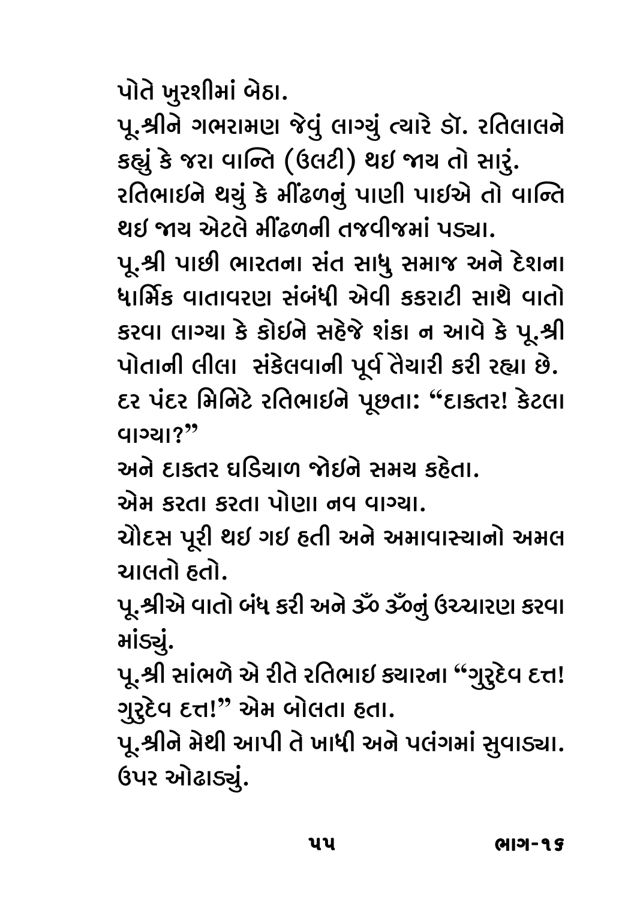પોતે ખુરશીમાં બેઠા.

પૂ.શ્રીને ગભરામણ જેવું લાગ્યું ત્યારે ડૉ. રતિલાલને કહ્યું કે જરા વાન્તિ (ઉલટી) થઇ જાય તો સારું.

રતિભાઇને થયું કે મીંઢળનું પાણી પાઇએ તો વાન્તિ થઇ જાય એટલે મીંઢળની તજવીજમાં પડ્યા.

પૂ.શ્રી પાછી ભારતના સંત સાધુ સમાજ અને દેશના ધાર્મિક વાતાવરણ સંબંધી એવી કકરાટી સાથે વાતો કરવા લાગ્યા કે કોઇને સહેજે શંકા ન આવે કે પૂ.શ્રી પોતાની લીલા સંકેલવાની પૂર્વ તૈયારી કરી રહ્યા છે.

દર પંદર મિનિટે રતિભાઇને પૂછતા: "દાક્તર! કેટલા વાગ્યા?"

અને દાક્તર ઘડિયાળ જોઇને સમય કહેતા.

એમ કરતા કરતા પોણા નવ વાગ્યા.

ચૌદસ પૂરી થઇ ગઇ હતી અને અમાવાસ્યાનો અમલ ચાલતો હતો.

પૂ.શ્રીએ વાતો બંધ કરી અને ૐ ૐનું ઉચ્ચારણ કરવા માંડ્યું.

પૂ.શ્રી સાંભળે એ રીતે રતિભાઇ ક્યારના "ગુરુદેવ દત્ત! ગુરુદેવ દત્ત!" એમ બોલતા હતા.

પૂ.શ્રીને મેથી આપી તે ખાધી અને પલંગમાં સુવાડ્યા. ઉપર ઓઢાડ્યું.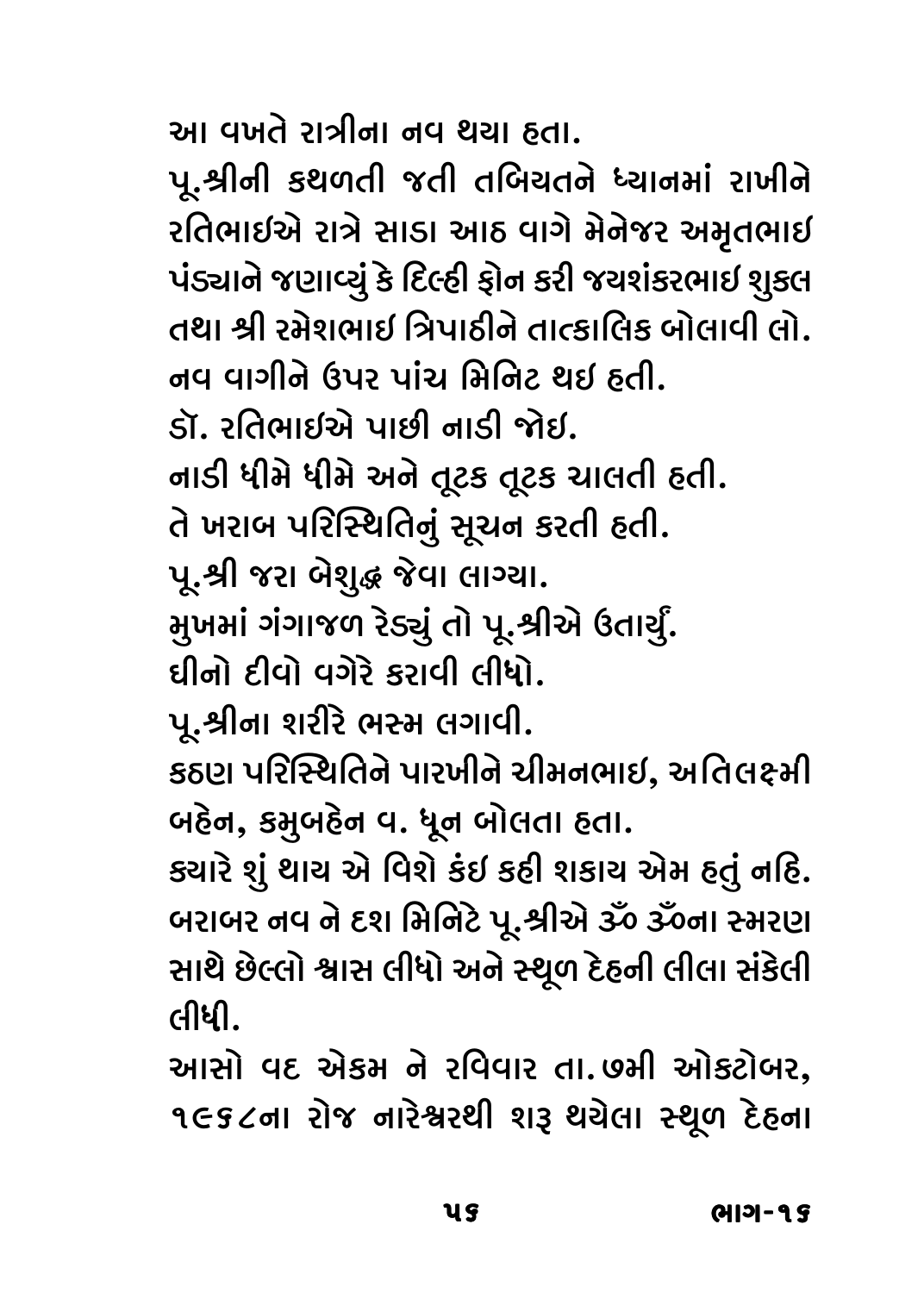આ વખતે રાત્રીના નવ થયા હતા.

પૂ.શ્રીની કથળતી જતી તબિયતને ધ્યાનમાં રાખીને રતિભાઇએ રાત્રે સાડા આઠ વાગે મેનેજર અમૃતભાઇ પંડ્યાને જણાવ્યું કે દિલ્હી ફોન કરી જયશંકરભાઇ શુક્લ તથા શ્રી રમેશભાઇ ત્રિપાઠીને તાત્કાલિક બોલાવી લો.

નવ વાગીને ઉપર પાંચ મિનિટ થઇ હતી.

ડૉ. રતિભાઇએ પાછી નાડી જોઇ.

નાડી ધીમે ધીમે અને તૂટક તૂટક ચાલતી હતી.

તે ખરાબ પરિસ્થિતિનું સૂચન કરતી હતી.

પૂ.શ્રી જરા બેશુદ્ધ જેવા લાગ્યા.

મુખમાં ગંગાજળ રેડ્યું તો પૂ.શ્રીએ ઉતાર્યું.

ઘીનો દીવો વગેરે કરાવી લીધો.

પૂ.શ્રીના શરીરે ભસ્મ લગાવી.

કઠણ પરિસ્થિતિને પારખીને ચીમનભાઇ, અતિલક્ષ્મી બહેન, કમુબહેન વ. ધૂન બોલતા હતા.

ક્યારે શું થાય એ વિશે કંઇ કહી શકાય એમ હતું નહિ.

બરાબર નવ ને દશ મિનિટે પૂ.શ્રીએ ૐ ૐના સ્મરણ સાથે છેલ્લો શ્વાસ લીધો અને સ્થૂળ દેહની લીલા સંકેલી લીધી.

આસો વદ એકમ ને રવિવાર તા.૭મી ઓક્ટોબર, ૧૯૬૮ના રોજ નારેશ્વરથી શરૂ થયેલા સ્થૂળ દેહના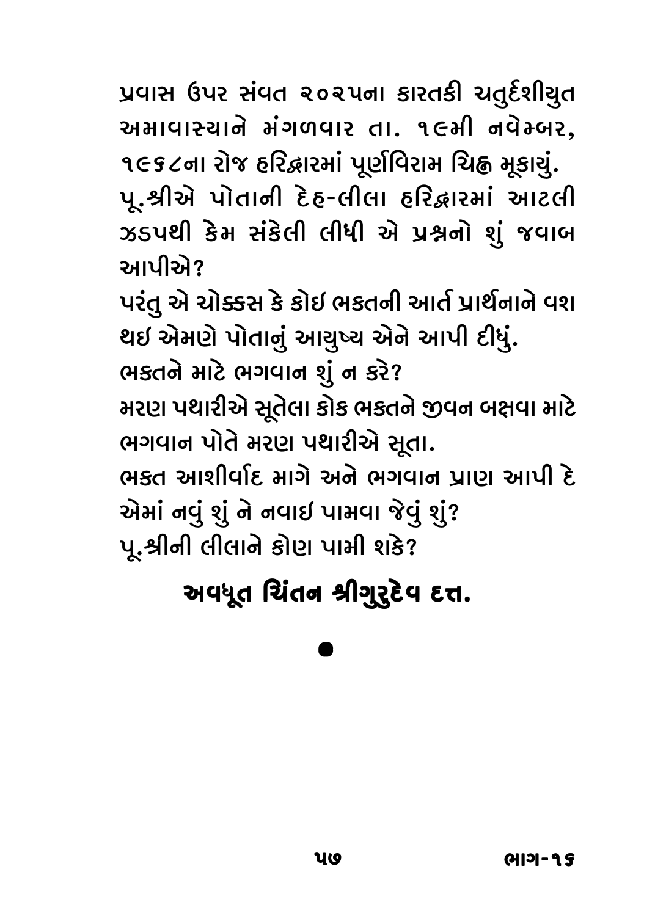પ્રવાસ ઉપર સંવત ૨૦૨૫ના કારતકી ચતુર્દશીયુત અમાવાસ્યાને મંગળવાર તા. ૧૯મી નવેમ્બર, ૧૯૬૮ના રોજ હરિદ્વારમાં પૂર્ણવિરામ ચિહ્ન મૂકાયું.

પૂ.શ્રીએ પોતાની દેહ-લીલા હરિદ્વારમાં આટલી ઝડપથી કેમ સંકેલી લીધી એ પ્રશ્નનો શું જવાબ આપીએ?

પરંતુ એ ચોક્કસ કે કોઇ ભક્તની આર્ત પ્રાર્થનાને વશ થઇ એમણે પોતાનું આયુષ્ય એને આપી દીધું.

ભક્તને માટે ભગવાન શું ન કરે?

મરણ પથારીએ સૂતેલા કોક ભક્તને જીવન બક્ષવા માટે ભગવાન પોતે મરણ પથારીએ સૂતા.

ભક્ત આશીર્વાદ માગે અને ભગવાન પ્રાણ આપી દે એમાં નવું શું ને નવાઇ પામવા જેવું શું?

પૂ.શ્રીની લીલાને કોણ પામી શકે?

**અવધૂત ચિંતન શ્રીગુરુદેવ દત્ત.**

●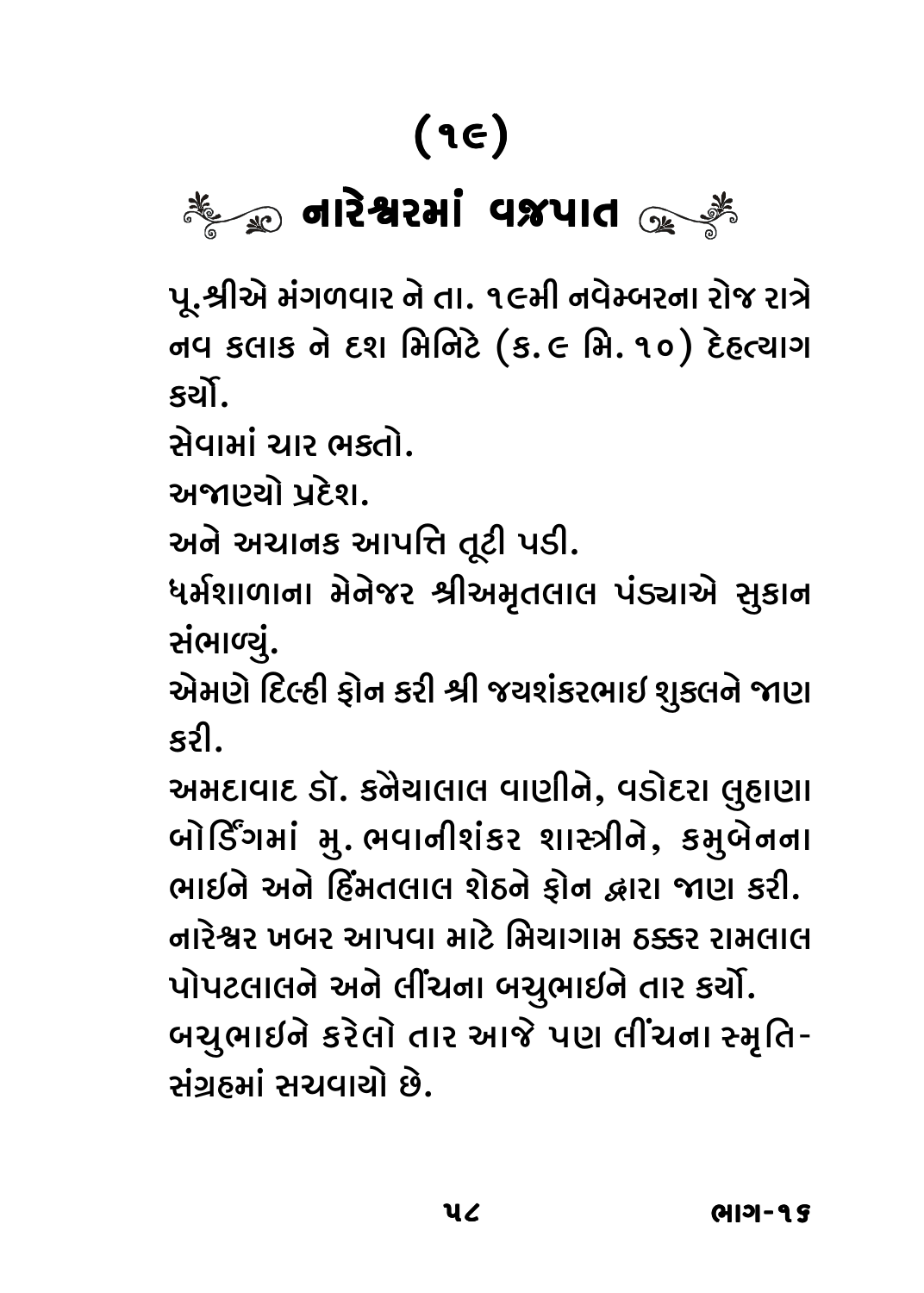# (૧૯)

## નારેશ્વરમાં વજ્રપાત

પૂ.શ્રીએ મંગળવાર ને તા. ૧૯મી નવેમ્બરના રોજ રાત્રે નવ કલાક ને દશ મિનિટે (ક.૯ મિ.૧૦) દેહત્યાગ કર્યો.

સેવામાં ચાર ભક્તો.

અજાણ્યો પ્રદેશ.

અને અચાનક આપત્તિ તૂટી પડી.

ધર્મશાળાના મેનેજર શ્રીઅમૃતલાલ પંડ્યાએ સુકાન સંભાળ્યું.

એમણે દિલ્હી ફોન કરી શ્રી જયશંકરભાઈ શુક્લને જાણ કરી.

અમદાવાદ ડૉ. કનૈયાલાલ વાણીને, વડોદરા લુહાણા બોર્ડિંગમાં મુ. ભવાનીશંકર શાસ્ત્રીને, કમુબેનના ભાઈને અને હિંમતલાલ શેઠને ફોન દ્વારા જાણ કરી.

નારેશ્વર ખબર આપવા માટે મિયાગામ ઠક્કર રામલાલ પોપટલાલને અને લીંચના બચુભાઈને તાર કર્યો.

બચુભાઈને કરેલો તાર આજે પણ લીંચના સ્મૃતિ-સંગ્રહમાં સચવાયો છે.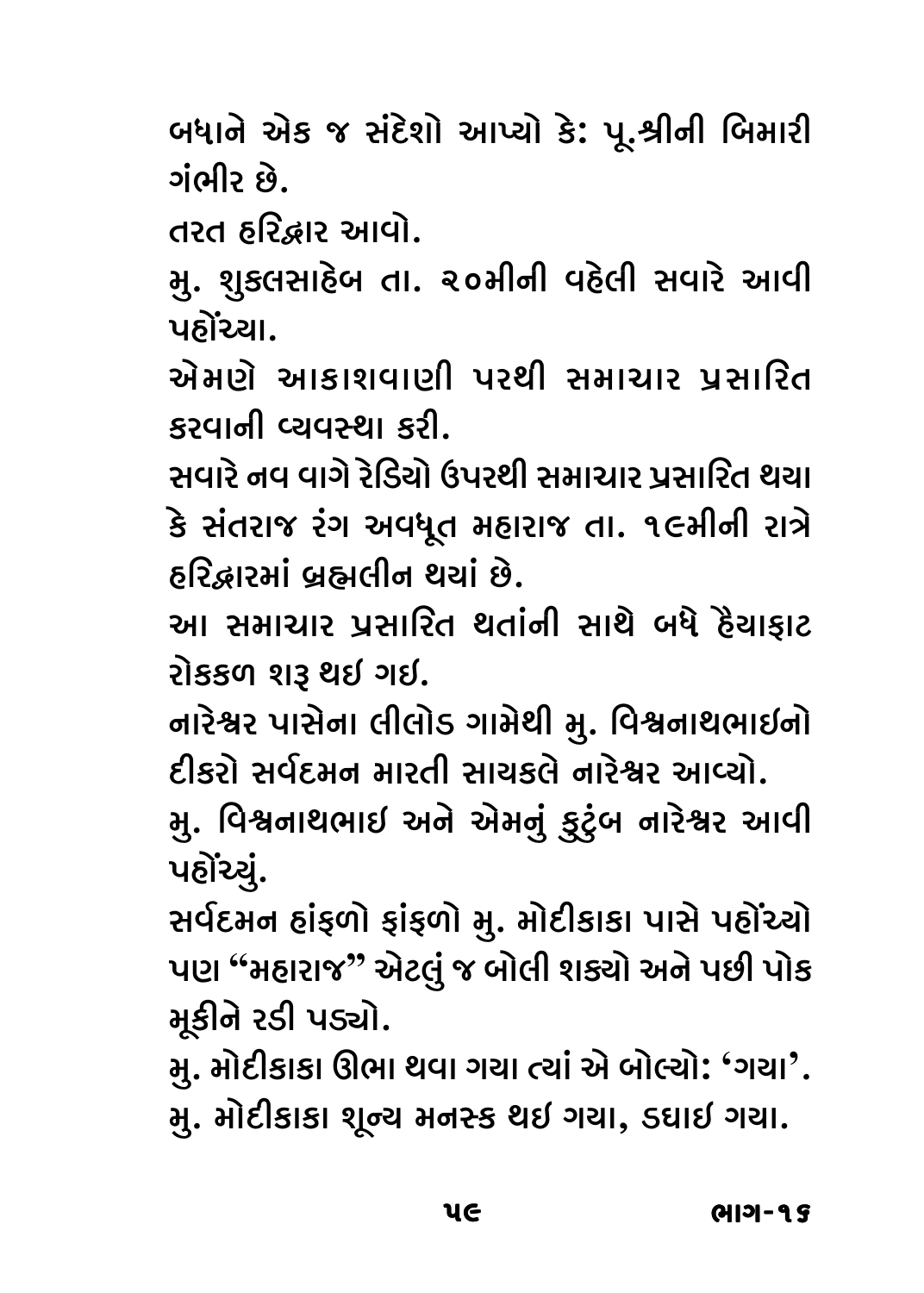બધાને એક જ સંદેશો આપ્યો કે: પૂ.શ્રીની બિમારી ગંભીર છે.

તરત હરિદ્વાર આવો.

મુ. શુકલસાહેબ તા. ૨૦મીની વહેલી સવારે આવી પહોંચ્યા.

એમણે આકાશવાણી પરથી સમાચાર પ્રસારિત કરવાની વ્યવસ્થા કરી.

સવારે નવ વાગે રેડિયો ઉપરથી સમાચાર પ્રસારિત થયા કે સંતરાજ રંગ અવધૂત મહારાજ તા. ૧૯મીની રાત્રે હરિદ્વારમાં બ્રહ્મલીન થયાં છે.

આ સમાચાર પ્રસારિત થતાંની સાથે બધે હૈયાફાટ રોકકળ શરૂ થઇ ગઈ.

નારેશ્વર પાસેના લીલોડ ગામેથી મુ. વિશ્વનાથભાઇનો દીકરો સર્વદમન મારતી સાયકલે નારેશ્વર આવ્યો.

મુ. વિશ્વનાથભાઇ અને એમનું કુટુંબ નારેશ્વર આવી પહોંચ્યું.

સર્વદમન હાંફળો ફાંફળો મુ. મોદીકાકા પાસે પહોંચ્યો પણ "મહારાજ" એટલું જ બોલી શક્યો અને પછી પોક મૂકીને રડી પડ્યો.

મુ. મોદીકાકા ઊભા થવા ગયા ત્યાં એ બોલ્યો: 'ગયા'.

મુ. મોદીકાકા શૂન્ય મનસ્ક થઇ ગયા, ડઘાઈ ગયા.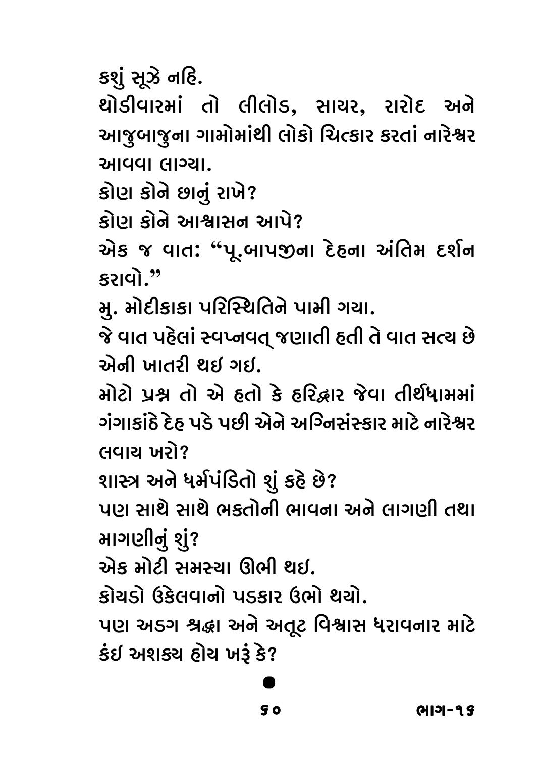કશું સૂઝે નહિ.

થોડીવારમાં તો લીલોડ, સાયર, રારોદ અને આજુબાજુના ગામોમાંથી લોકો ચિત્કાર કરતાં નારેશ્વર આવવા લાગ્યા.

કોણ કોને છાનું રાખે?

કોણ કોને આશ્વાસન આપે?

એક જ વાત: "પૂ.બાપજીના દેહના અંતિમ દર્શન કરાવો."

મુ. મોદીકાકા પરિસ્થિતિને પામી ગયા.

જે વાત પહેલાં સ્વપ્નવત્ જણાતી હતી તે વાત સત્ય છે એની ખાતરી થઇ ગઇ.

મોટો પ્રશ્ન તો એ હતો કે હરિદ્વાર જેવા તીર્થધામમાં ગંગાકાંઠે દેહ પડે પછી એને અગ્નિસંસ્કાર માટે નારેશ્વર લવાય ખરો?

શાસ્ત્ર અને ધર્મપંડિતો શું કહે છે?

પણ સાથે સાથે ભક્તોની ભાવના અને લાગણી તથા માગણીનું શું?

એક મોટી સમસ્યા ઊભી થઇ.

કોયડો ઉકેલવાનો પડકાર ઉભો થયો.

પણ અડગ શ્રદ્ધા અને અતૂટ વિશ્વાસ ધરાવનાર માટે કંઇ અશક્ય હોય ખરૂં કે?

●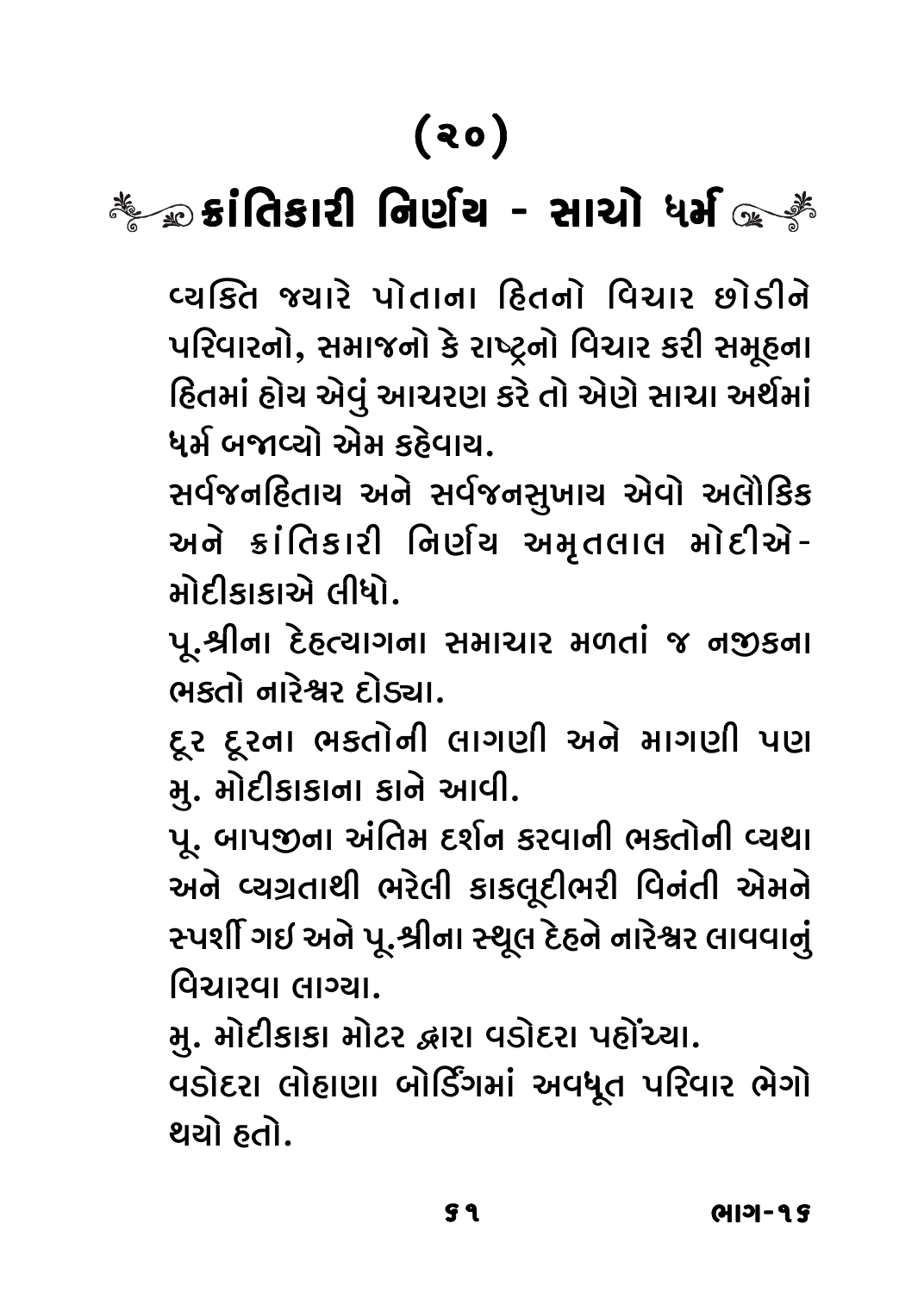# (૨૦)

## ક્રાંતિકારી નિર્ણય - સાચો ધર્મ

વ્યક્તિ જ્યારે પોતાના હિતનો વિચાર છોડીને પરિવારનો, સમાજનો કે રાષ્ટ્રનો વિચાર કરી સમૂહના હિતમાં હોય એવું આચરણ કરે તો એણે સાચા અર્થમાં ધર્મ બજાવ્યો એમ કહેવાય.

સર્વજનહિતાય અને સર્વજનસુખાય એવો અલૌકિક અને ક્રાંતિકારી નિર્ણય અમૃતલાલ મોદીએ- મોદીકાકાએ લીધો.

પૂ.શ્રીના દેહત્યાગના સમાચાર મળતાં જ નજીકના ભક્તો નારેશ્વર દોડ્યા.

દૂર દૂરના ભક્તોની લાગણી અને માગણી પણ મુ. મોદીકાકાના કાને આવી.

પૂ. બાપજીના અંતિમ દર્શન કરવાની ભક્તોની વ્યથા અને વ્યગ્રતાથી ભરેલી કાકલૂદીભરી વિનંતી એમને સ્પર્શી ગઈ અને પૂ.શ્રીના સ્થૂલ દેહને નારેશ્વર લાવવાનું વિચારવા લાગ્યા.

મુ. મોદીકાકા મોટર દ્વારા વડોદરા પહોંચ્યા.

વડોદરા લોહાણા બોર્ડિંગમાં અવધૂત પરિવાર ભેગો થયો હતો.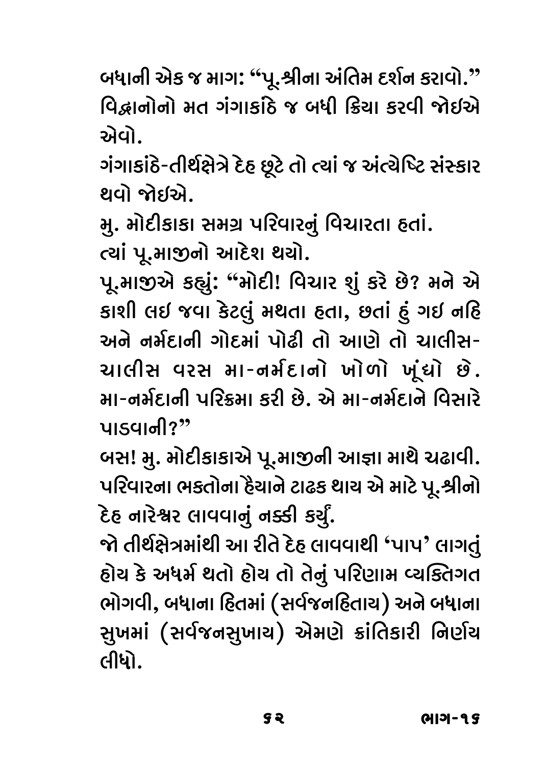બધાની એક જ માગ: "પૂ.શ્રીના અંતિમ દર્શન કરાવો."
વિદ્વાનોનો મત ગંગાકાંઠે જ બધી ક્રિયા કરવી જોઈએ એવો.

ગંગાકાંઠે-તીર્થક્ષેત્રે દેહ છૂટે તો ત્યાં જ અંત્યેષ્ટિ સંસ્કાર થવો જોઈએ.

મુ. મોદીકાકા સમગ્ર પરિવારનું વિચારતા હતાં.

ત્યાં પૂ.માજીનો આદેશ થયો.

પૂ.માજીએ કહ્યું: "મોદી! વિચાર શું કરે છે? મને એ કાશી લઈ જવા કેટલું મથતા હતા, છતાં હું ગઈ નહિ અને નર્મદાની ગોદમાં પોઢી તો આણે તો ચાલીસ-ચાલીસ વરસ મા-નર્મદાનો ખોળો ખૂંદ્યો છે. મા-નર્મદાની પરિક્રમા કરી છે. એ મા-નર્મદાને વિસારે પાડવાની?"

બસ! મુ. મોદીકાકાએ પૂ.માજીની આજ્ઞા માથે ચઢાવી. પરિવારના ભક્તોના હૈયાને ટાઢક થાય એ માટે પૂ.શ્રીનો દેહ નારેશ્વર લાવવાનું નક્કી કર્યું.

જો તીર્થક્ષેત્રમાંથી આ રીતે દેહ લાવવાથી 'પાપ' લાગતું હોય કે અધર્મ થતો હોય તો તેનું પરિણામ વ્યક્તિગત ભોગવી, બધાના હિતમાં (સર્વજનહિતાય) અને બધાના સુખમાં (સર્વજનસુખાય) એમણે ક્રાંતિકારી નિર્ણય લીધો.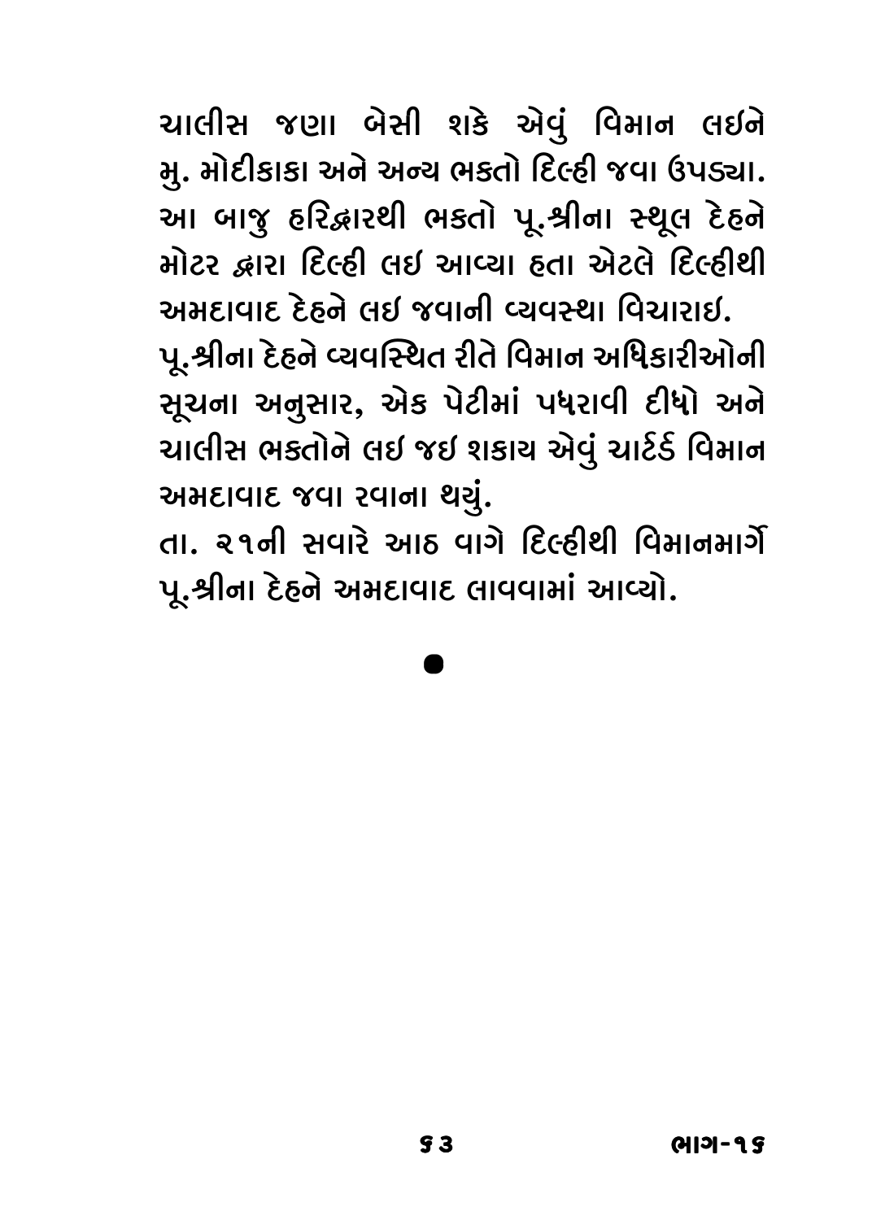ચાલીસ જણા બેસી શકે એવું વિમાન લઇને મુ. મોદીકાકા અને અન્ય ભક્તો દિલ્હી જવા ઉપડ્યા. આ બાજુ હરિદ્વારથી ભક્તો પૂ.શ્રીના સ્થૂલ દેહને મોટર દ્વારા દિલ્હી લઇ આવ્યા હતા એટલે દિલ્હીથી અમદાવાદ દેહને લઇ જવાની વ્યવસ્થા વિચારાઇ.

પૂ.શ્રીના દેહને વ્યવસ્થિત રીતે વિમાન અધિકારીઓની સૂચના અનુસાર, એક પેટીમાં પધરાવી દીધો અને ચાલીસ ભક્તોને લઇ જઇ શકાય એવું ચાર્ટર્ડ વિમાન અમદાવાદ જવા રવાના થયું.

તા. ૨૧ની સવારે આઠ વાગે દિલ્હીથી વિમાનમાર્ગે પૂ.શ્રીના દેહને અમદાવાદ લાવવામાં આવ્યો.

●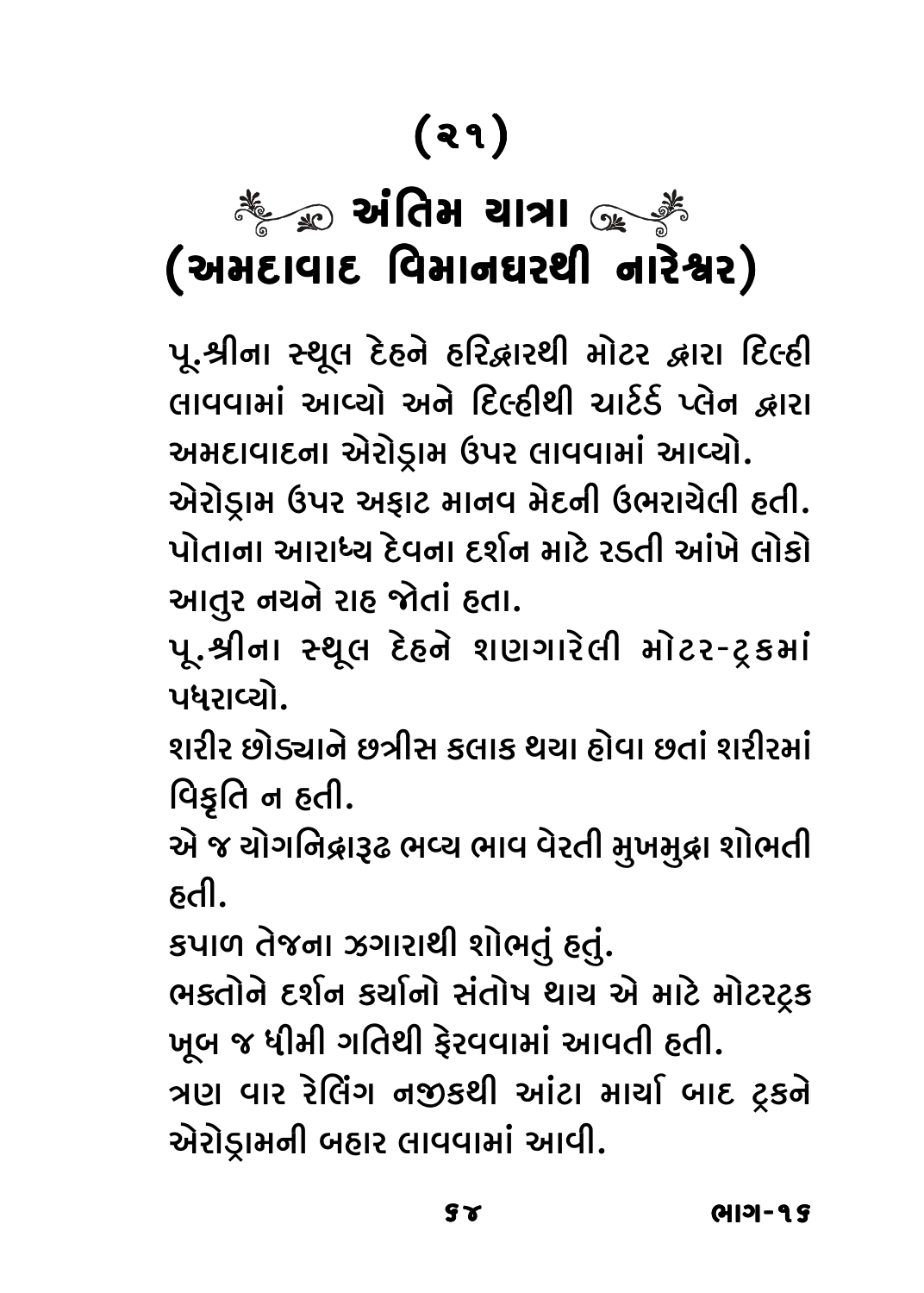# (૨૧)

## અંતિમ યાત્રા
## (અમદાવાદ વિમાનઘરથી નારેશ્વર)

પૂ.શ્રીના સ્થૂલ દેહને હરિદ્વારથી મોટર દ્વારા દિલ્હી લાવવામાં આવ્યો અને દિલ્હીથી ચાર્ટર્ડ પ્લેન દ્વારા અમદાવાદના એરોડ્રામ ઉપર લાવવામાં આવ્યો.

એરોડ્રામ ઉપર અફાટ માનવ મેદની ઉભરાયેલી હતી. પોતાના આરાધ્ય દેવના દર્શન માટે રડતી આંખે લોકો આતુર નયને રાહ જોતાં હતા.

પૂ.શ્રીના સ્થૂલ દેહને શણગારેલી મોટર-ટ્રકમાં પધરાવ્યો.

શરીર છોડ્યાને છત્રીસ કલાક થયા હોવા છતાં શરીરમાં વિકૃતિ ન હતી.

એ જ યોગનિદ્રારૂઢ ભવ્ય ભાવ વેરતી મુખમુદ્રા શોભતી હતી.

કપાળ તેજના ઝગારાથી શોભતું હતું.

ભક્તોને દર્શન કર્યાનો સંતોષ થાય એ માટે મોટરટ્રક ખૂબ જ ધીમી ગતિથી ફેરવવામાં આવતી હતી.

ત્રણ વાર રેલિંગ નજીકથી આંટા માર્યા બાદ ટ્રકને એરોડ્રામની બહાર લાવવામાં આવી.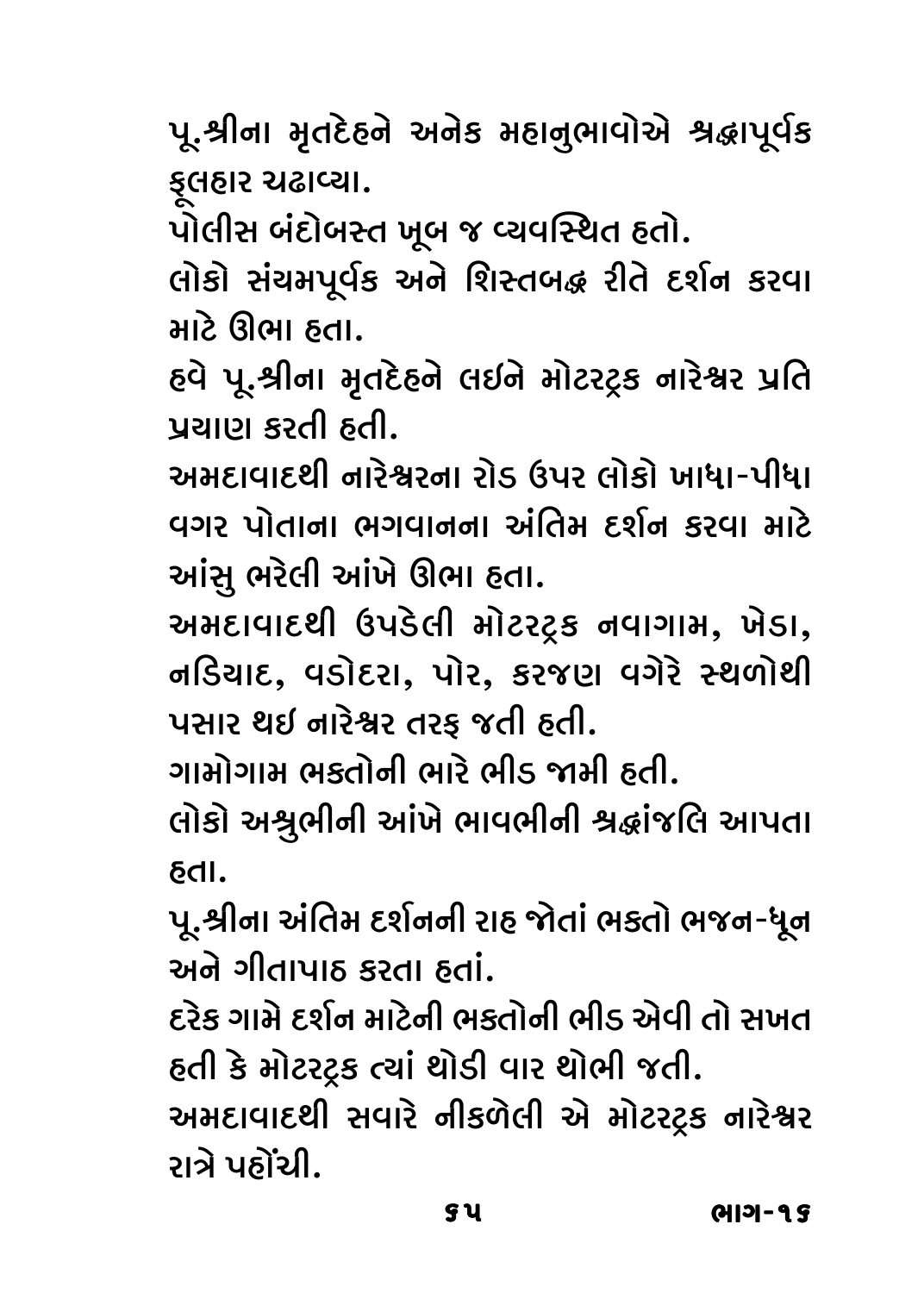પૂ.શ્રીના મૃતદેહને અનેક મહાનુભાવોએ શ્રદ્ધાપૂર્વક ફૂલહાર ચઢાવ્યા.

પોલીસ બંદોબસ્ત ખૂબ જ વ્યવસ્થિત હતો.

લોકો સંયમપૂર્વક અને શિસ્તબદ્ધ રીતે દર્શન કરવા માટે ઊભા હતા.

હવે પૂ.શ્રીના મૃતદેહને લઈને મોટરટ્રક નારેશ્વર પ્રતિ પ્રયાણ કરતી હતી.

અમદાવાદથી નારેશ્વરના રોડ ઉપર લોકો ખાધા-પીધા વગર પોતાના ભગવાનના અંતિમ દર્શન કરવા માટે આંસુ ભરેલી આંખે ઊભા હતા.

અમદાવાદથી ઉપડેલી મોટરટ્રક નવાગામ, ખેડા, નડિયાદ, વડોદરા, પોર, કરજણ વગેરે સ્થળોથી પસાર થઈ નારેશ્વર તરફ જતી હતી.

ગામોગામ ભક્તોની ભારે ભીડ જામી હતી.

લોકો અશ્રુભીની આંખે ભાવભીની શ્રદ્ધાંજલિ આપતા હતા.

પૂ.શ્રીના અંતિમ દર્શનની રાહ જોતાં ભક્તો ભજન-ધૂન અને ગીતાપાઠ કરતા હતાં.

દરેક ગામે દર્શન માટેની ભક્તોની ભીડ એવી તો સખત હતી કે મોટરટ્રક ત્યાં થોડી વાર થોભી જતી.

અમદાવાદથી સવારે નીકળેલી એ મોટરટ્રક નારેશ્વર રાત્રે પહોંચી.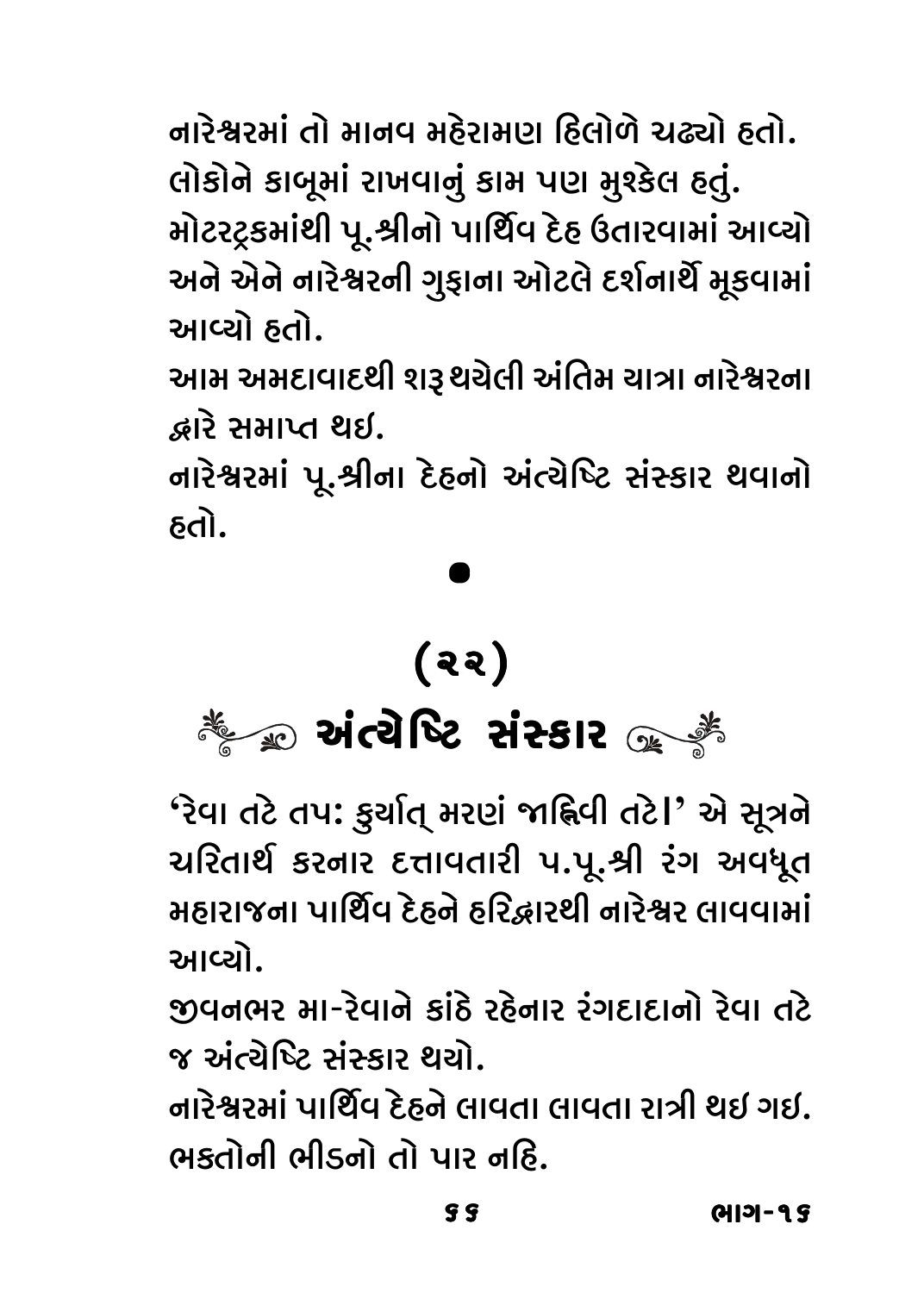નારેશ્વરમાં તો માનવ મહેરામણ હિલોળે ચઢ્યો હતો. લોકોને કાબૂમાં રાખવાનું કામ પણ મુશ્કેલ હતું. મોટરટ્રકમાંથી પૂ.શ્રીનો પાર્થિવ દેહ ઉતારવામાં આવ્યો અને એને નારેશ્વરની ગુફાના ઓટલે દર્શનાર્થે મૂકવામાં આવ્યો હતો.

આમ અમદાવાદથી શરૂ થયેલી અંતિમ યાત્રા નારેશ્વરના દ્વારે સમાપ્ત થઇ.

નારેશ્વરમાં પૂ.શ્રીના દેહનો અંત્યેષ્ટિ સંસ્કાર થવાનો હતો.

•

## (૨૨)

## અંત્યેષ્ટિ સંસ્કાર

'રેવા તટે તપ: કુર્યાત્ મરણં જાહ્નવી તટે।' એ સૂત્રને ચરિતાર્થ કરનાર દત્તાવતારી પ.પૂ.શ્રી રંગ અવધૂત મહારાજના પાર્થિવ દેહને હરિદ્વારથી નારેશ્વર લાવવામાં આવ્યો.

જીવનભર મા-રેવાને કાંઠે રહેનાર રંગદાદાનો રેવા તટે જ અંત્યેષ્ટિ સંસ્કાર થયો.

નારેશ્વરમાં પાર્થિવ દેહને લાવતા લાવતા રાત્રી થઇ ગઇ. ભક્તોની ભીડનો તો પાર નહિ.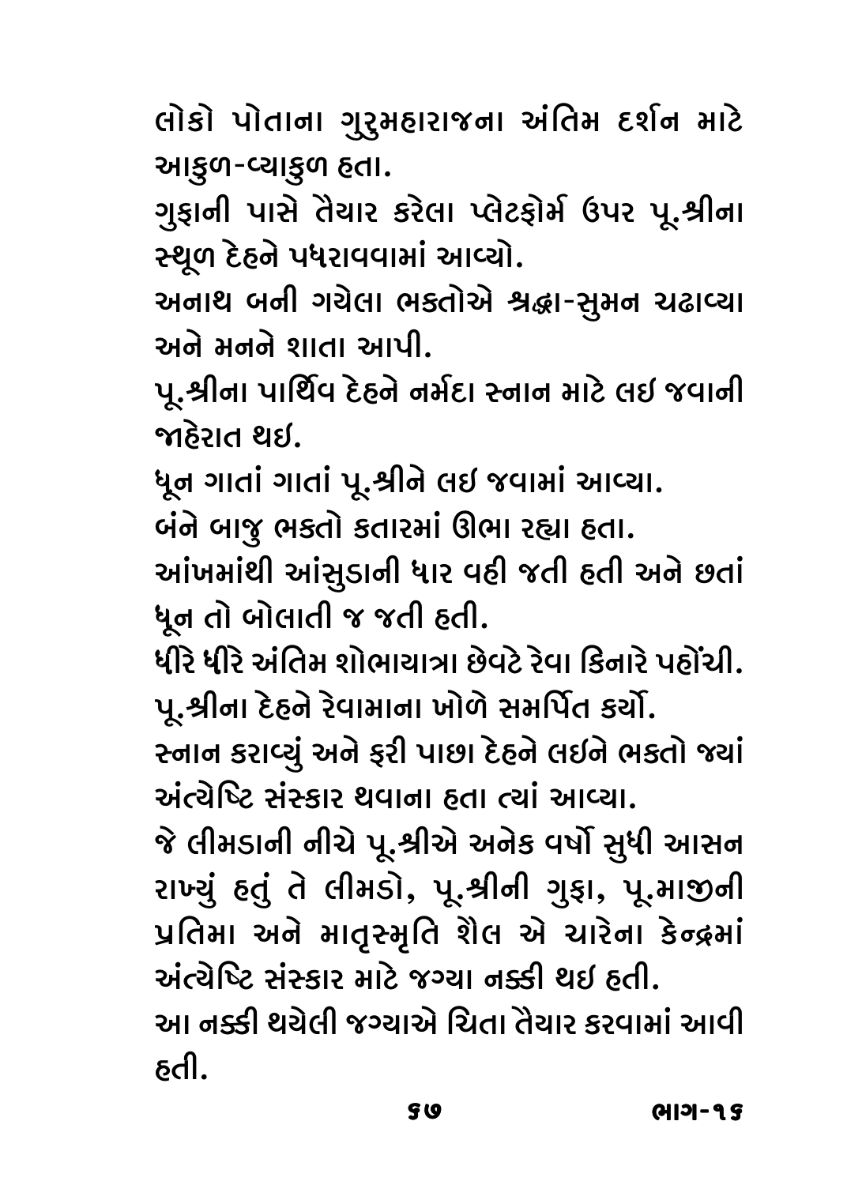લોકો પોતાના ગુરુમહારાજના અંતિમ દર્શન માટે આકુળ-વ્યાકુળ હતા.

ગુફાની પાસે તૈયાર કરેલા પ્લેટફોર્મ ઉપર પૂ.શ્રીના સ્થૂળ દેહને પધરાવવામાં આવ્યો.

અનાથ બની ગયેલા ભક્તોએ શ્રદ્ધા-સુમન ચઢાવ્યા અને મનને શાતા આપી.

પૂ.શ્રીના પાર્થિવ દેહને નર્મદા સ્નાન માટે લઈ જવાની જાહેરાત થઈ.

ધૂન ગાતાં ગાતાં પૂ.શ્રીને લઈ જવામાં આવ્યા.

બંને બાજુ ભક્તો કતારમાં ઊભા રહ્યા હતા.

આંખમાંથી આંસુડાની ધાર વહી જતી હતી અને છતાં ધૂન તો બોલાતી જ જતી હતી.

ધીરે ધીરે અંતિમ શોભાયાત્રા છેવટે રેવા કિનારે પહોંચી.

પૂ.શ્રીના દેહને રેવામાના ખોળે સમર્પિત કર્યો.

સ્નાન કરાવ્યું અને ફરી પાછા દેહને લઈને ભક્તો જ્યાં અંત્યેષ્ટિ સંસ્કાર થવાના હતા ત્યાં આવ્યા.

જે લીમડાની નીચે પૂ.શ્રીએ અનેક વર્ષો સુધી આસન રાખ્યું હતું તે લીમડો, પૂ.શ્રીની ગુફા, પૂ.માજીની પ્રતિમા અને માતૃસ્મૃતિ શૈલ એ ચારેના કેન્દ્રમાં અંત્યેષ્ટિ સંસ્કાર માટે જગ્યા નક્કી થઈ હતી.

આ નક્કી થયેલી જગ્યાએ ચિતા તૈયાર કરવામાં આવી હતી.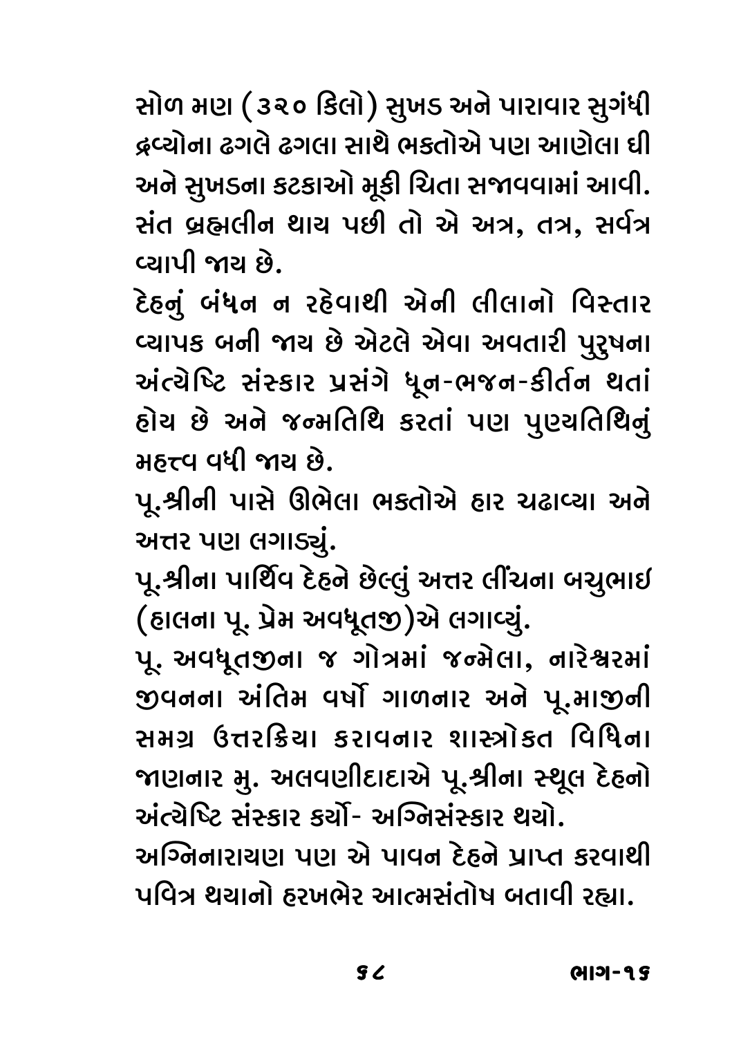સોળ મણ (૩૨૦ કિલો) સુખડ અને પારાવાર સુગંધી દ્રવ્યોના ઢગલે ઢગલા સાથે ભક્તોએ પણ આણેલા ઘી અને સુખડના કટકાઓ મૂકી ચિતા સજાવવામાં આવી. સંત બ્રહ્મલીન થાય પછી તો એ અત્ર, તત્ર, સર્વત્ર વ્યાપી જાય છે.

દેહનું બંધન ન રહેવાથી એની લીલાનો વિસ્તાર વ્યાપક બની જાય છે એટલે એવા અવતારી પુરુષના અંત્યેષ્ટિ સંસ્કાર પ્રસંગે ધૂન-ભજન-કીર્તન થતાં હોય છે અને જન્મતિથિ કરતાં પણ પુણ્યતિથિનું મહત્ત્વ વધી જાય છે.

પૂ.શ્રીની પાસે ઊભેલા ભક્તોએ હાર ચઢાવ્યા અને અત્તર પણ લગાડ્યું.

પૂ.શ્રીના પાર્થિવ દેહને છેલ્લું અત્તર લીંચના બચુભાઇ (હાલના પૂ. પ્રેમ અવધૂતજી)એ લગાવ્યું.

પૂ. અવધૂતજીના જ ગોત્રમાં જન્મેલા, નારેશ્વરમાં જીવનના અંતિમ વર્ષો ગાળનાર અને પૂ.માજીની સમગ્ર ઉત્તરક્રિયા કરાવનાર શાસ્ત્રોક્ત વિધિના જાણનાર મુ. અલવણીદાદાએ પૂ.શ્રીના સ્થૂલ દેહનો અંત્યેષ્ટિ સંસ્કાર કર્યો- અગ્નિસંસ્કાર થયો.

અગ્નિનારાયણ પણ એ પાવન દેહને પ્રાપ્ત કરવાથી પવિત્ર થયાનો હરખભેર આત્મસંતોષ બતાવી રહ્યા.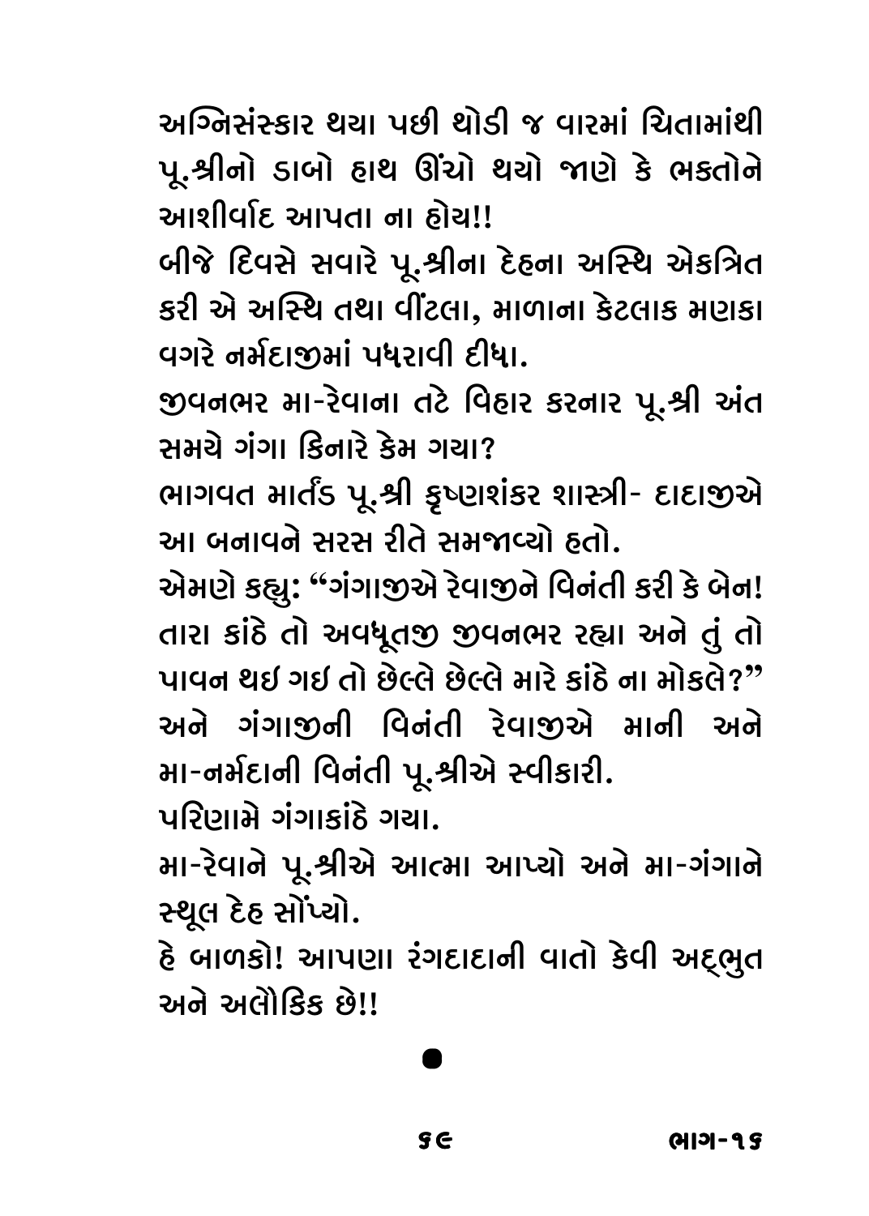અગ્નિસંસ્કાર થયા પછી થોડી જ વારમાં ચિતામાંથી પૂ.શ્રીનો ડાબો હાથ ઊંચો થયો જાણે કે ભક્તોને આશીર્વાદ આપતા ના હોય!!

બીજે દિવસે સવારે પૂ.શ્રીના દેહના અસ્થિ એકત્રિત કરી એ અસ્થિ તથા વીંટલા, માળાના કેટલાક મણકા વગરે નર્મદાજીમાં પધરાવી દીધા.

જીવનભર મા-રેવાના તટે વિહાર કરનાર પૂ.શ્રી અંત સમયે ગંગા કિનારે કેમ ગયા?

ભાગવત માર્તંડ પૂ.શ્રી કૃષ્ણશંકર શાસ્ત્રી- દાદાજીએ આ બનાવને સરસ રીતે સમજાવ્યો હતો.

એમણે કહ્યુ: “ગંગાજીએ રેવાજીને વિનંતી કરી કે બેન! તારા કાંઠે તો અવધૂતજી જીવનભર રહ્યા અને તું તો પાવન થઈ ગઈ તો છેલ્લે છેલ્લે મારે કાંઠે ના મોકલે?” અને ગંગાજીની વિનંતી રેવાજીએ માની અને મા-નર્મદાની વિનંતી પૂ.શ્રીએ સ્વીકારી.

પરિણામે ગંગાકાંઠે ગયા.

મા-રેવાને પૂ.શ્રીએ આત્મા આપ્યો અને મા-ગંગાને સ્થૂલ દેહ સોંપ્યો.

હે બાળકો! આપણા રંગદાદાની વાતો કેવી અદ્ભુત અને અલૌકિક છે!!

●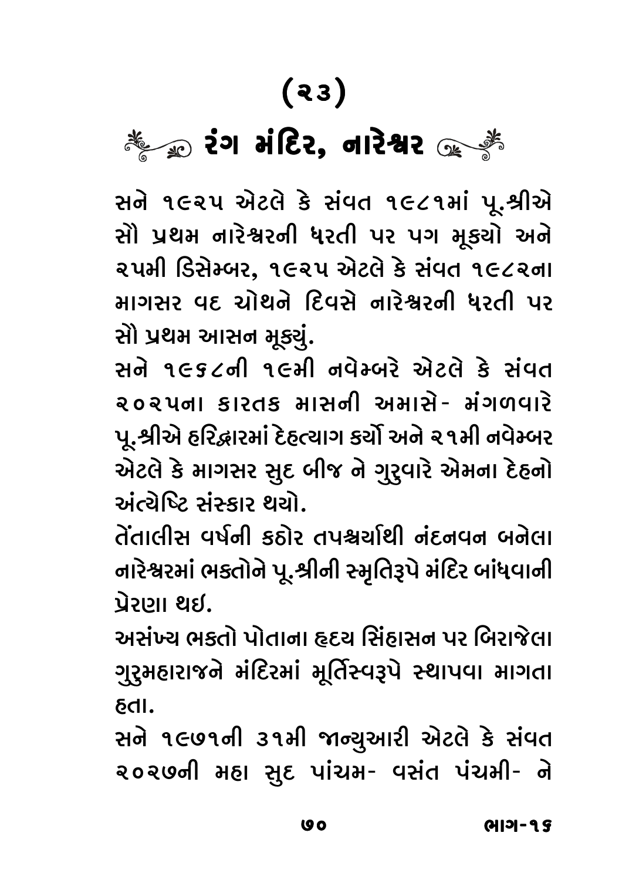# (૨૩)

## રંગ મંદિર, નારેશ્વર

સને ૧૯૨૫ એટલે કે સંવત ૧૯૮૧માં પૂ.શ્રીએ સૌ પ્રથમ નારેશ્વરની ધરતી પર પગ મૂક્યો અને ૨૫મી ડિસેમ્બર, ૧૯૨૫ એટલે કે સંવત ૧૯૮૨ના માગસર વદ ચોથને દિવસે નારેશ્વરની ધરતી પર સૌ પ્રથમ આસન મૂક્યું.

સને ૧૯૬૮ની ૧૯મી નવેમ્બરે એટલે કે સંવત ૨૦૨૫ના કારતક માસની અમાસે- મંગળવારે પૂ.શ્રીએ હરિદ્વારમાં દેહત્યાગ કર્યો અને ૨૧મી નવેમ્બર એટલે કે માગસર સુદ બીજ ને ગુરુવારે એમના દેહનો અંત્યેષ્ટિ સંસ્કાર થયો.

તેંતાલીસ વર્ષની કઠોર તપશ્ચર્યાથી નંદનવન બનેલા નારેશ્વરમાં ભક્તોને પૂ.શ્રીની સ્મૃતિરૂપે મંદિર બાંધવાની પ્રેરણા થઈ.

અસંખ્ય ભક્તો પોતાના હૃદય સિંહાસન પર બિરાજેલા ગુરુમહારાજને મંદિરમાં મૂર્તિસ્વરૂપે સ્થાપવા માગતા હતા.

સને ૧૯૭૧ની ૩૧મી જાન્યુઆરી એટલે કે સંવત ૨૦૨૭ની મહા સુદ પાંચમ- વસંત પંચમી- ને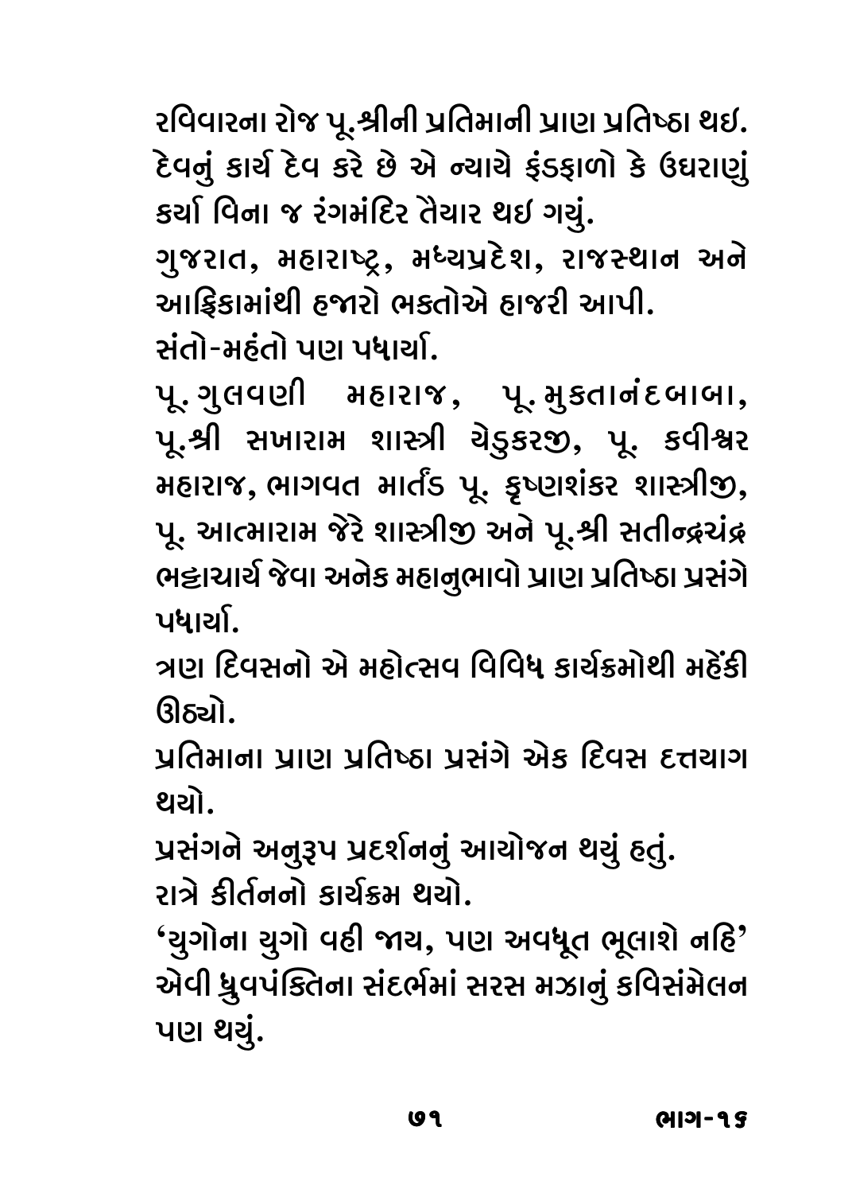રવિવારના રોજ પૂ.શ્રીની પ્રતિમાની પ્રાણ પ્રતિષ્ઠા થઇ. દેવનું કાર્ય દેવ કરે છે એ ન્યાયે ફંડફાળો કે ઉઘરાણું કર્યા વિના જ રંગમંદિર તૈયાર થઇ ગયું.

ગુજરાત, મહારાષ્ટ્ર, મધ્યપ્રદેશ, રાજસ્થાન અને આફ્રિકામાંથી હજારો ભકતોએ હાજરી આપી.

સંતો-મહંતો પણ પધાર્યા.

પૂ. ગુલવણી મહારાજ, પૂ. મુકતાનંદબાબા, પૂ.શ્રી સખારામ શાસ્ત્રી ચેડુકરજી, પૂ. કવીશ્વર મહારાજ, ભાગવત માર્તંડ પૂ. કૃષ્ણશંકર શાસ્ત્રીજી, પૂ. આત્મારામ જેરે શાસ્ત્રીજી અને પૂ.શ્રી સતીન્દ્રચંદ્ર ભટ્ટાચાર્ય જેવા અનેક મહાનુભાવો પ્રાણ પ્રતિષ્ઠા પ્રસંગે પધાર્યા.

ત્રણ દિવસનો એ મહોત્સવ વિવિધ કાર્યક્રમોથી મહેંકી ઊઠ્યો.

પ્રતિમાના પ્રાણ પ્રતિષ્ઠા પ્રસંગે એક દિવસ દત્તયાગ થયો.

પ્રસંગને અનુરૂપ પ્રદર્શનનું આયોજન થયું હતું.

રાત્રે કીર્તનનો કાર્યક્રમ થયો.

'યુગોના યુગો વહી જાય, પણ અવધૂત ભૂલાશે નહિ' એવી ધ્રુવપંક્તિના સંદર્ભમાં સરસ મઝાનું કવિસંમેલન પણ થયું.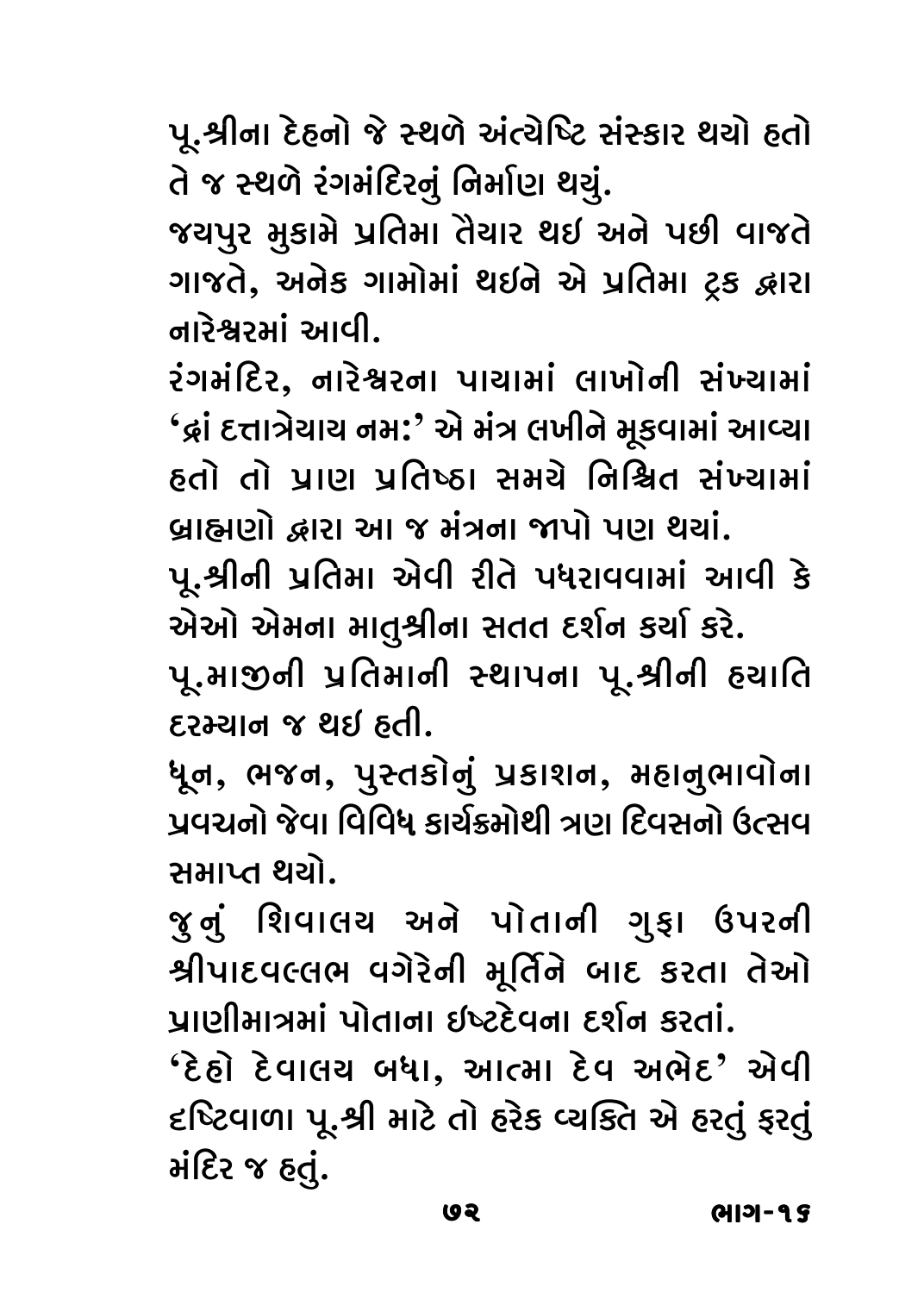પૂ.શ્રીના દેહનો જે સ્થળે અંત્યેષ્ટિ સંસ્કાર થયો હતો તે જ સ્થળે રંગમંદિરનું નિર્માણ થયું.

જયપુર મુકામે પ્રતિમા તૈયાર થઇ અને પછી વાજતે ગાજતે, અનેક ગામોમાં થઇને એ પ્રતિમા ટ્રક દ્વારા નારેશ્વરમાં આવી.

રંગમંદિર, નારેશ્વરના પાયામાં લાખોની સંખ્યામાં 'દ્રાં દત્તાત્રેયાય નમ:' એ મંત્ર લખીને મૂકવામાં આવ્યા હતો તો પ્રાણ પ્રતિષ્ઠા સમયે નિશ્ચિત સંખ્યામાં બ્રાહ્મણો દ્વારા આ જ મંત્રના જાપો પણ થયાં.

પૂ.શ્રીની પ્રતિમા એવી રીતે પધરાવવામાં આવી કે એઓ એમના માતુશ્રીના સતત દર્શન કર્યા કરે.

પૂ.માજીની પ્રતિમાની સ્થાપના પૂ.શ્રીની હયાતિ દરમ્યાન જ થઇ હતી.

ધૂન, ભજન, પુસ્તકોનું પ્રકાશન, મહાનુભાવોના પ્રવચનો જેવા વિવિધ કાર્યક્રમોથી ત્રણ દિવસનો ઉત્સવ સમાપ્ત થયો.

જુનું શિવાલય અને પોતાની ગુફા ઉપરની શ્રીપાદવલ્લભ વગેરેની મૂર્તિને બાદ કરતા તેઓ પ્રાણીમાત્રમાં પોતાના ઈષ્ટદેવના દર્શન કરતાં.

'દેહો દેવાલય બધા, આત્મા દેવ અભેદ' એવી દૃષ્ટિવાળા પૂ.શ્રી માટે તો હરેક વ્યક્તિ એ હરતું ફરતું મંદિર જ હતું.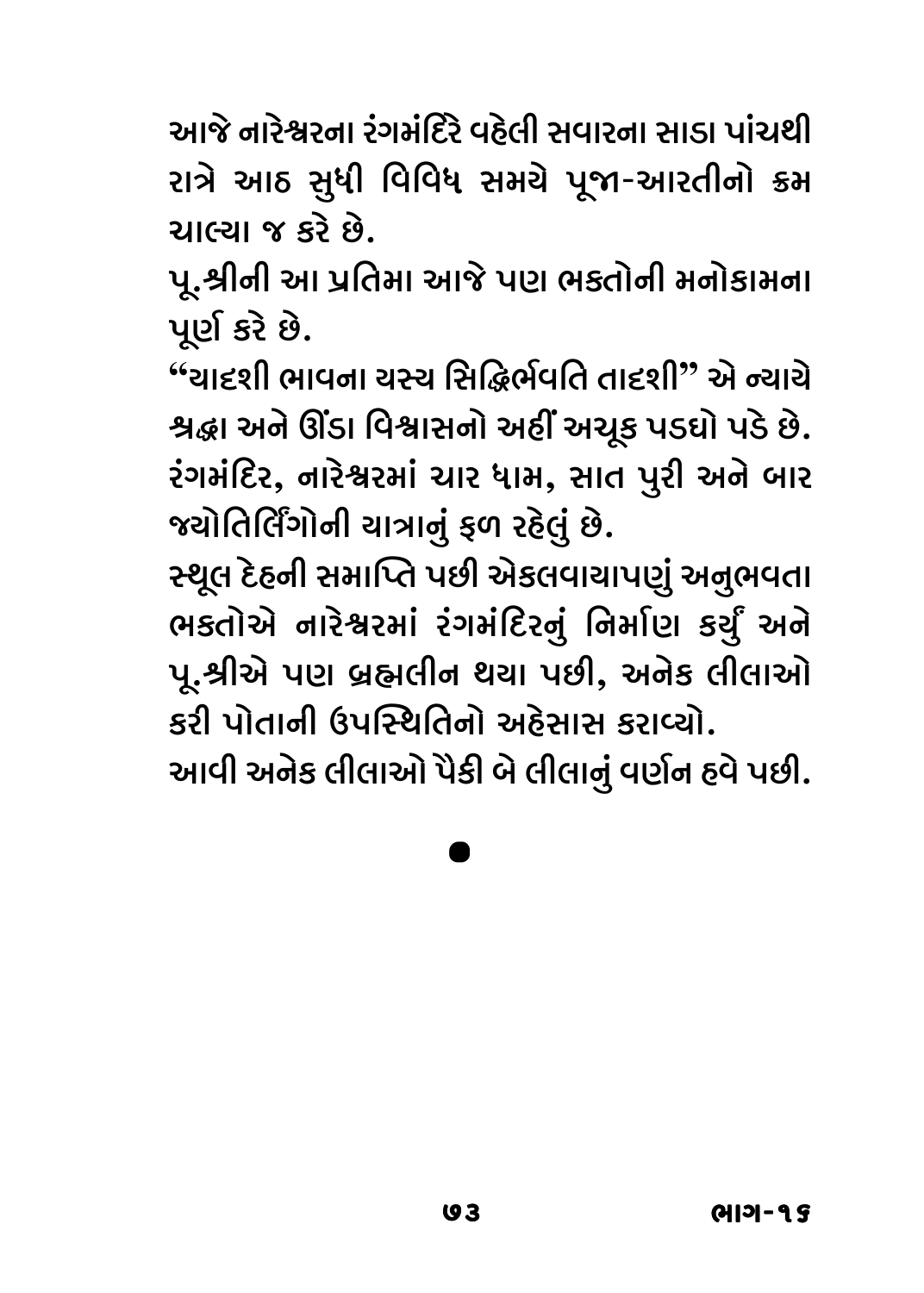આજે નારેશ્વરના રંગમંદિરે વહેલી સવારના સાડા પાંચથી રાત્રે આઠ સુધી વિવિધ સમયે પૂજા-આરતીનો ક્રમ ચાલ્યા જ કરે છે.

પૂ.શ્રીની આ પ્રતિમા આજે પણ ભક્તોની મનોકામના પૂર્ણ કરે છે.

"યાદશી ભાવના યસ્ય સિદ્ધિર્ભવતિ તાદશી" એ ન્યાયે શ્રદ્ધા અને ઊંડા વિશ્વાસનો અહીં અચૂક પડઘો પડે છે.

રંગમંદિર, નારેશ્વરમાં ચાર ધામ, સાત પુરી અને બાર જ્યોતિર્લિંગોની યાત્રાનું ફળ રહેલું છે.

સ્થૂલ દેહની સમાપ્તિ પછી એકલવાયાપણું અનુભવતા ભક્તોએ નારેશ્વરમાં રંગમંદિરનું નિર્માણ કર્યું અને પૂ.શ્રીએ પણ બ્રહ્મલીન થયા પછી, અનેક લીલાઓ કરી પોતાની ઉપસ્થિતિનો અહેસાસ કરાવ્યો.

આવી અનેક લીલાઓ પૈકી બે લીલાનું વર્ણન હવે પછી.

●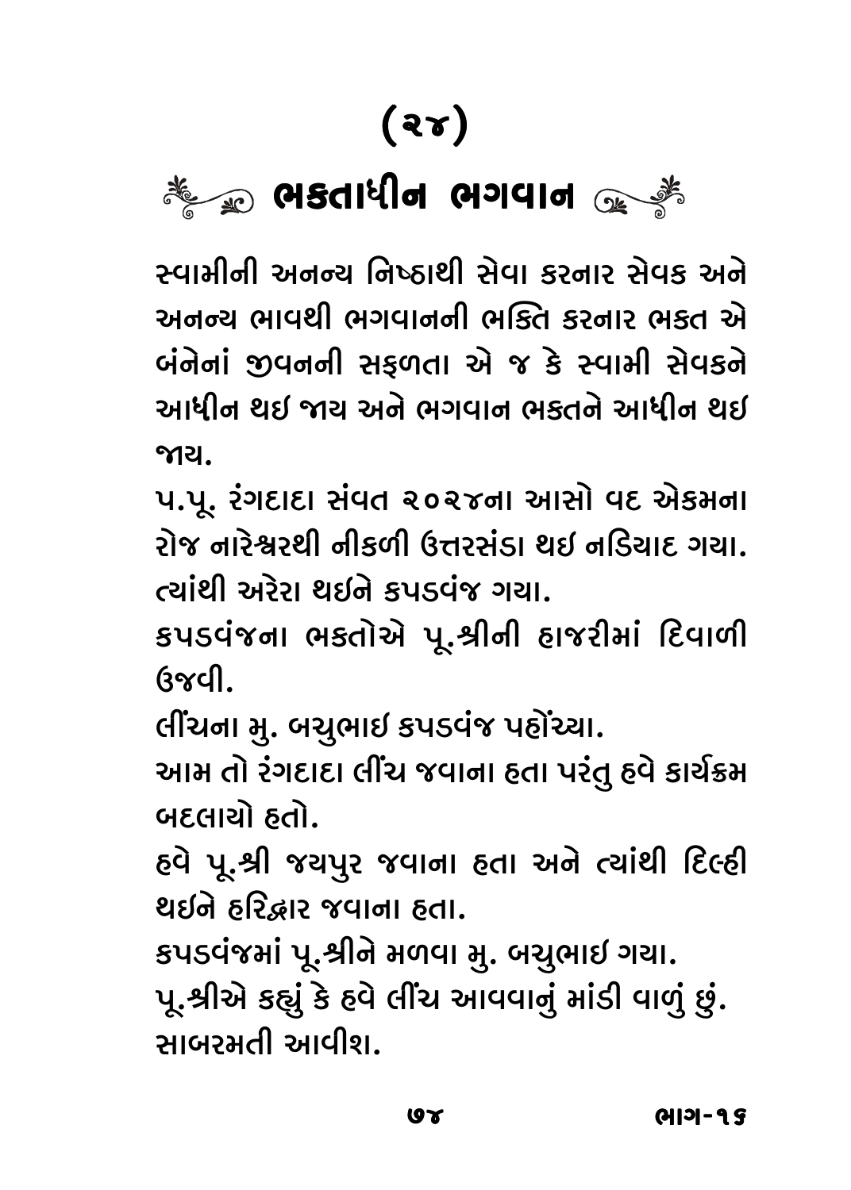# (૨૪)

## ભક્તાધીન ભગવાન

સ્વામીની અનન્ય નિષ્ઠાથી સેવા કરનાર સેવક અને અનન્ય ભાવથી ભગવાનની ભક્તિ કરનાર ભક્ત એ બંનેનાં જીવનની સફળતા એ જ કે સ્વામી સેવકને આધીન થઇ જાય અને ભગવાન ભક્તને આધીન થઇ જાય.

પ.પૂ. રંગદાદા સંવત ૨૦૨૪ના આસો વદ એકમના રોજ નારેશ્વરથી નીકળી ઉત્તરસંડા થઇ નડિયાદ ગયા. ત્યાંથી અરેરા થઇને કપડવંજ ગયા.

કપડવંજના ભક્તોએ પૂ.શ્રીની હાજરીમાં દિવાળી ઉજવી.

લીંચના મુ. બચુભાઇ કપડવંજ પહોંચ્યા.

આમ તો રંગદાદા લીંચ જવાના હતા પરંતુ હવે કાર્યક્રમ બદલાયો હતો.

હવે પૂ.શ્રી જયપુર જવાના હતા અને ત્યાંથી દિલ્હી થઇને હરિદ્વાર જવાના હતા.

કપડવંજમાં પૂ.શ્રીને મળવા મુ. બચુભાઇ ગયા.

પૂ.શ્રીએ કહ્યું કે હવે લીંચ આવવાનું માંડી વાળું છું. સાબરમતી આવીશ.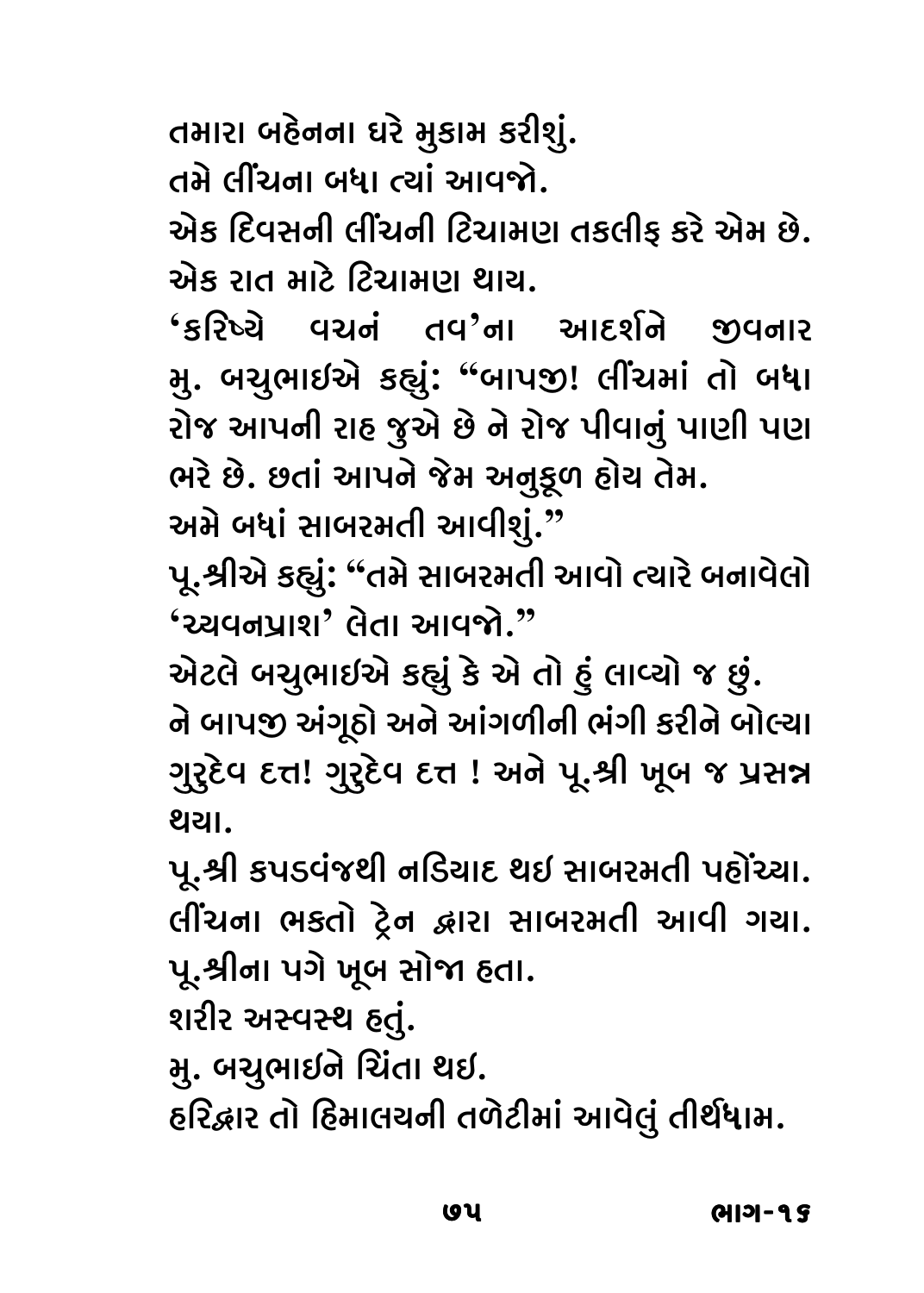તમારા બહેનના ઘરે મુકામ કરીશું.
તમે લીંચના બધા ત્યાં આવજો.
એક દિવસની લીંચની ટિચામણ તકલીફ કરે એમ છે.
એક રાત માટે ટિચામણ થાય.
'કરિષ્યે વચનં તવ'ના આદર્શને જીવનાર મુ. બચુભાઈએ કહ્યું: "બાપજી! લીંચમાં તો બધા રોજ આપની રાહ જુએ છે ને રોજ પીવાનું પાણી પણ ભરે છે. છતાં આપને જેમ અનુકૂળ હોય તેમ.
અમે બધાં સાબરમતી આવીશું."
પૂ.શ્રીએ કહ્યું: "તમે સાબરમતી આવો ત્યારે બનાવેલો 'ચ્યવનપ્રાશ' લેતા આવજો."
એટલે બચુભાઈએ કહ્યું કે એ તો હું લાવ્યો જ છું.
ને બાપજી અંગૂઠો અને આંગળીની ભંગી કરીને બોલ્યા ગુરુદેવ દત્ત! ગુરુદેવ દત્ત ! અને પૂ.શ્રી ખૂબ જ પ્રસન્ન થયા.
પૂ.શ્રી કપડવંજથી નડિયાદ થઈ સાબરમતી પહોંચ્યા.
લીંચના ભકતો ટ્રેન દ્વારા સાબરમતી આવી ગયા.
પૂ.શ્રીના પગે ખૂબ સોજા હતા.
શરીર અસ્વસ્થ હતું.
મુ. બચુભાઈને ચિંતા થઈ.
હરિદ્વાર તો હિમાલયની તળેટીમાં આવેલું તીર્થધામ.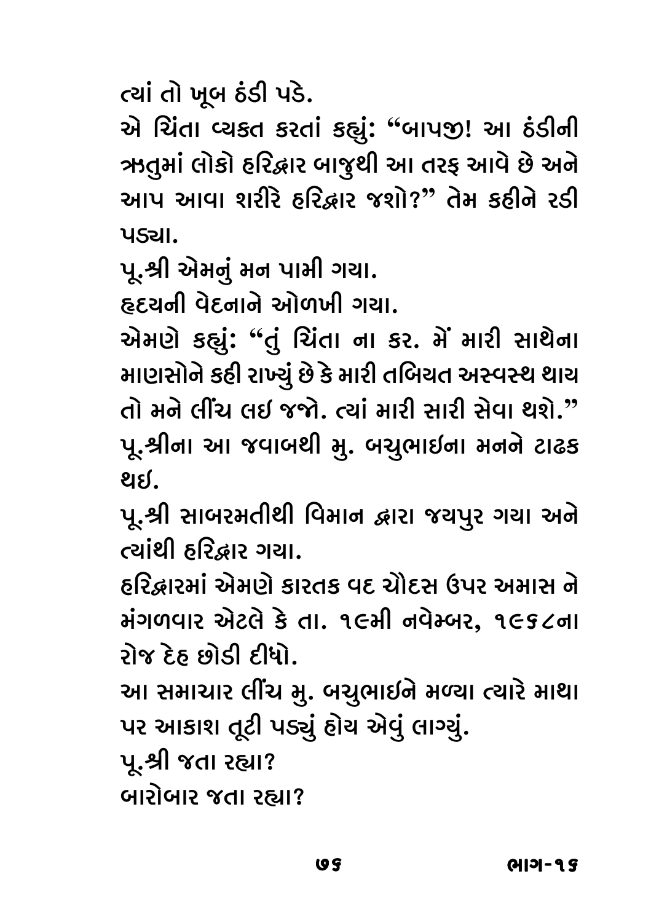ત્યાં તો ખૂબ ઠંડી પડે.

એ ચિંતા વ્યક્ત કરતાં કહ્યું: "બાપજી! આ ઠંડીની ઋતુમાં લોકો હરિદ્વાર બાજુથી આ તરફ આવે છે અને આપ આવા શરીરે હરિદ્વાર જશો?" તેમ કહીને રડી પડ્યા.

પૂ.શ્રી એમનું મન પામી ગયા.

હૃદયની વેદનાને ઓળખી ગયા.

એમણે કહ્યું: "તું ચિંતા ના કર. મેં મારી સાથેના માણસોને કહી રાખ્યું છે કે મારી તબિયત અસ્વસ્થ થાય તો મને લીંચ લઈ જજો. ત્યાં મારી સારી સેવા થશે."

પૂ.શ્રીના આ જવાબથી મુ. બચુભાઈના મનને ટાઢક થઈ.

પૂ.શ્રી સાબરમતીથી વિમાન દ્વારા જયપુર ગયા અને ત્યાંથી હરિદ્વાર ગયા.

હરિદ્વારમાં એમણે કારતક વદ ચૌદસ ઉપર અમાસ ને મંગળવાર એટલે કે તા. ૧૯મી નવેમ્બર, ૧૯૬૮ના રોજ દેહ છોડી દીધો.

આ સમાચાર લીંચ મુ. બચુભાઈને મળ્યા ત્યારે માથા પર આકાશ તૂટી પડ્યું હોય એવું લાગ્યું.

પૂ.શ્રી જતા રહ્યા?

બારોબાર જતા રહ્યા?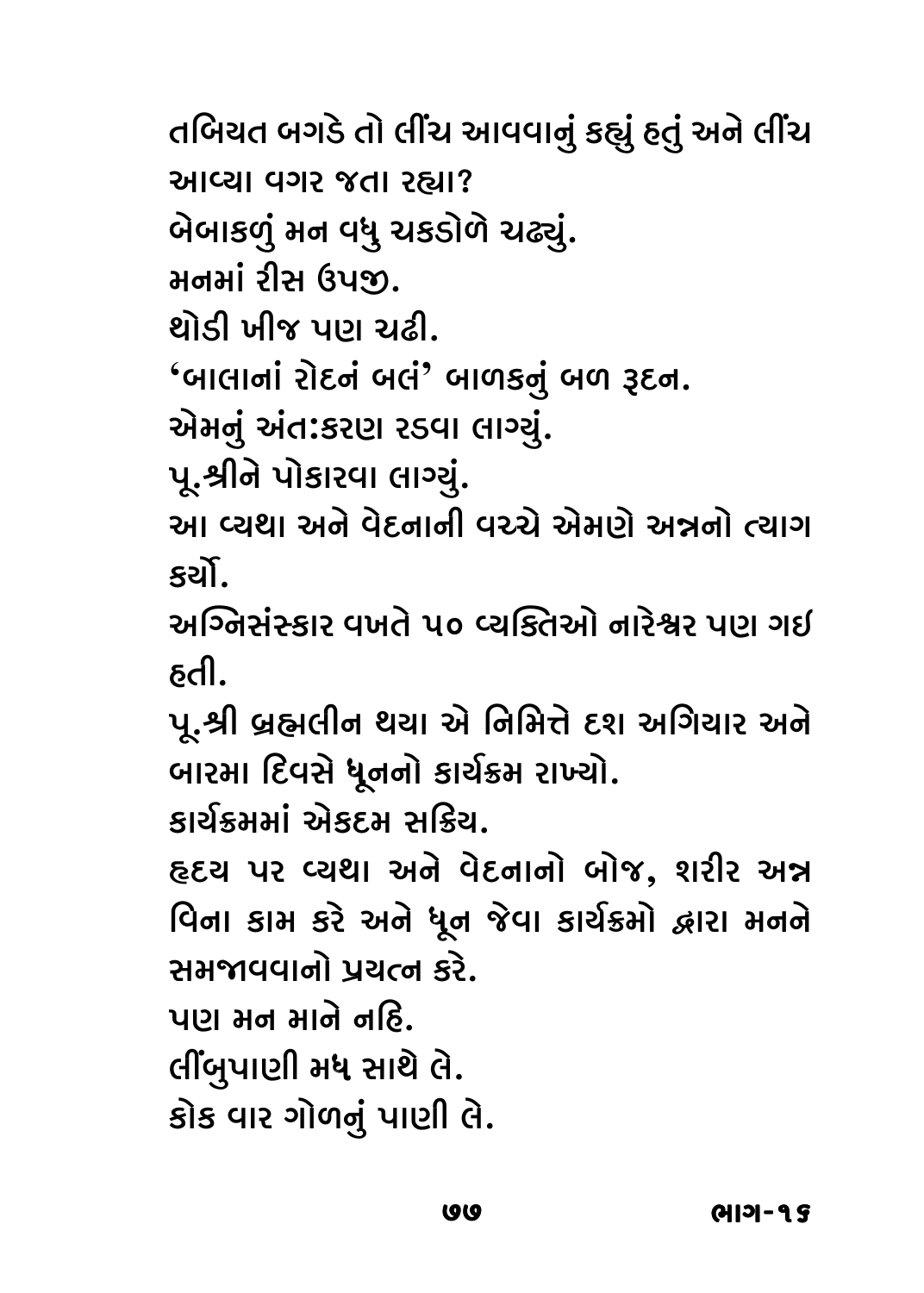તબિયત બગડે તો લીંચ આવવાનું કહ્યું હતું અને લીંચ આવ્યા વગર જતા રહ્યા?

બેબાકળું મન વધુ ચકડોળે ચઢ્યું.

મનમાં રીસ ઉપજી.

થોડી ખીજ પણ ચઢી.

'બાલાનાં રોદનં બલં' બાળકનું બળ રૂદન.

એમનું અંતઃકરણ રડવા લાગ્યું.

પૂ.શ્રીને પોકારવા લાગ્યું.

આ વ્યથા અને વેદનાની વચ્ચે એમણે અન્નનો ત્યાગ કર્યો.

અગ્નિસંસ્કાર વખતે ૫૦ વ્યક્તિઓ નારેશ્વર પણ ગઈ હતી.

પૂ.શ્રી બ્રહ્મલીન થયા એ નિમિત્તે દશ અગિયાર અને બારમા દિવસે ધૂનનો કાર્યક્રમ રાખ્યો.

કાર્યક્રમમાં એકદમ સક્રિય.

હૃદય પર વ્યથા અને વેદનાનો બોજ, શરીર અન્ન વિના કામ કરે અને ધૂન જેવા કાર્યક્રમો દ્વારા મનને સમજાવવાનો પ્રયત્ન કરે.

પણ મન માને નહિ.

લીંબુપાણી મધ સાથે લે.

કોક વાર ગોળનું પાણી લે.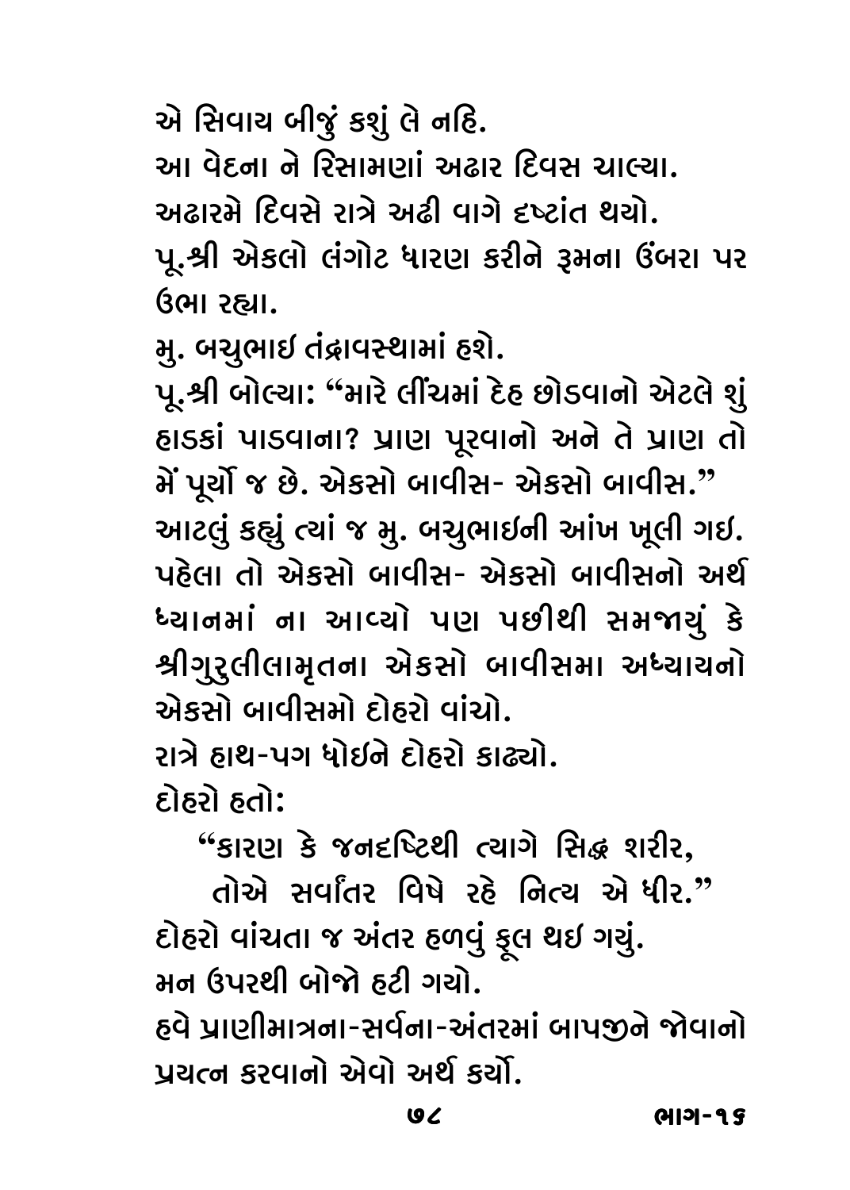એ સિવાય બીજું કશું લે નહિ.

આ વેદના ને રિસામણાં અઢાર દિવસ ચાલ્યા.

અઢારમે દિવસે રાત્રે અઢી વાગે દષ્ટાંત થયો.

પૂ.શ્રી એકલો લંગોટ ધારણ કરીને રૂમના ઉંબરા પર ઉભા રહ્યા.

મુ. બચુભાઈ તંદ્રાવસ્થામાં હશે.

પૂ.શ્રી બોલ્યા: "મારે લીંચમાં દેહ છોડવાનો એટલે શું હાડકાં પાડવાના? પ્રાણ પૂરવાનો અને તે પ્રાણ તો મેં પૂર્યો જ છે. એકસો બાવીસ- એકસો બાવીસ."

આટલું કહ્યું ત્યાં જ મુ. બચુભાઈની આંખ ખૂલી ગઈ. પહેલા તો એકસો બાવીસ- એકસો બાવીસનો અર્થ ધ્યાનમાં ના આવ્યો પણ પછીથી સમજાયું કે શ્રીગુરુલીલામૃતના એકસો બાવીસમા અધ્યાયનો એકસો બાવીસમો દોહરો વાંચો.

રાત્રે હાથ-પગ ધોઈને દોહરો કાઢ્યો.

દોહરો હતો:

> "કારણ કે જનદષ્ટિથી ત્યાગે સિદ્ધ શરીર,
> તોએ સર્વાંતર વિષે રહે નિત્ય એ ધીર."

દોહરો વાંચતા જ અંતર હળવું ફૂલ થઈ ગયું.

મન ઉપરથી બોજો હટી ગયો.

હવે પ્રાણીમાત્રના-સર્વના-અંતરમાં બાપજીને જોવાનો પ્રયત્ન કરવાનો એવો અર્થ કર્યો.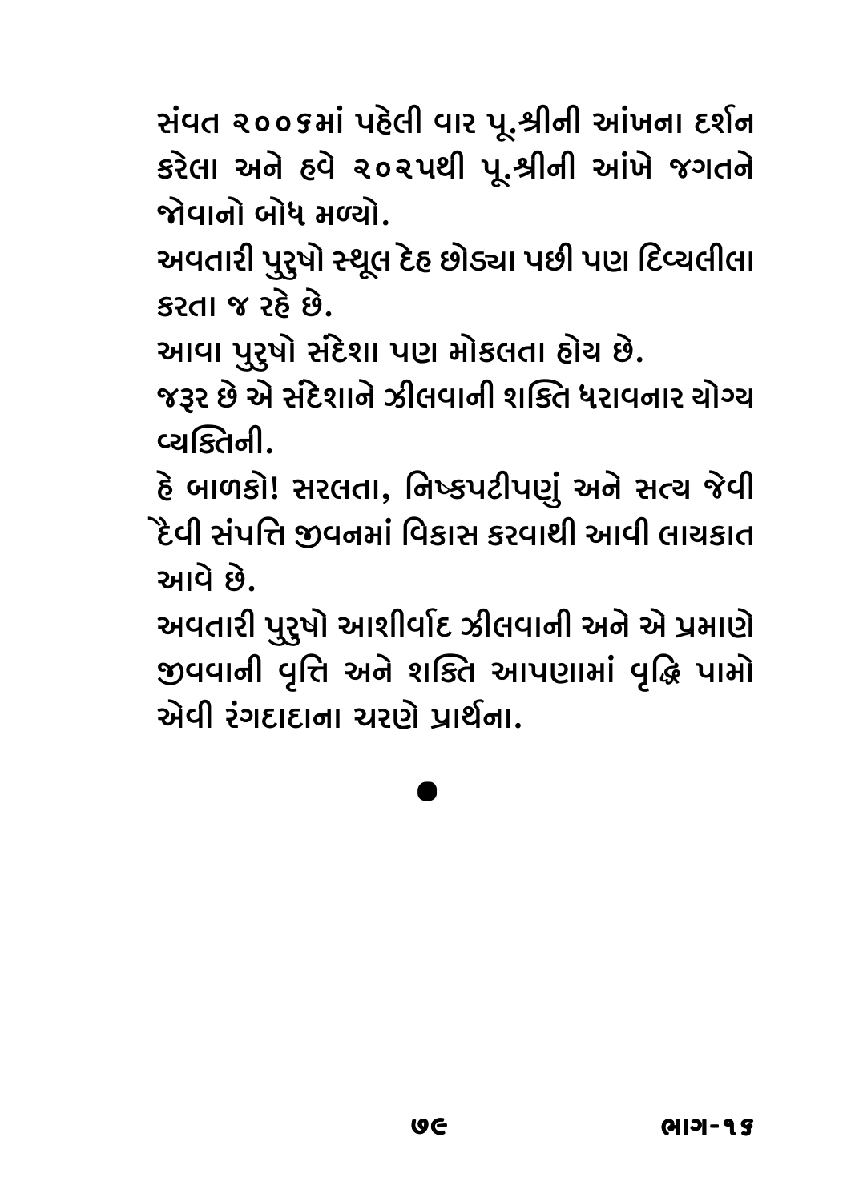સંવત ૨૦૦૬માં પહેલી વાર પૂ.શ્રીની આંખના દર્શન કરેલા અને હવે ૨૦૨૫થી પૂ.શ્રીની આંખે જગતને જોવાનો બોધ મળ્યો.

અવતારી પુરુષો સ્થૂલ દેહ છોડ્યા પછી પણ દિવ્યલીલા કરતા જ રહે છે.

આવા પુરુષો સંદેશા પણ મોકલતા હોય છે.

જરૂર છે એ સંદેશાને ઝીલવાની શક્તિ ધરાવનાર યોગ્ય વ્યક્તિની.

હે બાળકો! સરલતા, નિષ્કપટીપણું અને સત્ય જેવી દૈવી સંપત્તિ જીવનમાં વિકાસ કરવાથી આવી લાયકાત આવે છે.

અવતારી પુરુષો આશીર્વાદ ઝીલવાની અને એ પ્રમાણે જીવવાની વૃત્તિ અને શક્તિ આપણામાં વૃદ્ધિ પામો એવી રંગદાદાના ચરણે પ્રાર્થના.

●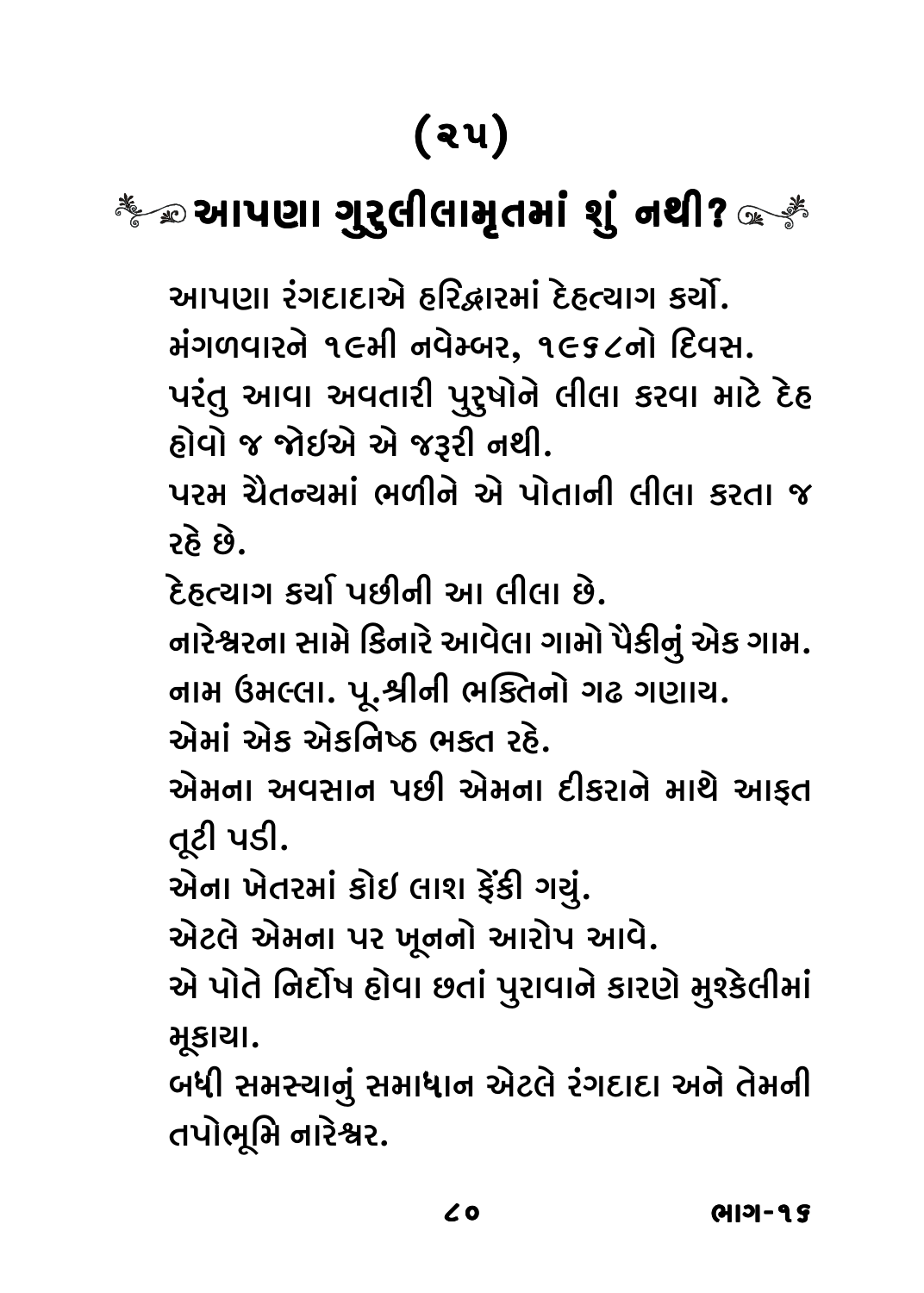# (૨૫)

## આપણા ગુરુલીલામૃતમાં શું નથી?

આપણા રંગદાદાએ હરિદ્વારમાં દેહત્યાગ કર્યો.

મંગળવારને ૧૯મી નવેમ્બર, ૧૯૬૮નો દિવસ.

પરંતુ આવા અવતારી પુરુષોને લીલા કરવા માટે દેહ હોવો જ જોઇએ એ જરૂરી નથી.

પરમ ચૈતન્યમાં ભળીને એ પોતાની લીલા કરતા જ રહે છે.

દેહત્યાગ કર્યા પછીની આ લીલા છે.

નારેશ્વરના સામે કિનારે આવેલા ગામો પૈકીનું એક ગામ.

નામ ઉમલ્લા. પૂ.શ્રીની ભક્તિનો ગઢ ગણાય.

એમાં એક એકનિષ્ઠ ભક્ત રહે.

એમના અવસાન પછી એમના દીકરાને માથે આફત તૂટી પડી.

એના ખેતરમાં કોઈ લાશ ફેંકી ગયું.

એટલે એમના પર ખૂનનો આરોપ આવે.

એ પોતે નિર્દોષ હોવા છતાં પુરાવાને કારણે મુશ્કેલીમાં મૂકાયા.

બધી સમસ્યાનું સમાધાન એટલે રંગદાદા અને તેમની તપોભૂમિ નારેશ્વર.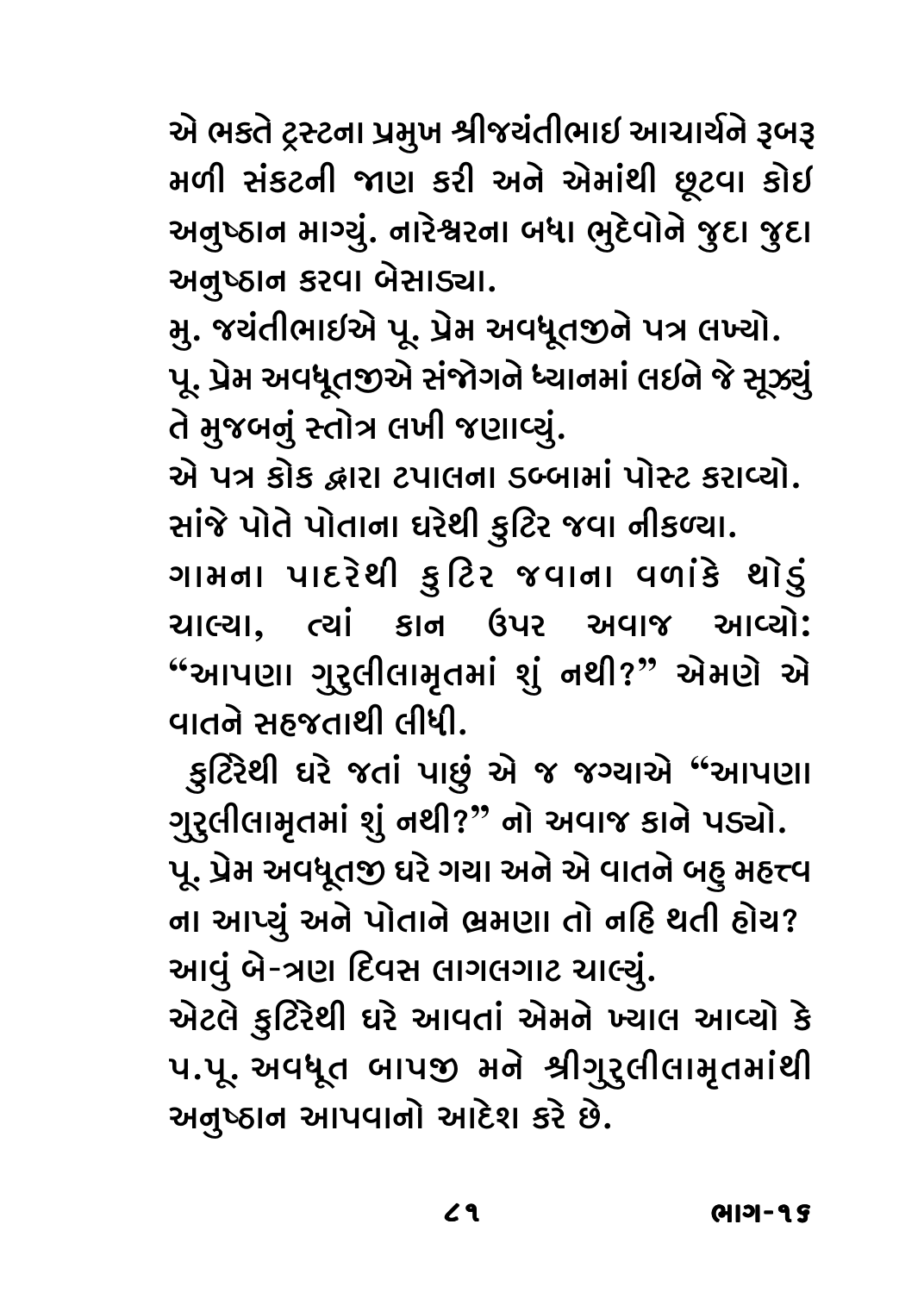એ ભક્તે ટ્રસ્ટના પ્રમુખ શ્રીજયંતીભાઈ આચાર્યને રૂબરૂ મળી સંકટની જાણ કરી અને એમાંથી છૂટવા કોઈ અનુષ્ઠાન માગ્યું. નારેશ્વરના બધા ભુદેવોને જુદા જુદા અનુષ્ઠાન કરવા બેસાડ્યા.

મુ. જયંતીભાઈએ પૂ. પ્રેમ અવધૂતજીને પત્ર લખ્યો.

પૂ. પ્રેમ અવધૂતજીએ સંજોગને ધ્યાનમાં લઈને જે સૂઝ્યું તે મુજબનું સ્તોત્ર લખી જણાવ્યું.

એ પત્ર કોક દ્વારા ટપાલના ડબ્બામાં પોસ્ટ કરાવ્યો.

સાંજે પોતે પોતાના ઘરેથી કુટિર જવા નીકળ્યા.

ગામના પાદરેથી કુટિર જવાના વળાંકે થોડું ચાલ્યા, ત્યાં કાન ઉપર અવાજ આવ્યો: "આપણા ગુરુલીલામૃતમાં શું નથી?" એમણે એ વાતને સહજતાથી લીધી.

કુટિરેથી ઘરે જતાં પાછું એ જ જગ્યાએ "આપણા ગુરુલીલામૃતમાં શું નથી?" નો અવાજ કાને પડ્યો.

પૂ. પ્રેમ અવધૂતજી ઘરે ગયા અને એ વાતને બહુ મહત્ત્વ ના આપ્યું અને પોતાને ભ્રમણા તો નહિ થતી હોય?

આવું બે-ત્રણ દિવસ લાગલગાટ ચાલ્યું.

એટલે કુટિરેથી ઘરે આવતાં એમને ખ્યાલ આવ્યો કે પ.પૂ. અવધૂત બાપજી મને શ્રીગુરુલીલામૃતમાંથી અનુષ્ઠાન આપવાનો આદેશ કરે છે.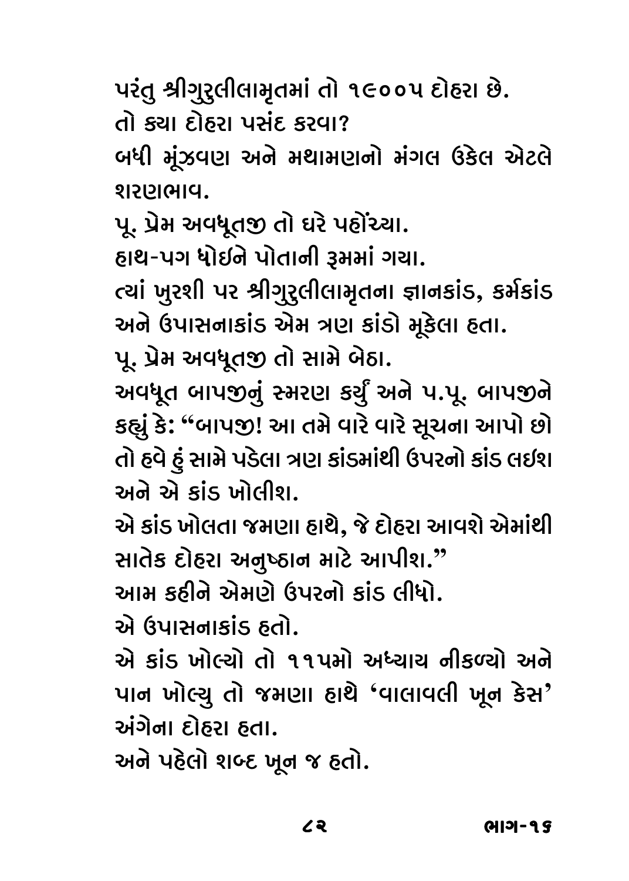પરંતુ શ્રીગુરુલીલામૃતમાં તો ૧૯૦૦૫ દોહરા છે.

તો ક્યા દોહરા પસંદ કરવા?

બધી મૂંઝવણ અને મથામણનો મંગલ ઉકેલ એટલે શરણભાવ.

પૂ. પ્રેમ અવધૂતજી તો ઘરે પહોંચ્યા.

હાથ-પગ ધોઇને પોતાની રૂમમાં ગયા.

ત્યાં ખુરશી પર શ્રીગુરુલીલામૃતના જ્ઞાનકાંડ, કર્મકાંડ અને ઉપાસનાકાંડ એમ ત્રણ કાંડો મૂકેલા હતા.

પૂ. પ્રેમ અવધૂતજી તો સામે બેઠા.

અવધૂત બાપજીનું સ્મરણ કર્યું અને પ.પૂ. બાપજીને કહ્યું કે: "બાપજી! આ તમે વારે વારે સૂચના આપો છો તો હવે હું સામે પડેલા ત્રણ કાંડમાંથી ઉપરનો કાંડ લઇશ અને એ કાંડ ખોલીશ.

એ કાંડ ખોલતા જમણા હાથે, જે દોહરા આવશે એમાંથી સાતેક દોહરા અનુષ્ઠાન માટે આપીશ."

આમ કહીને એમણે ઉપરનો કાંડ લીધો.

એ ઉપાસનાકાંડ હતો.

એ કાંડ ખોલ્યો તો ૧૧૫મો અધ્યાય નીકળ્યો અને પાન ખોલ્યુ તો જમણા હાથે 'વાલાવલી ખૂન કેસ' અંગેના દોહરા હતા.

અને પહેલો શબ્દ ખૂન જ હતો.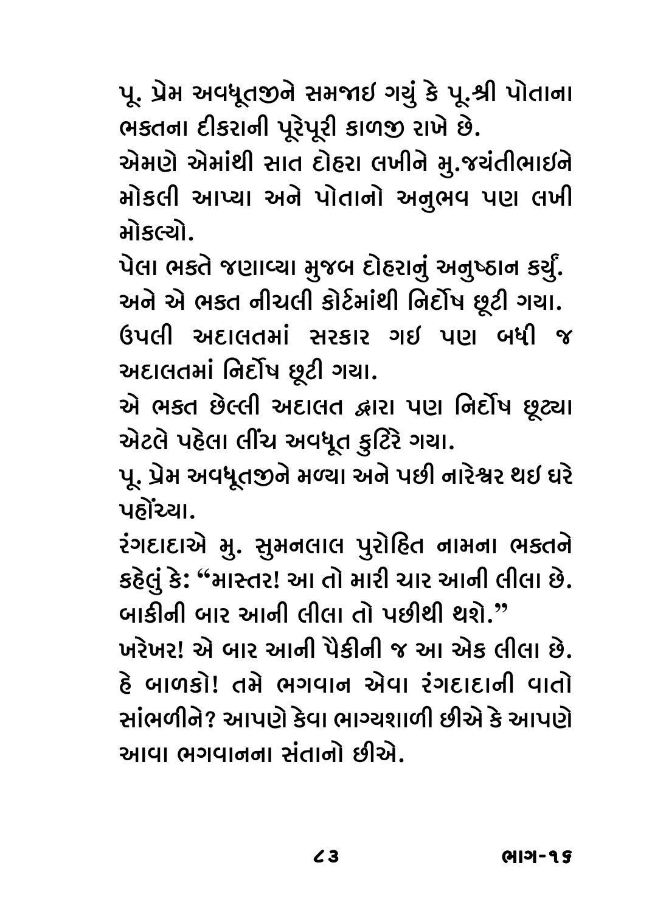પૂ. પ્રેમ અવધૂતજીને સમજાઇ ગયું કે પૂ.શ્રી પોતાના ભક્તના દીકરાની પૂરેપૂરી કાળજી રાખે છે.

એમણે એમાંથી સાત દોહરા લખીને મુ.જયંતીભાઇને મોકલી આપ્યા અને પોતાનો અનુભવ પણ લખી મોકલ્યો.

પેલા ભક્તે જણાવ્યા મુજબ દોહરાનું અનુષ્ઠાન કર્યું. અને એ ભક્ત નીચલી કોર્ટમાંથી નિર્દોષ છૂટી ગયા. ઉપલી અદાલતમાં સરકાર ગઇ પણ બધી જ અદાલતમાં નિર્દોષ છૂટી ગયા.

એ ભક્ત છેલ્લી અદાલત દ્વારા પણ નિર્દોષ છૂટ્યા એટલે પહેલા લીંચ અવધૂત કુટિરે ગયા.

પૂ. પ્રેમ અવધૂતજીને મળ્યા અને પછી નારેશ્વર થઇ ઘરે પહોંચ્યા.

રંગદાદાએ મુ. સુમનલાલ પુરોહિત નામના ભક્તને કહેલું કે: "માસ્તર! આ તો મારી ચાર આની લીલા છે. બાકીની બાર આની લીલા તો પછીથી થશે."

ખરેખર! એ બાર આની પૈકીની જ આ એક લીલા છે. હે બાળકો! તમે ભગવાન એવા રંગદાદાની વાતો સાંભળીને? આપણે કેવા ભાગ્યશાળી છીએ કે આપણે આવા ભગવાનના સંતાનો છીએ.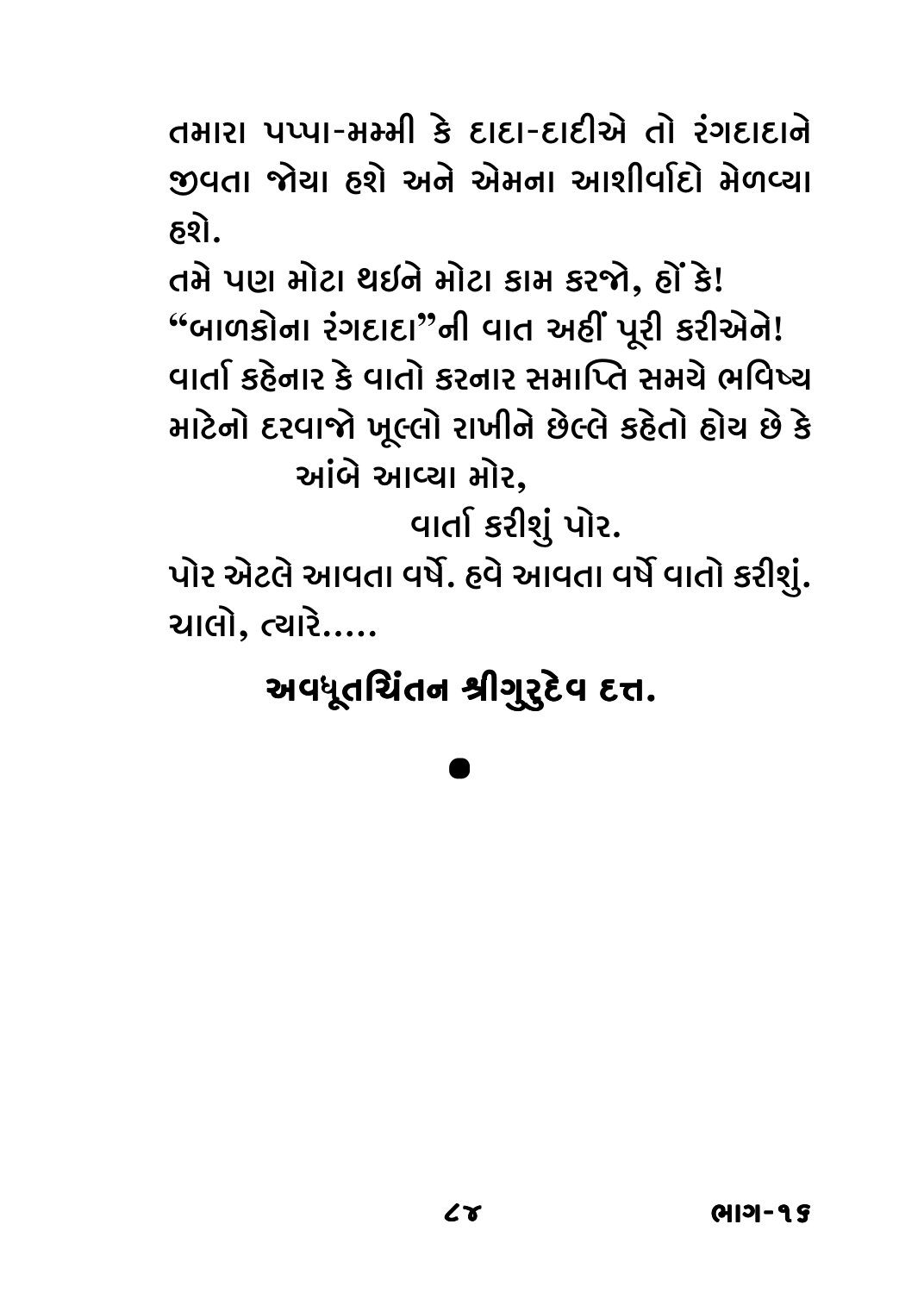તમારા પપ્પા-મમ્મી કે દાદા-દાદીએ તો રંગદાદાને જીવતા જોયા હશે અને એમના આશીર્વાદો મેળવ્યા હશે.

તમે પણ મોટા થઈને મોટા કામ કરજો, હોં કે!

"બાળકોના રંગદાદા"ની વાત અહીં પૂરી કરીએને!

વાર્તા કહેનાર કે વાતો કરનાર સમાપ્તિ સમયે ભવિષ્ય માટેનો દરવાજો ખૂલ્લો રાખીને છેલ્લે કહેતો હોય છે કે

આંબે આવ્યા મોર,
વાર્તા કરીશું પોર.

પોર એટલે આવતા વર્ષે. હવે આવતા વર્ષે વાતો કરીશું.

ચાલો, ત્યારે.....

**અવધૂતચિંતન શ્રીગુરુદેવ દત્ત.**

●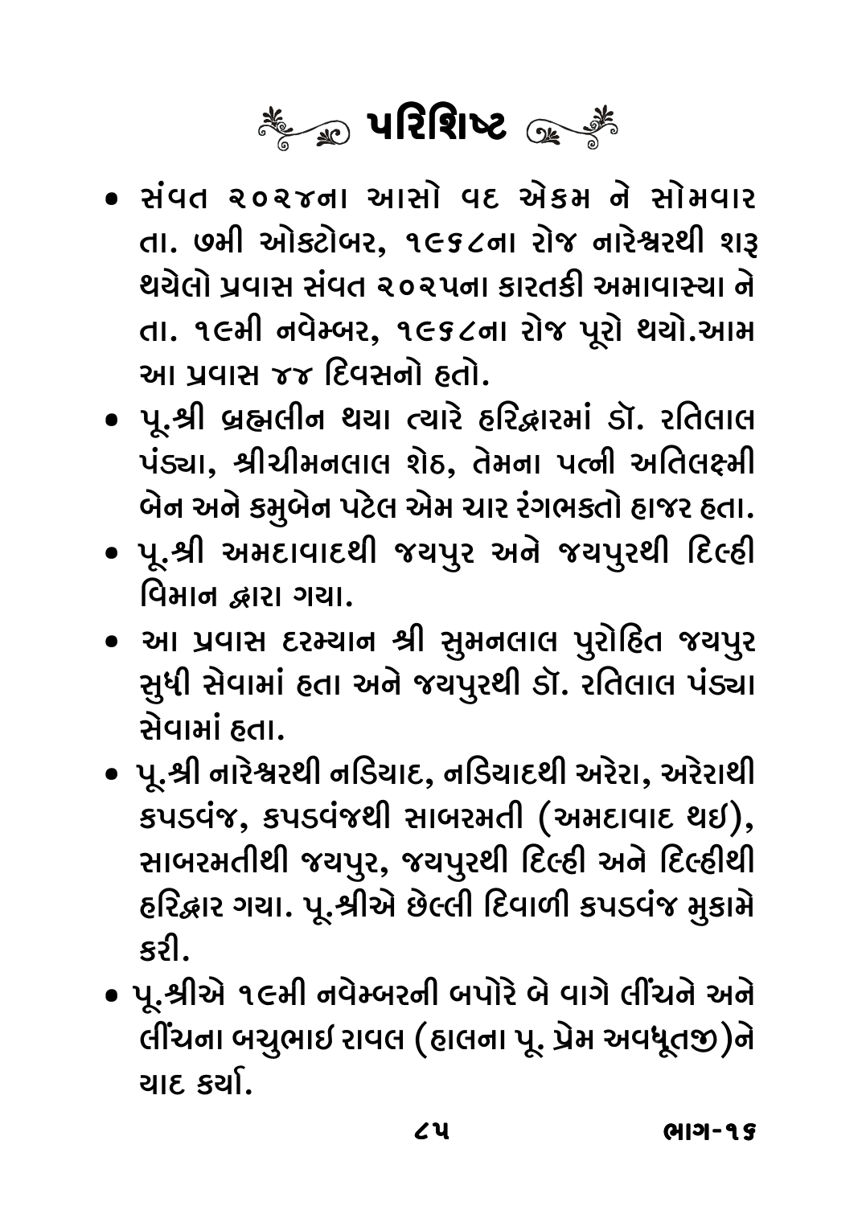# પરિશિષ્ટ

- સંવત ૨૦૨૪ના આસો વદ એકમ ને સોમવાર તા. ૭મી ઓક્ટોબર, ૧૯૬૮ના રોજ નારેશ્વરથી શરૂ થયેલો પ્રવાસ સંવત ૨૦૨૫ના કારતકી અમાવાસ્યા ને તા. ૧૯મી નવેમ્બર, ૧૯૬૮ના રોજ પૂરો થયો.આમ આ પ્રવાસ ૪૪ દિવસનો હતો.
- પૂ.શ્રી બ્રહ્મલીન થયા ત્યારે હરિદ્વારમાં ડૉ. રતિલાલ પંડ્યા, શ્રીચીમનલાલ શેઠ, તેમના પત્ની અતિલક્ષ્મી બેન અને કમુબેન પટેલ એમ ચાર રંગભક્તો હાજર હતા.
- પૂ.શ્રી અમદાવાદથી જયપુર અને જયપુરથી દિલ્હી વિમાન દ્વારા ગયા.
- આ પ્રવાસ દરમ્યાન શ્રી સુમનલાલ પુરોહિત જયપુર સુધી સેવામાં હતા અને જયપુરથી ડૉ. રતિલાલ પંડ્યા સેવામાં હતા.
- પૂ.શ્રી નારેશ્વરથી નડિયાદ, નડિયાદથી અરેરા, અરેરાથી કપડવંજ, કપડવંજથી સાબરમતી (અમદાવાદ થઇ), સાબરમતીથી જયપુર, જયપુરથી દિલ્હી અને દિલ્હીથી હરિદ્વાર ગયા. પૂ.શ્રીએ છેલ્લી દિવાળી કપડવંજ મુકામે કરી.
- પૂ.શ્રીએ ૧૯મી નવેમ્બરની બપોરે બે વાગે લીંચને અને લીંચના બચુભાઇ રાવલ (હાલના પૂ. પ્રેમ અવધૂતજી)ને યાદ કર્યા.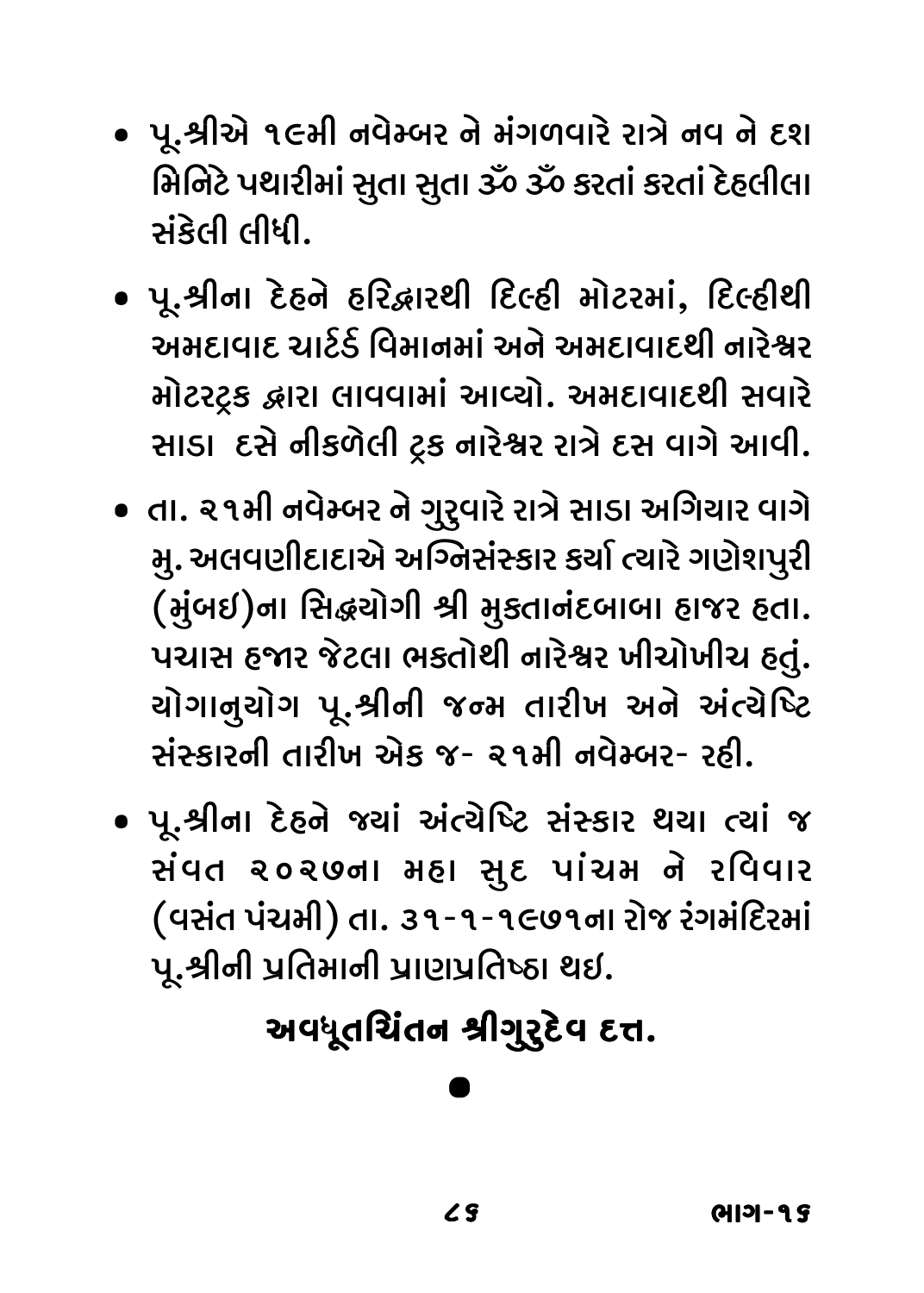- પૂ.શ્રીએ ૧૯મી નવેમ્બર ને મંગળવારે રાત્રે નવ ને દશ મિનિટે પથારીમાં સુતા સુતા ૐ ૐ કરતાં કરતાં દેહલીલા સંકેલી લીધી.
- પૂ.શ્રીના દેહને હરિદ્વારથી દિલ્હી મોટરમાં, દિલ્હીથી અમદાવાદ ચાર્ટર્ડ વિમાનમાં અને અમદાવાદથી નારેશ્વર મોટરટ્રક દ્વારા લાવવામાં આવ્યો. અમદાવાદથી સવારે સાડા દસે નીકળેલી ટ્રક નારેશ્વર રાત્રે દસ વાગે આવી.
- તા. ૨૧મી નવેમ્બર ને ગુરુવારે રાત્રે સાડા અગિયાર વાગે મુ. અલવણીદાદાએ અગ્નિસંસ્કાર કર્યા ત્યારે ગણેશપુરી (મુંબઇ)ના સિદ્ધયોગી શ્રી મુક્તાનંદબાબા હાજર હતા. પચાસ હજાર જેટલા ભક્તોથી નારેશ્વર ખીચોખીચ હતું. યોગાનુયોગ પૂ.શ્રીની જન્મ તારીખ અને અંત્યેષ્ટિ સંસ્કારની તારીખ એક જ- ૨૧મી નવેમ્બર- રહી.
- પૂ.શ્રીના દેહને જ્યાં અંત્યેષ્ટિ સંસ્કાર થયા ત્યાં જ સંવત ૨૦૨૭ના મહા સુદ પાંચમ ને રવિવાર (વસંત પંચમી) તા. ૩૧-૧-૧૯૭૧ના રોજ રંગમંદિરમાં પૂ.શ્રીની પ્રતિમાની પ્રાણપ્રતિષ્ઠા થઇ.

**અવધૂતચિંતન શ્રીગુરુદેવ દત્ત.**

●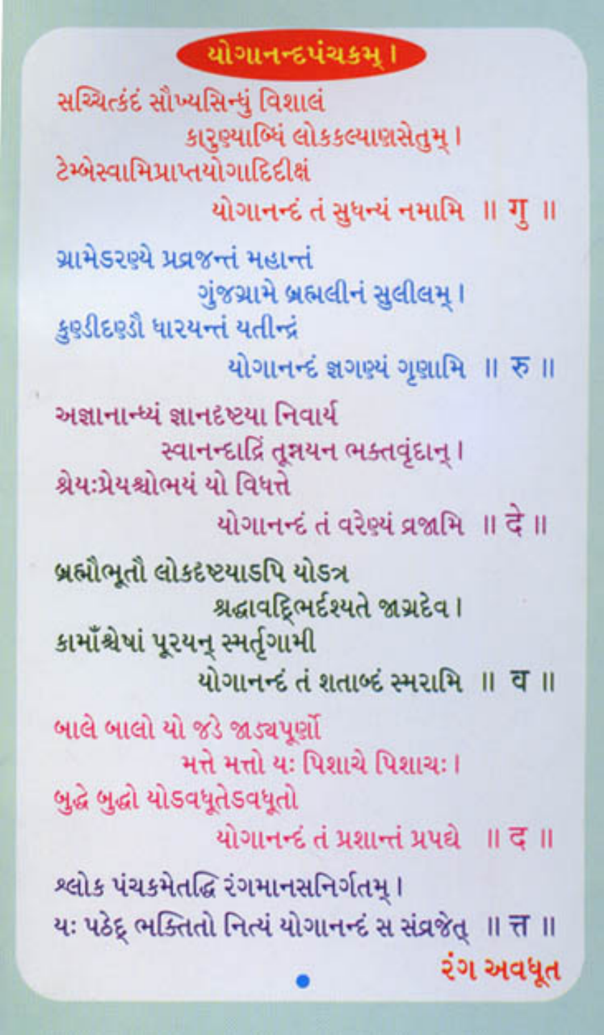# યોગાનન્દપંચકમ્ ।

સચ્ચિત્કંદં સૌખ્યસિન્ધું વિશાલં
કારુણ્યાબ્ધિં લોકકલ્યાણસેતુમ્ ।
ટેમ્બેસ્વામિપ્રાપ્તયોગાદિદીક્ષં
યોગાનન્દં તં સુધન્યં નમામિ ॥ गु ॥

ગ્રામેડરણ્યે પ્રવ્રજન્તં મહાન્તં
ગુંજગ્રામે બ્રહ્મલીનં સુલીલમ્ ।
કુણ્ડીદણ્ડૌ ધારયન્તં યતીન્દ્રં
યોગાનન્દં જ્ઞગણ્યં ગૃણામિ ॥ रु ॥

અજ્ઞાનાન્ધ્યં જ્ઞાનદૃષ્ટ્યા નિવાર્ય
સ્વાનન્દાદ્રિં તૂન્નયન ભક્તવૃંદાન્ ।
શ્રેયઃપ્રેયશ્ચોભયં યો વિધત્તે
યોગાનન્દં તં વરેણ્યં વ્રજામિ ॥ दे ॥

બ્રહ્મીભૂતૌ લોકદૃષ્ટ્યાડપિ યોડત્ર
શ્રદ્ધાવદ્ભિર્દશ્યતે જાગ્રદેવ ।
કામાઁશ્ચેષાં પૂરયન્ સ્મર્તૃગામી
યોગાનન્દં તં શતાબ્દં સ્મરામિ ॥ व ॥

બાલે બાલો યો જડે જાડ્યપૂર્ણો
મત્તે મત્તો યઃ પિશાચે પિશાચઃ ।
બુદ્ધે બુદ્ધો યોડવધૂતેડવધૂતો
યોગાનન્દં તં પ્રશાન્તં પ્રપદ્યે ॥ द ॥

શ્લોક પંચકમેતદ્ધિ રંગમાનસનિર્ગતમ્ ।
યઃ પઠેદ્ ભક્તિતો નિત્યં યોગાનન્દં સ સંવ્રજેત્ ॥ त्त ॥

રંગ અવધૂત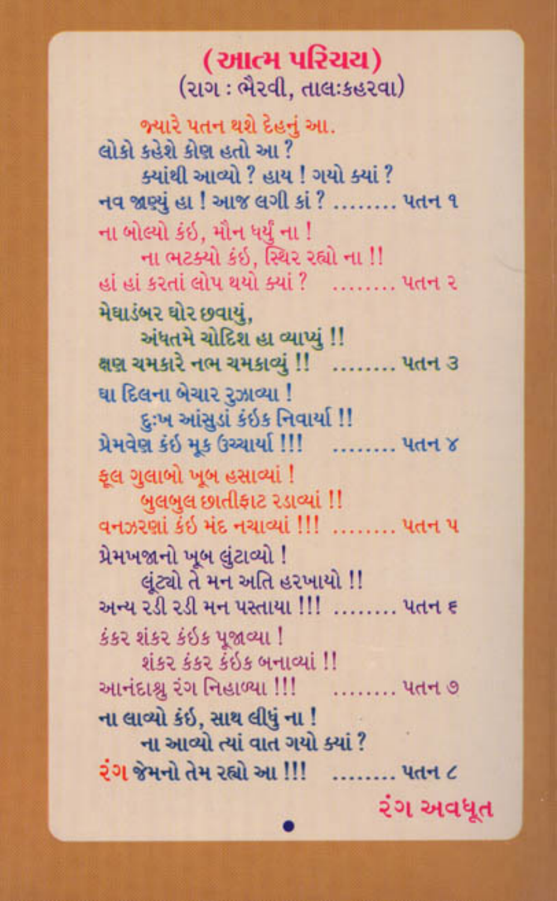# (આત્મ પરિચય)

(રાગ : ભૈરવી, તાલ:કહરવા)

જ્યારે પતન થશે દેહનું આ.
લોકો કહેશે કોણ હતો આ ?
ક્યાંથી આવ્યો ? હાય ! ગયો ક્યાં ?
નવ જાણ્યું હા ! આજ લગી કાં ? ........ પતન ૧

ના બોલ્યો કંઈ, મૌન ધર્યું ના !
ના ભટક્યો કંઈ, સ્થિર રહ્યો ના !!
હાં હાં કરતાં લોપ થયો ક્યાં ? ........ પતન ૨

મેઘાડંબર ઘોર છવાયું,
અંધતમે ચોદિશ હા વ્યાપ્યું !!
ક્ષણ ચમકારે નભ ચમકાવ્યું !! ........ પતન ૩

ઘા દિલના બેચાર રુઝાવ્યા !
દુઃખ આંસુડાં કંઈક નિવાર્યા !!
પ્રેમવેણ કંઈ મૂક ઉચ્ચાર્યા !!! ........ પતન ૪

ફૂલ ગુલાબો ખૂબ હસાવ્યાં !
બુલબુલ છાતીફાટ રડાવ્યાં !!
વનઝરણાં કંઈ મંદ નચાવ્યાં !!! ........ પતન ૫

પ્રેમખજાનો ખૂબ લુંટાવ્યો !
લૂંટ્યો તે મન અતિ હરખાયો !!
અન્ય રડી રડી મન પસ્તાયા !!! ........ પતન ૬

કંકર શંકર કંઈક પૂજાવ્યા !
શંકર કંકર કંઈક બનાવ્યાં !!
આનંદાશ્રુ રંગ નિહાળ્યા !!! ........ પતન ૭

ના લાવ્યો કંઈ, સાથ લીધું ના !
ના આવ્યો ત્યાં વાત ગયો ક્યાં ?
રંગ જેમનો તેમ રહ્યો આ !!! ........ પતન ૮

રંગ અવધૂત